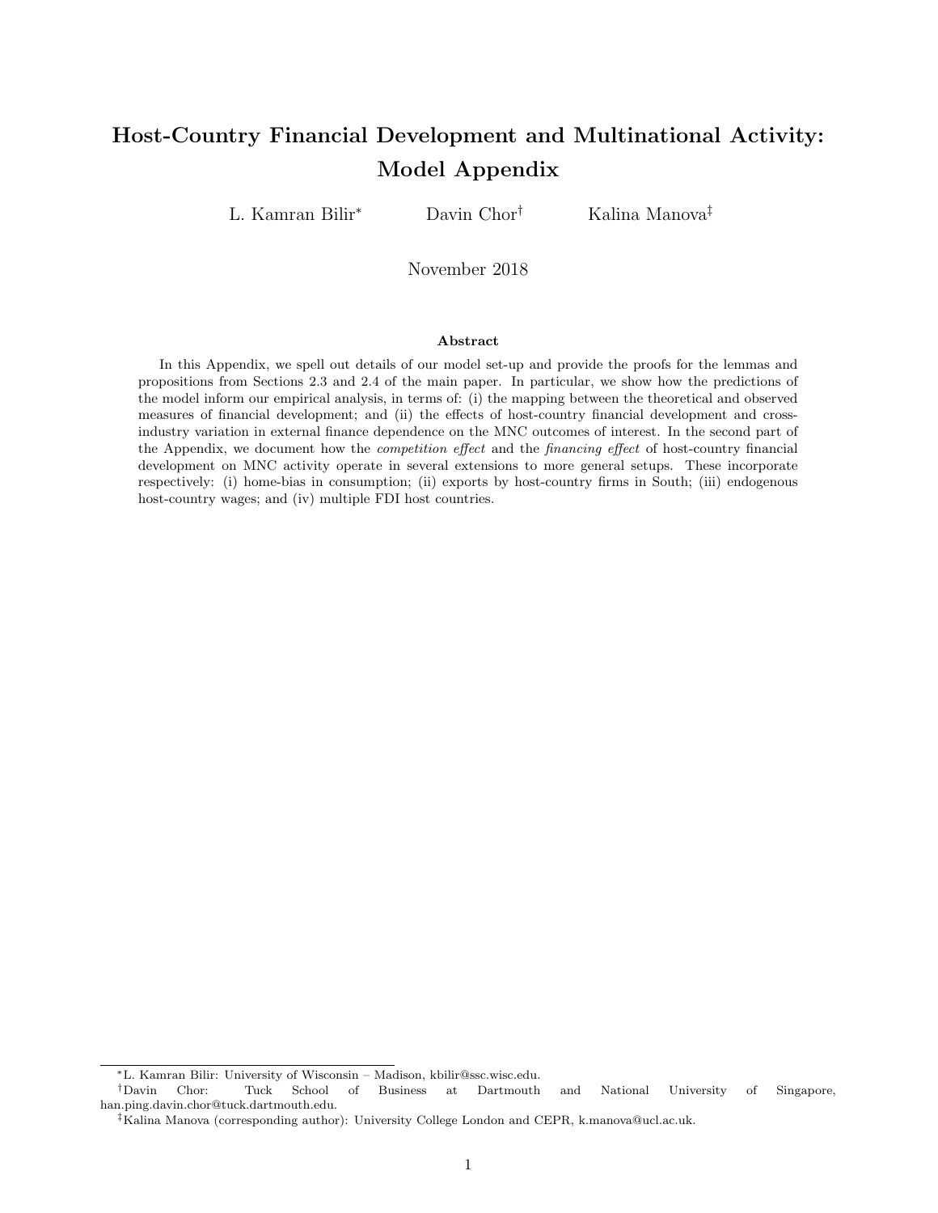# Host-Country Financial Development and Multinational Activity: Model Appendix

L. Kamran Bilir[*] Davin Chor[†] Kalina Manova[‡]

November 2018

### Abstract

In this Appendix, we spell out details of our model set-up and provide the proofs for the lemmas and propositions from Sections 2.3 and 2.4 of the main paper. In particular, we show how the predictions of the model inform our empirical analysis, in terms of: (i) the mapping between the theoretical and observed measures of financial development; and (ii) the effects of host-country financial development and cross-industry variation in external finance dependence on the MNC outcomes of interest. In the second part of the Appendix, we document how the *competition effect* and the *financing effect* of host-country financial development on MNC activity operate in several extensions to more general setups. These incorporate respectively: (i) home-bias in consumption; (ii) exports by host-country firms in South; (iii) endogenous host-country wages; and (iv) multiple FDI host countries.

[*] L. Kamran Bilir: University of Wisconsin – Madison, kbilir@ssc.wisc.edu.

[†] Davin Chor: Tuck School of Business at Dartmouth and National University of Singapore, han.ping.davin.chor@tuck.dartmouth.edu.

[‡] Kalina Manova (corresponding author): University College London and CEPR, k.manova@ucl.ac.uk.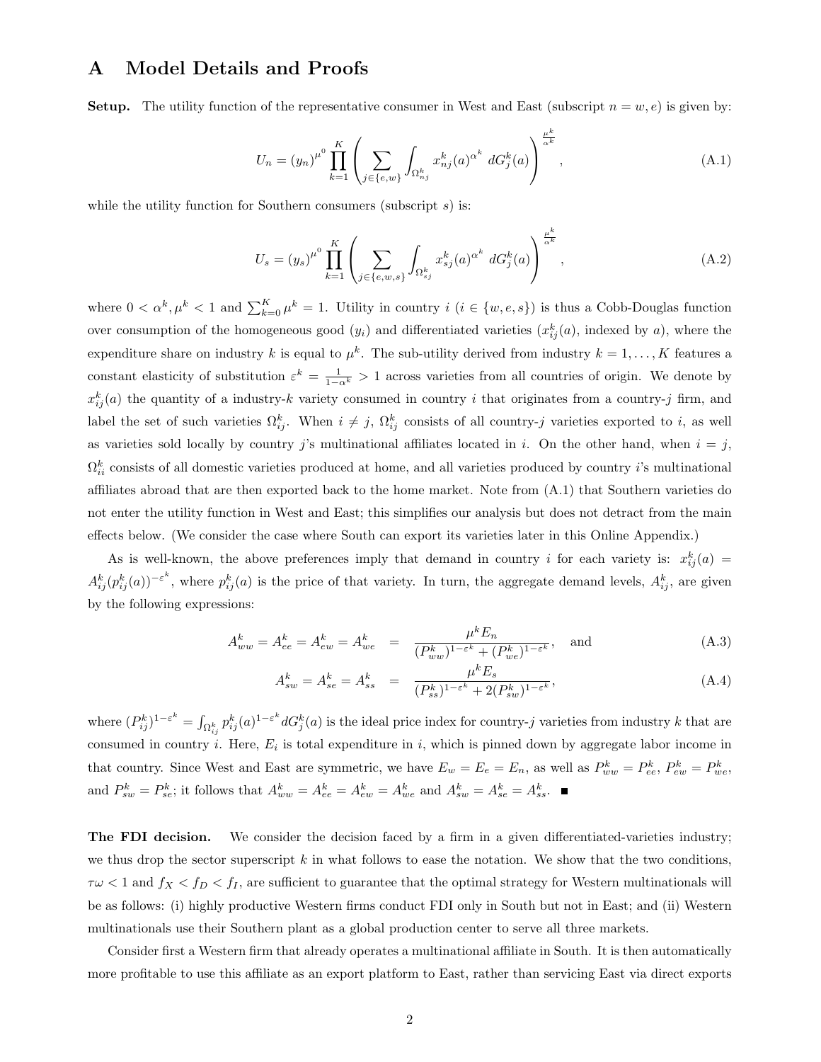# A Model Details and Proofs

**Setup.** The utility function of the representative consumer in West and East (subscript $n = w, e$) is given by:

$$U_n = (y_n)^{\mu^0} \prod_{k=1}^{K} \left( \sum_{j \in \{e,w\}} \int_{\Omega_{nj}^k} x_{nj}^k(a)^{\alpha^k} \, dG_j^k(a) \right)^{\frac{\mu^k}{\alpha^k}}, \tag{A.1}$$

while the utility function for Southern consumers (subscript $s$) is:

$$U_s = (y_s)^{\mu^0} \prod_{k=1}^{K} \left( \sum_{j \in \{e,w,s\}} \int_{\Omega_{sj}^k} x_{sj}^k(a)^{\alpha^k} \, dG_j^k(a) \right)^{\frac{\mu^k}{\alpha^k}}, \tag{A.2}$$

where $0 < \alpha^k, \mu^k < 1$ and $\sum_{k=0}^{K} \mu^k = 1$. Utility in country $i$ ($i \in \{w, e, s\}$) is thus a Cobb-Douglas function over consumption of the homogeneous good ($y_i$) and differentiated varieties ($x_{ij}^k(a)$, indexed by $a$), where the expenditure share on industry $k$ is equal to $\mu^k$. The sub-utility derived from industry $k = 1, \ldots, K$ features a constant elasticity of substitution $\varepsilon^k = \frac{1}{1-\alpha^k} > 1$ across varieties from all countries of origin. We denote by $x_{ij}^k(a)$ the quantity of a industry-$k$ variety consumed in country $i$ that originates from a country-$j$ firm, and label the set of such varieties $\Omega_{ij}^k$. When $i \neq j$, $\Omega_{ij}^k$ consists of all country-$j$ varieties exported to $i$, as well as varieties sold locally by country $j$'s multinational affiliates located in $i$. On the other hand, when $i = j$, $\Omega_{ii}^k$ consists of all domestic varieties produced at home, and all varieties produced by country $i$'s multinational affiliates abroad that are then exported back to the home market. Note from (A.1) that Southern varieties do not enter the utility function in West and East; this simplifies our analysis but does not detract from the main effects below. (We consider the case where South can export its varieties later in this Online Appendix.)

As is well-known, the above preferences imply that demand in country $i$ for each variety is: $x_{ij}^k(a) = A_{ij}^k (p_{ij}^k(a))^{-\varepsilon^k}$, where $p_{ij}^k(a)$ is the price of that variety. In turn, the aggregate demand levels, $A_{ij}^k$, are given by the following expressions:

$$A_{ww}^k = A_{ee}^k = A_{ew}^k = A_{we}^k = \frac{\mu^k E_n}{(P_{ww}^k)^{1-\varepsilon^k} + (P_{we}^k)^{1-\varepsilon^k}}, \quad \text{and} \tag{A.3}$$

$$A_{sw}^k = A_{se}^k = A_{ss}^k = \frac{\mu^k E_s}{(P_{ss}^k)^{1-\varepsilon^k} + 2(P_{sw}^k)^{1-\varepsilon^k}}, \tag{A.4}$$

where $(P_{ij}^k)^{1-\varepsilon^k} = \int_{\Omega_{ij}^k} p_{ij}^k(a)^{1-\varepsilon^k} dG_j^k(a)$ is the ideal price index for country-$j$ varieties from industry $k$ that are consumed in country $i$. Here, $E_i$ is total expenditure in $i$, which is pinned down by aggregate labor income in that country. Since West and East are symmetric, we have $E_w = E_e = E_n$, as well as $P_{ww}^k = P_{ee}^k$, $P_{ew}^k = P_{we}^k$, and $P_{sw}^k = P_{se}^k$; it follows that $A_{ww}^k = A_{ee}^k = A_{ew}^k = A_{we}^k$ and $A_{sw}^k = A_{se}^k = A_{ss}^k$. ■

**The FDI decision.** We consider the decision faced by a firm in a given differentiated-varieties industry; we thus drop the sector superscript $k$ in what follows to ease the notation. We show that the two conditions, $\tau\omega < 1$ and $f_X < f_D < f_I$, are sufficient to guarantee that the optimal strategy for Western multinationals will be as follows: (i) highly productive Western firms conduct FDI only in South but not in East; and (ii) Western multinationals use their Southern plant as a global production center to serve all three markets.

Consider first a Western firm that already operates a multinational affiliate in South. It is then automatically more profitable to use this affiliate as an export platform to East, rather than servicing East via direct exports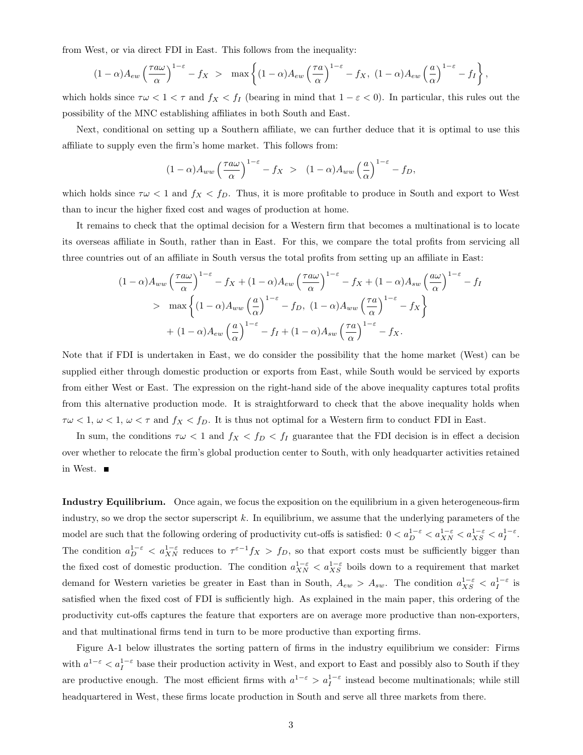from West, or via direct FDI in East. This follows from the inequality:

$$(1-\alpha)A_{ew}\left(\frac{\tau a\omega}{\alpha}\right)^{1-\varepsilon} - f_X \;>\; \max\left\{(1-\alpha)A_{ew}\left(\frac{\tau a}{\alpha}\right)^{1-\varepsilon} - f_X,\; (1-\alpha)A_{ew}\left(\frac{a}{\alpha}\right)^{1-\varepsilon} - f_I\right\},$$

which holds since $\tau\omega < 1 < \tau$ and $f_X < f_I$ (bearing in mind that $1-\varepsilon < 0$). In particular, this rules out the possibility of the MNC establishing affiliates in both South and East.

Next, conditional on setting up a Southern affiliate, we can further deduce that it is optimal to use this affiliate to supply even the firm's home market. This follows from:

$$(1-\alpha)A_{ww}\left(\frac{\tau a\omega}{\alpha}\right)^{1-\varepsilon} - f_X \;>\; (1-\alpha)A_{ww}\left(\frac{a}{\alpha}\right)^{1-\varepsilon} - f_D,$$

which holds since $\tau\omega < 1$ and $f_X < f_D$. Thus, it is more profitable to produce in South and export to West than to incur the higher fixed cost and wages of production at home.

It remains to check that the optimal decision for a Western firm that becomes a multinational is to locate its overseas affiliate in South, rather than in East. For this, we compare the total profits from servicing all three countries out of an affiliate in South versus the total profits from setting up an affiliate in East:

$$\begin{aligned}
&(1-\alpha)A_{ww}\left(\frac{\tau a\omega}{\alpha}\right)^{1-\varepsilon} - f_X + (1-\alpha)A_{ew}\left(\frac{\tau a\omega}{\alpha}\right)^{1-\varepsilon} - f_X + (1-\alpha)A_{sw}\left(\frac{a\omega}{\alpha}\right)^{1-\varepsilon} - f_I \\
&\quad > \max\left\{(1-\alpha)A_{ww}\left(\frac{a}{\alpha}\right)^{1-\varepsilon} - f_D,\; (1-\alpha)A_{ww}\left(\frac{\tau a}{\alpha}\right)^{1-\varepsilon} - f_X\right\} \\
&\quad\quad + (1-\alpha)A_{ew}\left(\frac{a}{\alpha}\right)^{1-\varepsilon} - f_I + (1-\alpha)A_{sw}\left(\frac{\tau a}{\alpha}\right)^{1-\varepsilon} - f_X.
\end{aligned}$$

Note that if FDI is undertaken in East, we do consider the possibility that the home market (West) can be supplied either through domestic production or exports from East, while South would be serviced by exports from either West or East. The expression on the right-hand side of the above inequality captures total profits from this alternative production mode. It is straightforward to check that the above inequality holds when $\tau\omega < 1$, $\omega < 1$, $\omega < \tau$ and $f_X < f_D$. It is thus not optimal for a Western firm to conduct FDI in East.

In sum, the conditions $\tau\omega < 1$ and $f_X < f_D < f_I$ guarantee that the FDI decision is in effect a decision over whether to relocate the firm's global production center to South, with only headquarter activities retained in West. ■

**Industry Equilibrium.** Once again, we focus the exposition on the equilibrium in a given heterogeneous-firm industry, so we drop the sector superscript $k$. In equilibrium, we assume that the underlying parameters of the model are such that the following ordering of productivity cut-offs is satisfied: $0 < a_D^{1-\varepsilon} < a_{XN}^{1-\varepsilon} < a_{XS}^{1-\varepsilon} < a_I^{1-\varepsilon}$. The condition $a_D^{1-\varepsilon} < a_{XN}^{1-\varepsilon}$ reduces to $\tau^{\varepsilon-1}f_X > f_D$, so that export costs must be sufficiently bigger than the fixed cost of domestic production. The condition $a_{XN}^{1-\varepsilon} < a_{XS}^{1-\varepsilon}$ boils down to a requirement that market demand for Western varieties be greater in East than in South, $A_{ew} > A_{sw}$. The condition $a_{XS}^{1-\varepsilon} < a_I^{1-\varepsilon}$ is satisfied when the fixed cost of FDI is sufficiently high. As explained in the main paper, this ordering of the productivity cut-offs captures the feature that exporters are on average more productive than non-exporters, and that multinational firms tend in turn to be more productive than exporting firms.

Figure A-1 below illustrates the sorting pattern of firms in the industry equilibrium we consider: Firms with $a^{1-\varepsilon} < a_I^{1-\varepsilon}$ base their production activity in West, and export to East and possibly also to South if they are productive enough. The most efficient firms with $a^{1-\varepsilon} > a_I^{1-\varepsilon}$ instead become multinationals; while still headquartered in West, these firms locate production in South and serve all three markets from there.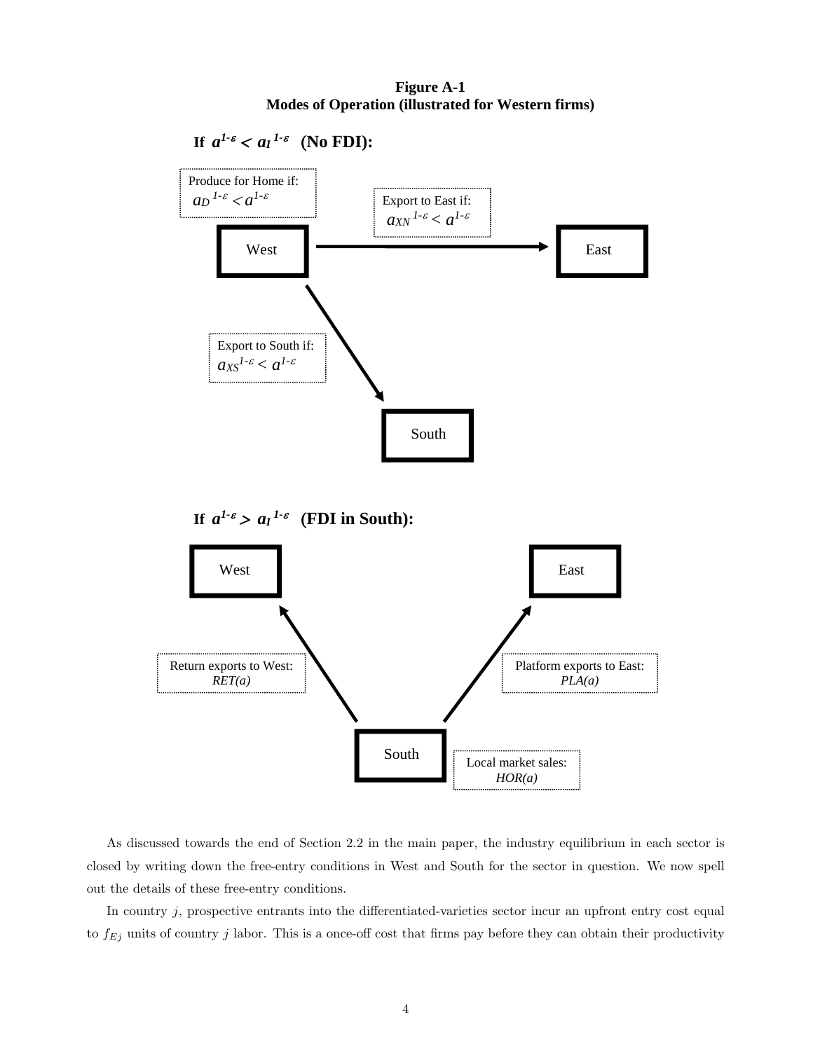**Figure A-1**
**Modes of Operation (illustrated for Western firms)**

**If $a^{1-\varepsilon} < a_I^{1-\varepsilon}$ (No FDI):**

Produce for Home if: $a_D^{1-\varepsilon} < a^{1-\varepsilon}$

Export to East if: $a_{XN}^{1-\varepsilon} < a^{1-\varepsilon}$

West → East

Export to South if: $a_{XS}^{1-\varepsilon} < a^{1-\varepsilon}$

West → South

**If $a^{1-\varepsilon} > a_I^{1-\varepsilon}$ (FDI in South):**

Return exports to West: *RET(a)*

Platform exports to East: *PLA(a)*

Local market sales: *HOR(a)*

South → West; South → East

As discussed towards the end of Section 2.2 in the main paper, the industry equilibrium in each sector is closed by writing down the free-entry conditions in West and South for the sector in question. We now spell out the details of these free-entry conditions.

In country $j$, prospective entrants into the differentiated-varieties sector incur an upfront entry cost equal to $f_{Ej}$ units of country $j$ labor. This is a once-off cost that firms pay before they can obtain their productivity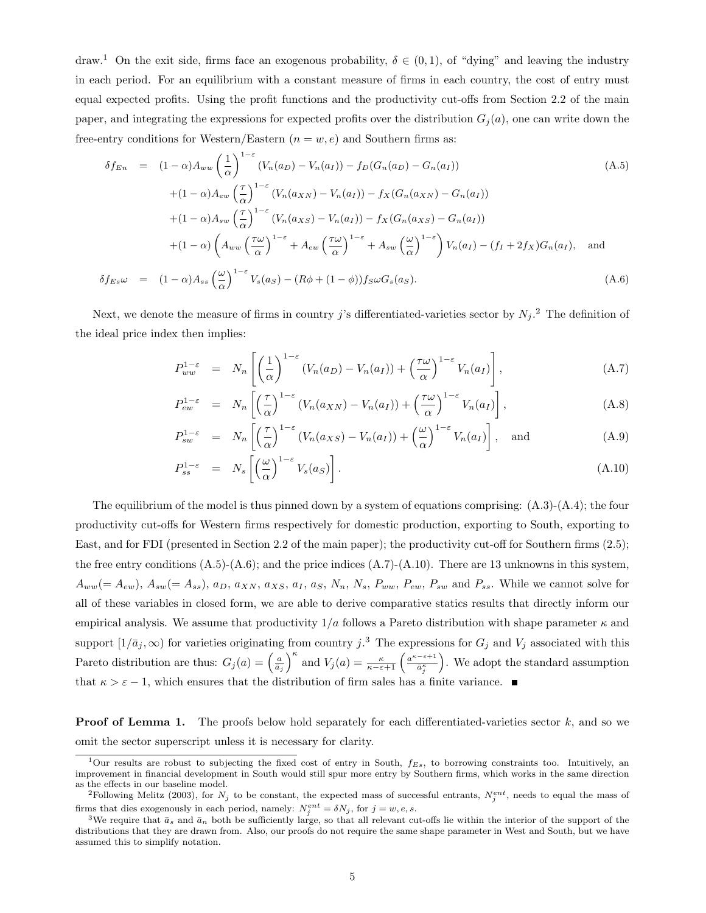draw.[1] On the exit side, firms face an exogenous probability, $\delta \in (0,1)$, of "dying" and leaving the industry in each period. For an equilibrium with a constant measure of firms in each country, the cost of entry must equal expected profits. Using the profit functions and the productivity cut-offs from Section 2.2 of the main paper, and integrating the expressions for expected profits over the distribution $G_j(a)$, one can write down the free-entry conditions for Western/Eastern ($n = w, e$) and Southern firms as:

$$
\begin{aligned}
\delta f_{En} \;=\;& (1-\alpha)A_{ww}\left(\frac{1}{\alpha}\right)^{1-\varepsilon}(V_n(a_D) - V_n(a_I)) - f_D(G_n(a_D) - G_n(a_I)) \\
&+(1-\alpha)A_{ew}\left(\frac{\tau}{\alpha}\right)^{1-\varepsilon}(V_n(a_{XN}) - V_n(a_I)) - f_X(G_n(a_{XN}) - G_n(a_I)) \\
&+(1-\alpha)A_{sw}\left(\frac{\tau}{\alpha}\right)^{1-\varepsilon}(V_n(a_{XS}) - V_n(a_I)) - f_X(G_n(a_{XS}) - G_n(a_I)) \\
&+(1-\alpha)\left(A_{ww}\left(\frac{\tau\omega}{\alpha}\right)^{1-\varepsilon} + A_{ew}\left(\frac{\tau\omega}{\alpha}\right)^{1-\varepsilon} + A_{sw}\left(\frac{\omega}{\alpha}\right)^{1-\varepsilon}\right)V_n(a_I) - (f_I + 2f_X)G_n(a_I), \quad \text{and}
\end{aligned}
\tag{A.5}
$$

$$
\delta f_{Es}\omega \;=\; (1-\alpha)A_{ss}\left(\frac{\omega}{\alpha}\right)^{1-\varepsilon}V_s(a_S) - (R\phi + (1-\phi))f_S\omega G_s(a_S). \tag{A.6}
$$

Next, we denote the measure of firms in country $j$'s differentiated-varieties sector by $N_j$.[2] The definition of the ideal price index then implies:

$$
P_{ww}^{1-\varepsilon} = N_n\left[\left(\frac{1}{\alpha}\right)^{1-\varepsilon}(V_n(a_D) - V_n(a_I)) + \left(\frac{\tau\omega}{\alpha}\right)^{1-\varepsilon}V_n(a_I)\right], \tag{A.7}
$$

$$
P_{ew}^{1-\varepsilon} = N_n\left[\left(\frac{\tau}{\alpha}\right)^{1-\varepsilon}(V_n(a_{XN}) - V_n(a_I)) + \left(\frac{\tau\omega}{\alpha}\right)^{1-\varepsilon}V_n(a_I)\right], \tag{A.8}
$$

$$
P_{sw}^{1-\varepsilon} = N_n\left[\left(\frac{\tau}{\alpha}\right)^{1-\varepsilon}(V_n(a_{XS}) - V_n(a_I)) + \left(\frac{\omega}{\alpha}\right)^{1-\varepsilon}V_n(a_I)\right], \quad \text{and} \tag{A.9}
$$

$$
P_{ss}^{1-\varepsilon} = N_s\left[\left(\frac{\omega}{\alpha}\right)^{1-\varepsilon}V_s(a_S)\right]. \tag{A.10}
$$

The equilibrium of the model is thus pinned down by a system of equations comprising: (A.3)-(A.4); the four productivity cut-offs for Western firms respectively for domestic production, exporting to South, exporting to East, and for FDI (presented in Section 2.2 of the main paper); the productivity cut-off for Southern firms (2.5); the free entry conditions (A.5)-(A.6); and the price indices (A.7)-(A.10). There are 13 unknowns in this system, $A_{ww}(= A_{ew})$, $A_{sw}(= A_{ss})$, $a_D$, $a_{XN}$, $a_{XS}$, $a_I$, $a_S$, $N_n$, $N_s$, $P_{ww}$, $P_{ew}$, $P_{sw}$ and $P_{ss}$. While we cannot solve for all of these variables in closed form, we are able to derive comparative statics results that directly inform our empirical analysis. We assume that productivity $1/a$ follows a Pareto distribution with shape parameter $\kappa$ and support $[1/\bar{a}_j, \infty)$ for varieties originating from country $j$.[3] The expressions for $G_j$ and $V_j$ associated with this Pareto distribution are thus: $G_j(a) = \left(\frac{a}{\bar{a}_j}\right)^{\kappa}$ and $V_j(a) = \frac{\kappa}{\kappa-\varepsilon+1}\left(\frac{a^{\kappa-\varepsilon+1}}{\bar{a}_j^{\kappa}}\right)$. We adopt the standard assumption that $\kappa > \varepsilon - 1$, which ensures that the distribution of firm sales has a finite variance. ■

**Proof of Lemma 1.** The proofs below hold separately for each differentiated-varieties sector $k$, and so we omit the sector superscript unless it is necessary for clarity.

---

[1] Our results are robust to subjecting the fixed cost of entry in South, $f_{Es}$, to borrowing constraints too. Intuitively, an improvement in financial development in South would still spur more entry by Southern firms, which works in the same direction as the effects in our baseline model.

[2] Following Melitz (2003), for $N_j$ to be constant, the expected mass of successful entrants, $N_j^{ent}$, needs to equal the mass of firms that dies exogenously in each period, namely: $N_j^{ent} = \delta N_j$, for $j = w, e, s$.

[3] We require that $\bar{a}_s$ and $\bar{a}_n$ both be sufficiently large, so that all relevant cut-offs lie within the interior of the support of the distributions that they are drawn from. Also, our proofs do not require the same shape parameter in West and South, but we have assumed this to simplify notation.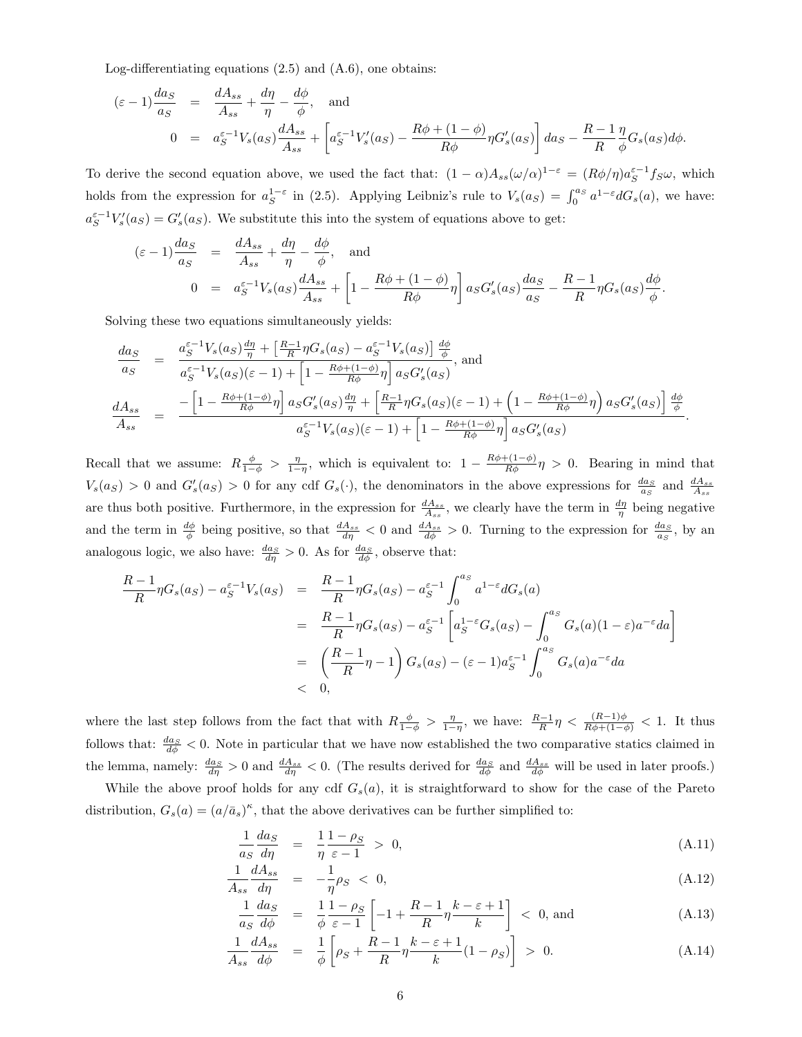Log-differentiating equations (2.5) and (A.6), one obtains:

$$
\begin{aligned}
(\varepsilon-1)\frac{da_S}{a_S} &= \frac{dA_{ss}}{A_{ss}} + \frac{d\eta}{\eta} - \frac{d\phi}{\phi}, \quad \text{and} \\
0 &= a_S^{\varepsilon-1}V_s(a_S)\frac{dA_{ss}}{A_{ss}} + \left[a_S^{\varepsilon-1}V_s'(a_S) - \frac{R\phi+(1-\phi)}{R\phi}\eta G_s'(a_S)\right]da_S - \frac{R-1}{R}\frac{\eta}{\phi}G_s(a_S)d\phi.
\end{aligned}
$$

To derive the second equation above, we used the fact that: $(1-\alpha)A_{ss}(\omega/\alpha)^{1-\varepsilon} = (R\phi/\eta)a_S^{\varepsilon-1}f_S\omega$, which holds from the expression for $a_S^{1-\varepsilon}$ in (2.5). Applying Leibniz's rule to $V_s(a_S) = \int_0^{a_S} a^{1-\varepsilon}dG_s(a)$, we have: $a_S^{\varepsilon-1}V_s'(a_S) = G_s'(a_S)$. We substitute this into the system of equations above to get:

$$
\begin{aligned}
(\varepsilon-1)\frac{da_S}{a_S} &= \frac{dA_{ss}}{A_{ss}} + \frac{d\eta}{\eta} - \frac{d\phi}{\phi}, \quad \text{and} \\
0 &= a_S^{\varepsilon-1}V_s(a_S)\frac{dA_{ss}}{A_{ss}} + \left[1 - \frac{R\phi+(1-\phi)}{R\phi}\eta\right]a_S G_s'(a_S)\frac{da_S}{a_S} - \frac{R-1}{R}\eta G_s(a_S)\frac{d\phi}{\phi}.
\end{aligned}
$$

Solving these two equations simultaneously yields:

$$
\begin{aligned}
\frac{da_S}{a_S} &= \frac{a_S^{\varepsilon-1}V_s(a_S)\frac{d\eta}{\eta} + \left[\frac{R-1}{R}\eta G_s(a_S) - a_S^{\varepsilon-1}V_s(a_S)\right]\frac{d\phi}{\phi}}{a_S^{\varepsilon-1}V_s(a_S)(\varepsilon-1) + \left[1 - \frac{R\phi+(1-\phi)}{R\phi}\eta\right]a_S G_s'(a_S)}, \text{ and} \\
\frac{dA_{ss}}{A_{ss}} &= \frac{-\left[1 - \frac{R\phi+(1-\phi)}{R\phi}\eta\right]a_S G_s'(a_S)\frac{d\eta}{\eta} + \left[\frac{R-1}{R}\eta G_s(a_S)(\varepsilon-1) + \left(1 - \frac{R\phi+(1-\phi)}{R\phi}\eta\right)a_S G_s'(a_S)\right]\frac{d\phi}{\phi}}{a_S^{\varepsilon-1}V_s(a_S)(\varepsilon-1) + \left[1 - \frac{R\phi+(1-\phi)}{R\phi}\eta\right]a_S G_s'(a_S)}.
\end{aligned}
$$

Recall that we assume: $R\frac{\phi}{1-\phi} > \frac{\eta}{1-\eta}$, which is equivalent to: $1 - \frac{R\phi+(1-\phi)}{R\phi}\eta > 0$. Bearing in mind that $V_s(a_S) > 0$ and $G_s'(a_S) > 0$ for any cdf $G_s(\cdot)$, the denominators in the above expressions for $\frac{da_S}{a_S}$ and $\frac{dA_{ss}}{A_{ss}}$ are thus both positive. Furthermore, in the expression for $\frac{dA_{ss}}{A_{ss}}$, we clearly have the term in $\frac{d\eta}{\eta}$ being negative and the term in $\frac{d\phi}{\phi}$ being positive, so that $\frac{dA_{ss}}{d\eta} < 0$ and $\frac{dA_{ss}}{d\phi} > 0$. Turning to the expression for $\frac{da_S}{a_S}$, by an analogous logic, we also have: $\frac{da_S}{d\eta} > 0$. As for $\frac{da_S}{d\phi}$, observe that:

$$
\begin{aligned}
\frac{R-1}{R}\eta G_s(a_S) - a_S^{\varepsilon-1}V_s(a_S) &= \frac{R-1}{R}\eta G_s(a_S) - a_S^{\varepsilon-1}\int_0^{a_S} a^{1-\varepsilon}dG_s(a) \\
&= \frac{R-1}{R}\eta G_s(a_S) - a_S^{\varepsilon-1}\left[a_S^{1-\varepsilon}G_s(a_S) - \int_0^{a_S} G_s(a)(1-\varepsilon)a^{-\varepsilon}da\right] \\
&= \left(\frac{R-1}{R}\eta - 1\right)G_s(a_S) - (\varepsilon-1)a_S^{\varepsilon-1}\int_0^{a_S} G_s(a)a^{-\varepsilon}da \\
&< 0,
\end{aligned}
$$

where the last step follows from the fact that with $R\frac{\phi}{1-\phi} > \frac{\eta}{1-\eta}$, we have: $\frac{R-1}{R}\eta < \frac{(R-1)\phi}{R\phi+(1-\phi)} < 1$. It thus follows that: $\frac{da_S}{d\phi} < 0$. Note in particular that we have now established the two comparative statics claimed in the lemma, namely: $\frac{da_S}{d\eta} > 0$ and $\frac{dA_{ss}}{d\eta} < 0$. (The results derived for $\frac{da_S}{d\phi}$ and $\frac{dA_{ss}}{d\phi}$ will be used in later proofs.)

While the above proof holds for any cdf $G_s(a)$, it is straightforward to show for the case of the Pareto distribution, $G_s(a) = (a/\bar{a}_s)^\kappa$, that the above derivatives can be further simplified to:

$$
\frac{1}{a_S}\frac{da_S}{d\eta} = \frac{1}{\eta}\frac{1-\rho_S}{\varepsilon-1} > 0, \tag{A.11}
$$

$$
\frac{1}{A_{ss}}\frac{dA_{ss}}{d\eta} = -\frac{1}{\eta}\rho_S < 0, \tag{A.12}
$$

$$
\frac{1}{a_S}\frac{da_S}{d\phi} = \frac{1}{\phi}\frac{1-\rho_S}{\varepsilon-1}\left[-1 + \frac{R-1}{R}\eta\frac{k-\varepsilon+1}{k}\right] < 0, \text{ and} \tag{A.13}
$$

$$
\frac{1}{A_{ss}}\frac{dA_{ss}}{d\phi} = \frac{1}{\phi}\left[\rho_S + \frac{R-1}{R}\eta\frac{k-\varepsilon+1}{k}(1-\rho_S)\right] > 0. \tag{A.14}
$$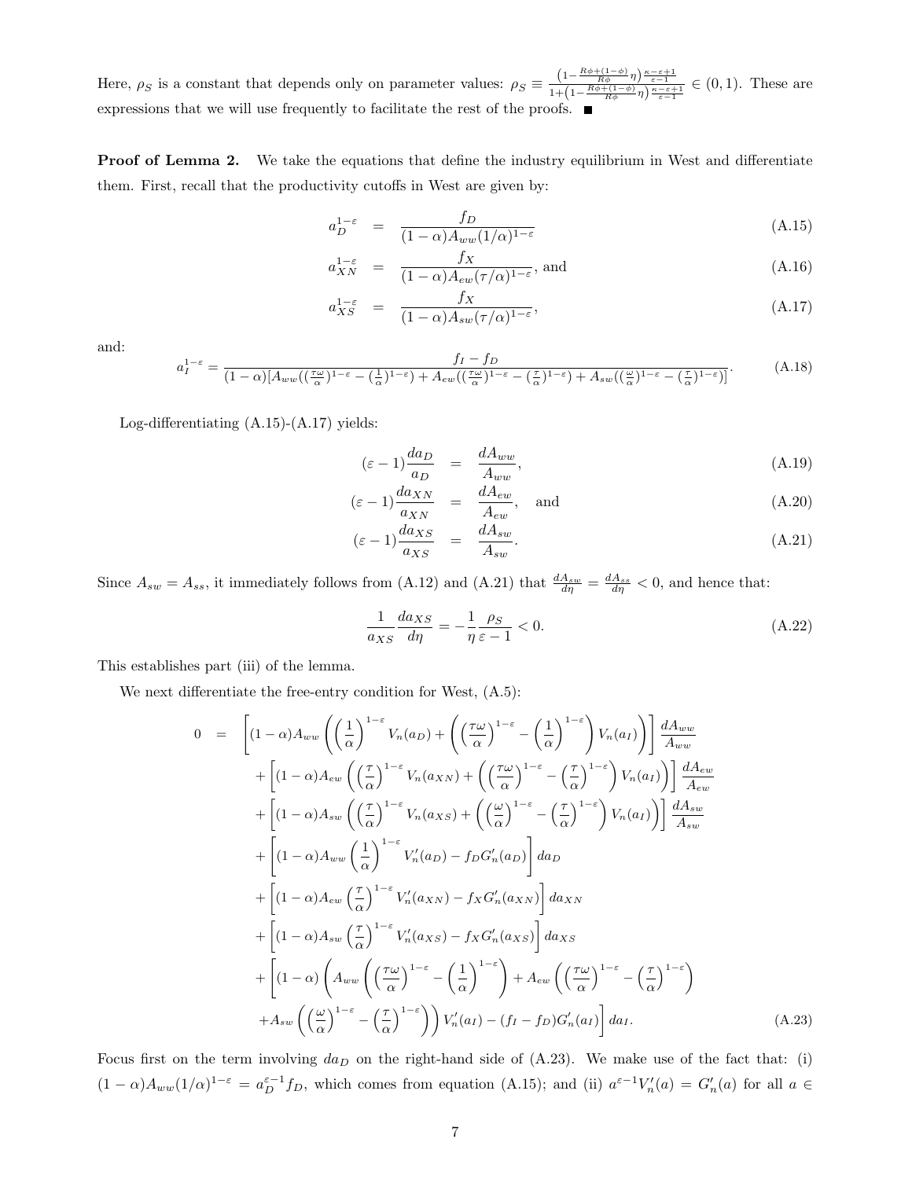Here, $\rho_S$ is a constant that depends only on parameter values: $\rho_S \equiv \frac{\left(1-\frac{R\phi+(1-\phi)}{R\phi}\eta\right)\frac{\kappa-\varepsilon+1}{\varepsilon-1}}{1+\left(1-\frac{R\phi+(1-\phi)}{R\phi}\eta\right)\frac{\kappa-\varepsilon+1}{\varepsilon-1}} \in (0,1)$. These are expressions that we will use frequently to facilitate the rest of the proofs. ■

**Proof of Lemma 2.** We take the equations that define the industry equilibrium in West and differentiate them. First, recall that the productivity cutoffs in West are given by:

$$a_D^{1-\varepsilon} = \frac{f_D}{(1-\alpha)A_{ww}(1/\alpha)^{1-\varepsilon}} \tag{A.15}$$

$$a_{XN}^{1-\varepsilon} = \frac{f_X}{(1-\alpha)A_{ew}(\tau/\alpha)^{1-\varepsilon}}, \text{ and} \tag{A.16}$$

$$a_{XS}^{1-\varepsilon} = \frac{f_X}{(1-\alpha)A_{sw}(\tau/\alpha)^{1-\varepsilon}}, \tag{A.17}$$

and:

$$a_I^{1-\varepsilon} = \frac{f_I - f_D}{(1-\alpha)[A_{ww}((\frac{\tau\omega}{\alpha})^{1-\varepsilon} - (\frac{1}{\alpha})^{1-\varepsilon}) + A_{ew}((\frac{\tau\omega}{\alpha})^{1-\varepsilon} - (\frac{\tau}{\alpha})^{1-\varepsilon}) + A_{sw}((\frac{\omega}{\alpha})^{1-\varepsilon} - (\frac{\tau}{\alpha})^{1-\varepsilon})]}. \tag{A.18}$$

Log-differentiating (A.15)-(A.17) yields:

$$(\varepsilon-1)\frac{da_D}{a_D} = \frac{dA_{ww}}{A_{ww}}, \tag{A.19}$$

$$(\varepsilon-1)\frac{da_{XN}}{a_{XN}} = \frac{dA_{ew}}{A_{ew}}, \quad \text{and} \tag{A.20}$$

$$(\varepsilon-1)\frac{da_{XS}}{a_{XS}} = \frac{dA_{sw}}{A_{sw}}. \tag{A.21}$$

Since $A_{sw} = A_{ss}$, it immediately follows from (A.12) and (A.21) that $\frac{dA_{sw}}{d\eta} = \frac{dA_{ss}}{d\eta} < 0$, and hence that:

$$\frac{1}{a_{XS}}\frac{da_{XS}}{d\eta} = -\frac{1}{\eta}\frac{\rho_S}{\varepsilon-1} < 0. \tag{A.22}$$

This establishes part (iii) of the lemma.

We next differentiate the free-entry condition for West, (A.5):

$$\begin{aligned}
0 \quad = \quad & \left[(1-\alpha)A_{ww}\left(\left(\frac{1}{\alpha}\right)^{1-\varepsilon}V_n(a_D) + \left(\left(\frac{\tau\omega}{\alpha}\right)^{1-\varepsilon} - \left(\frac{1}{\alpha}\right)^{1-\varepsilon}\right)V_n(a_I)\right)\right]\frac{dA_{ww}}{A_{ww}} \\
& + \left[(1-\alpha)A_{ew}\left(\left(\frac{\tau}{\alpha}\right)^{1-\varepsilon}V_n(a_{XN}) + \left(\left(\frac{\tau\omega}{\alpha}\right)^{1-\varepsilon} - \left(\frac{\tau}{\alpha}\right)^{1-\varepsilon}\right)V_n(a_I)\right)\right]\frac{dA_{ew}}{A_{ew}} \\
& + \left[(1-\alpha)A_{sw}\left(\left(\frac{\tau}{\alpha}\right)^{1-\varepsilon}V_n(a_{XS}) + \left(\left(\frac{\omega}{\alpha}\right)^{1-\varepsilon} - \left(\frac{\tau}{\alpha}\right)^{1-\varepsilon}\right)V_n(a_I)\right)\right]\frac{dA_{sw}}{A_{sw}} \\
& + \left[(1-\alpha)A_{ww}\left(\frac{1}{\alpha}\right)^{1-\varepsilon}V_n'(a_D) - f_D G_n'(a_D)\right]da_D \\
& + \left[(1-\alpha)A_{ew}\left(\frac{\tau}{\alpha}\right)^{1-\varepsilon}V_n'(a_{XN}) - f_X G_n'(a_{XN})\right]da_{XN} \\
& + \left[(1-\alpha)A_{sw}\left(\frac{\tau}{\alpha}\right)^{1-\varepsilon}V_n'(a_{XS}) - f_X G_n'(a_{XS})\right]da_{XS} \\
& + \Bigg[(1-\alpha)\left(A_{ww}\left(\left(\frac{\tau\omega}{\alpha}\right)^{1-\varepsilon} - \left(\frac{1}{\alpha}\right)^{1-\varepsilon}\right) + A_{ew}\left(\left(\frac{\tau\omega}{\alpha}\right)^{1-\varepsilon} - \left(\frac{\tau}{\alpha}\right)^{1-\varepsilon}\right)\right. \\
& \left. + A_{sw}\left(\left(\frac{\omega}{\alpha}\right)^{1-\varepsilon} - \left(\frac{\tau}{\alpha}\right)^{1-\varepsilon}\right)\right)V_n'(a_I) - (f_I - f_D)G_n'(a_I)\Bigg]da_I.
\end{aligned} \tag{A.23}$$

Focus first on the term involving $da_D$ on the right-hand side of (A.23). We make use of the fact that: (i) $(1-\alpha)A_{ww}(1/\alpha)^{1-\varepsilon} = a_D^{\varepsilon-1}f_D$, which comes from equation (A.15); and (ii) $a^{\varepsilon-1}V_n'(a) = G_n'(a)$ for all $a \in$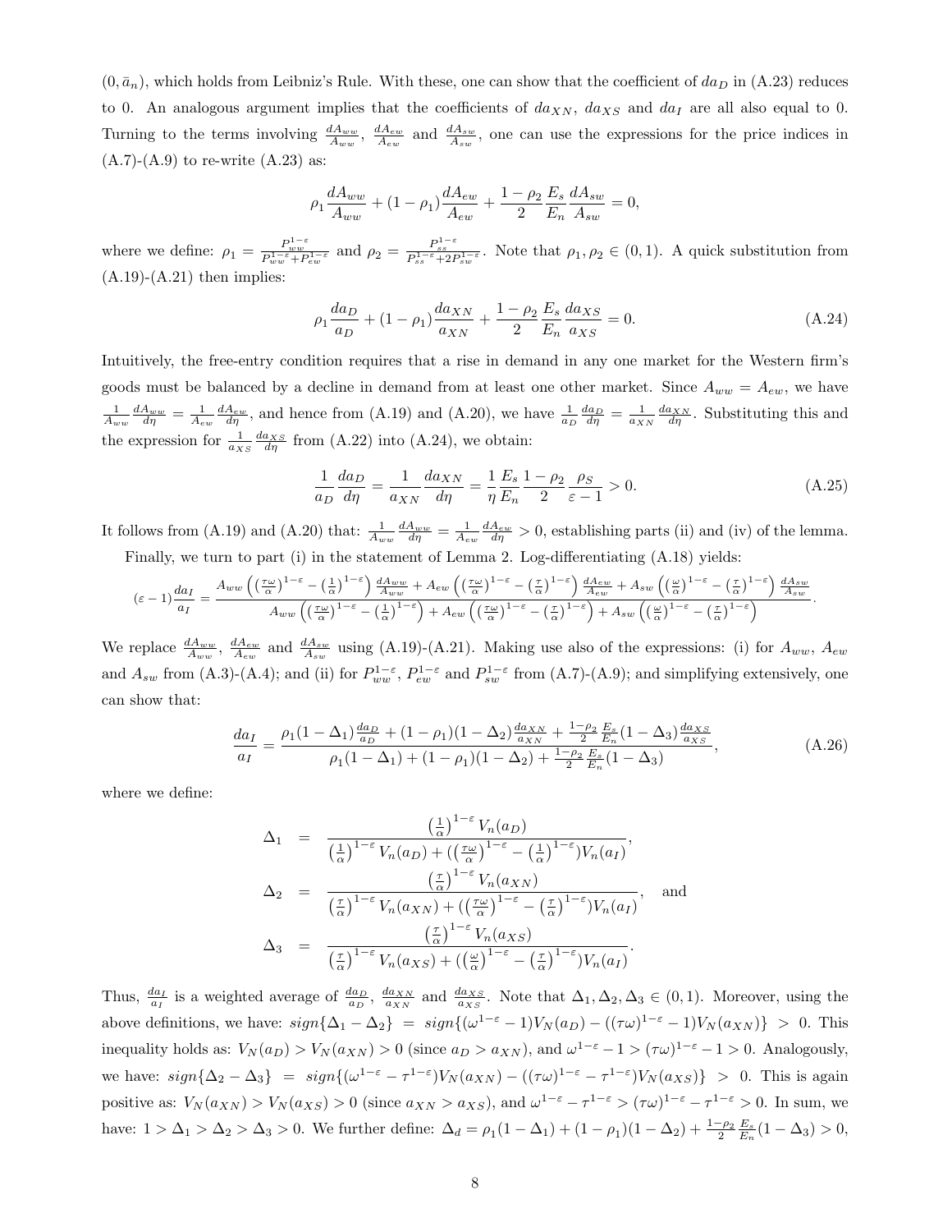$(0, \bar{a}_n)$, which holds from Leibniz's Rule. With these, one can show that the coefficient of $da_D$ in (A.23) reduces to 0. An analogous argument implies that the coefficients of $da_{XN}$, $da_{XS}$ and $da_I$ are all also equal to 0. Turning to the terms involving $\frac{dA_{ww}}{A_{ww}}$, $\frac{dA_{ew}}{A_{ew}}$ and $\frac{dA_{sw}}{A_{sw}}$, one can use the expressions for the price indices in (A.7)-(A.9) to re-write (A.23) as:

$$\rho_1 \frac{dA_{ww}}{A_{ww}} + (1-\rho_1)\frac{dA_{ew}}{A_{ew}} + \frac{1-\rho_2}{2}\frac{E_s}{E_n}\frac{dA_{sw}}{A_{sw}} = 0,$$

where we define: $\rho_1 = \frac{P_{ww}^{1-\varepsilon}}{P_{ww}^{1-\varepsilon}+P_{ew}^{1-\varepsilon}}$ and $\rho_2 = \frac{P_{ss}^{1-\varepsilon}}{P_{ss}^{1-\varepsilon}+2P_{sw}^{1-\varepsilon}}$. Note that $\rho_1, \rho_2 \in (0,1)$. A quick substitution from (A.19)-(A.21) then implies:

$$\rho_1 \frac{da_D}{a_D} + (1-\rho_1)\frac{da_{XN}}{a_{XN}} + \frac{1-\rho_2}{2}\frac{E_s}{E_n}\frac{da_{XS}}{a_{XS}} = 0. \tag{A.24}$$

Intuitively, the free-entry condition requires that a rise in demand in any one market for the Western firm's goods must be balanced by a decline in demand from at least one other market. Since $A_{ww} = A_{ew}$, we have $\frac{1}{A_{ww}}\frac{dA_{ww}}{d\eta} = \frac{1}{A_{ew}}\frac{dA_{ew}}{d\eta}$, and hence from (A.19) and (A.20), we have $\frac{1}{a_D}\frac{da_D}{d\eta} = \frac{1}{a_{XN}}\frac{da_{XN}}{d\eta}$. Substituting this and the expression for $\frac{1}{a_{XS}}\frac{da_{XS}}{d\eta}$ from (A.22) into (A.24), we obtain:

$$\frac{1}{a_D}\frac{da_D}{d\eta} = \frac{1}{a_{XN}}\frac{da_{XN}}{d\eta} = \frac{1}{\eta}\frac{E_s}{E_n}\frac{1-\rho_2}{2}\frac{\rho_S}{\varepsilon-1} > 0. \tag{A.25}$$

It follows from (A.19) and (A.20) that: $\frac{1}{A_{ww}}\frac{dA_{ww}}{d\eta} = \frac{1}{A_{ew}}\frac{dA_{ew}}{d\eta} > 0$, establishing parts (ii) and (iv) of the lemma.

Finally, we turn to part (i) in the statement of Lemma 2. Log-differentiating (A.18) yields:

$$(\varepsilon-1)\frac{da_I}{a_I} = \frac{A_{ww}\left(\left(\frac{\tau\omega}{\alpha}\right)^{1-\varepsilon} - \left(\frac{1}{\alpha}\right)^{1-\varepsilon}\right)\frac{dA_{ww}}{A_{ww}} + A_{ew}\left(\left(\frac{\tau\omega}{\alpha}\right)^{1-\varepsilon} - \left(\frac{\tau}{\alpha}\right)^{1-\varepsilon}\right)\frac{dA_{ew}}{A_{ew}} + A_{sw}\left(\left(\frac{\omega}{\alpha}\right)^{1-\varepsilon} - \left(\frac{\tau}{\alpha}\right)^{1-\varepsilon}\right)\frac{dA_{sw}}{A_{sw}}}{A_{ww}\left(\left(\frac{\tau\omega}{\alpha}\right)^{1-\varepsilon} - \left(\frac{1}{\alpha}\right)^{1-\varepsilon}\right) + A_{ew}\left(\left(\frac{\tau\omega}{\alpha}\right)^{1-\varepsilon} - \left(\frac{\tau}{\alpha}\right)^{1-\varepsilon}\right) + A_{sw}\left(\left(\frac{\omega}{\alpha}\right)^{1-\varepsilon} - \left(\frac{\tau}{\alpha}\right)^{1-\varepsilon}\right)}.$$

We replace $\frac{dA_{ww}}{A_{ww}}$, $\frac{dA_{ew}}{A_{ew}}$ and $\frac{dA_{sw}}{A_{sw}}$ using (A.19)-(A.21). Making use also of the expressions: (i) for $A_{ww}$, $A_{ew}$ and $A_{sw}$ from (A.3)-(A.4); and (ii) for $P_{ww}^{1-\varepsilon}$, $P_{ew}^{1-\varepsilon}$ and $P_{sw}^{1-\varepsilon}$ from (A.7)-(A.9); and simplifying extensively, one can show that:

$$\frac{da_I}{a_I} = \frac{\rho_1(1-\Delta_1)\frac{da_D}{a_D} + (1-\rho_1)(1-\Delta_2)\frac{da_{XN}}{a_{XN}} + \frac{1-\rho_2}{2}\frac{E_s}{E_n}(1-\Delta_3)\frac{da_{XS}}{a_{XS}}}{\rho_1(1-\Delta_1) + (1-\rho_1)(1-\Delta_2) + \frac{1-\rho_2}{2}\frac{E_s}{E_n}(1-\Delta_3)}, \tag{A.26}$$

where we define:

$$\begin{aligned}
\Delta_1 &= \frac{\left(\frac{1}{\alpha}\right)^{1-\varepsilon} V_n(a_D)}{\left(\frac{1}{\alpha}\right)^{1-\varepsilon} V_n(a_D) + \left(\left(\frac{\tau\omega}{\alpha}\right)^{1-\varepsilon} - \left(\frac{1}{\alpha}\right)^{1-\varepsilon}\right)V_n(a_I)}, \\
\Delta_2 &= \frac{\left(\frac{\tau}{\alpha}\right)^{1-\varepsilon} V_n(a_{XN})}{\left(\frac{\tau}{\alpha}\right)^{1-\varepsilon} V_n(a_{XN}) + \left(\left(\frac{\tau\omega}{\alpha}\right)^{1-\varepsilon} - \left(\frac{\tau}{\alpha}\right)^{1-\varepsilon}\right)V_n(a_I)}, \quad \text{and} \\
\Delta_3 &= \frac{\left(\frac{\tau}{\alpha}\right)^{1-\varepsilon} V_n(a_{XS})}{\left(\frac{\tau}{\alpha}\right)^{1-\varepsilon} V_n(a_{XS}) + \left(\left(\frac{\omega}{\alpha}\right)^{1-\varepsilon} - \left(\frac{\tau}{\alpha}\right)^{1-\varepsilon}\right)V_n(a_I)}.
\end{aligned}$$

Thus, $\frac{da_I}{a_I}$ is a weighted average of $\frac{da_D}{a_D}$, $\frac{da_{XN}}{a_{XN}}$ and $\frac{da_{XS}}{a_{XS}}$. Note that $\Delta_1, \Delta_2, \Delta_3 \in (0,1)$. Moreover, using the above definitions, we have: $sign\{\Delta_1 - \Delta_2\} = sign\{(\omega^{1-\varepsilon} - 1)V_N(a_D) - ((\tau\omega)^{1-\varepsilon} - 1)V_N(a_{XN})\} > 0$. This inequality holds as: $V_N(a_D) > V_N(a_{XN}) > 0$ (since $a_D > a_{XN}$), and $\omega^{1-\varepsilon} - 1 > (\tau\omega)^{1-\varepsilon} - 1 > 0$. Analogously, we have: $sign\{\Delta_2 - \Delta_3\} = sign\{(\omega^{1-\varepsilon} - \tau^{1-\varepsilon})V_N(a_{XN}) - ((\tau\omega)^{1-\varepsilon} - \tau^{1-\varepsilon})V_N(a_{XS})\} > 0$. This is again positive as: $V_N(a_{XN}) > V_N(a_{XS}) > 0$ (since $a_{XN} > a_{XS}$), and $\omega^{1-\varepsilon} - \tau^{1-\varepsilon} > (\tau\omega)^{1-\varepsilon} - \tau^{1-\varepsilon} > 0$. In sum, we have: $1 > \Delta_1 > \Delta_2 > \Delta_3 > 0$. We further define: $\Delta_d = \rho_1(1-\Delta_1) + (1-\rho_1)(1-\Delta_2) + \frac{1-\rho_2}{2}\frac{E_s}{E_n}(1-\Delta_3) > 0$,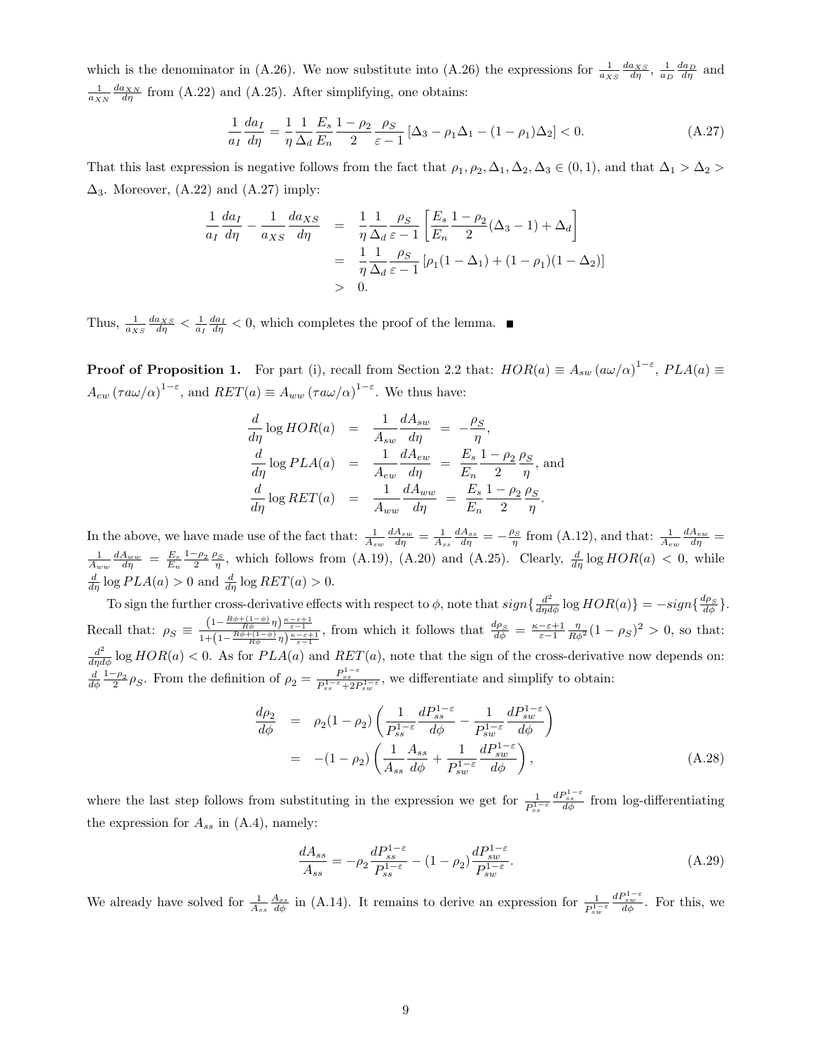which is the denominator in (A.26). We now substitute into (A.26) the expressions for $\frac{1}{a_{XS}}\frac{da_{XS}}{d\eta}$, $\frac{1}{a_D}\frac{da_D}{d\eta}$ and $\frac{1}{a_{XN}}\frac{da_{XN}}{d\eta}$ from (A.22) and (A.25). After simplifying, one obtains:

$$\frac{1}{a_I}\frac{da_I}{d\eta} = \frac{1}{\eta}\frac{1}{\Delta_d}\frac{E_s}{E_n}\frac{1-\rho_2}{2}\frac{\rho_S}{\varepsilon-1}\left[\Delta_3 - \rho_1\Delta_1 - (1-\rho_1)\Delta_2\right] < 0. \tag{A.27}$$

That this last expression is negative follows from the fact that $\rho_1, \rho_2, \Delta_1, \Delta_2, \Delta_3 \in (0,1)$, and that $\Delta_1 > \Delta_2 > \Delta_3$. Moreover, (A.22) and (A.27) imply:

$$\begin{aligned}
\frac{1}{a_I}\frac{da_I}{d\eta} - \frac{1}{a_{XS}}\frac{da_{XS}}{d\eta} &= \frac{1}{\eta}\frac{1}{\Delta_d}\frac{\rho_S}{\varepsilon-1}\left[\frac{E_s}{E_n}\frac{1-\rho_2}{2}(\Delta_3 - 1) + \Delta_d\right] \\
&= \frac{1}{\eta}\frac{1}{\Delta_d}\frac{\rho_S}{\varepsilon-1}\left[\rho_1(1-\Delta_1) + (1-\rho_1)(1-\Delta_2)\right] \\
&> 0.
\end{aligned}$$

Thus, $\frac{1}{a_{XS}}\frac{da_{XS}}{d\eta} < \frac{1}{a_I}\frac{da_I}{d\eta} < 0$, which completes the proof of the lemma. ■

**Proof of Proposition 1.** For part (i), recall from Section 2.2 that: $HOR(a) \equiv A_{sw}\left(a\omega/\alpha\right)^{1-\varepsilon}$, $PLA(a) \equiv A_{ew}\left(\tau a\omega/\alpha\right)^{1-\varepsilon}$, and $RET(a) \equiv A_{ww}\left(\tau a\omega/\alpha\right)^{1-\varepsilon}$. We thus have:

$$\begin{aligned}
\frac{d}{d\eta}\log HOR(a) &= \frac{1}{A_{sw}}\frac{dA_{sw}}{d\eta} = -\frac{\rho_S}{\eta}, \\
\frac{d}{d\eta}\log PLA(a) &= \frac{1}{A_{ew}}\frac{dA_{ew}}{d\eta} = \frac{E_s}{E_n}\frac{1-\rho_2}{2}\frac{\rho_S}{\eta}, \text{ and} \\
\frac{d}{d\eta}\log RET(a) &= \frac{1}{A_{ww}}\frac{dA_{ww}}{d\eta} = \frac{E_s}{E_n}\frac{1-\rho_2}{2}\frac{\rho_S}{\eta}.
\end{aligned}$$

In the above, we have made use of the fact that: $\frac{1}{A_{sw}}\frac{dA_{sw}}{d\eta} = \frac{1}{A_{ss}}\frac{dA_{ss}}{d\eta} = -\frac{\rho_S}{\eta}$ from (A.12), and that: $\frac{1}{A_{ew}}\frac{dA_{ew}}{d\eta} = \frac{1}{A_{ww}}\frac{dA_{ww}}{d\eta} = \frac{E_s}{E_n}\frac{1-\rho_2}{2}\frac{\rho_S}{\eta}$, which follows from (A.19), (A.20) and (A.25). Clearly, $\frac{d}{d\eta}\log HOR(a) < 0$, while $\frac{d}{d\eta}\log PLA(a) > 0$ and $\frac{d}{d\eta}\log RET(a) > 0$.

To sign the further cross-derivative effects with respect to $\phi$, note that $sign\{\frac{d^2}{d\eta d\phi}\log HOR(a)\} = -sign\{\frac{d\rho_S}{d\phi}\}$. Recall that: $\rho_S \equiv \frac{\left(1-\frac{R\phi+(1-\phi)}{R\phi}\eta\right)\frac{\kappa-\varepsilon+1}{\varepsilon-1}}{1+\left(1-\frac{R\phi+(1-\phi)}{R\phi}\eta\right)\frac{\kappa-\varepsilon+1}{\varepsilon-1}}$, from which it follows that $\frac{d\rho_S}{d\phi} = \frac{\kappa-\varepsilon+1}{\varepsilon-1}\frac{\eta}{R\phi^2}(1-\rho_S)^2 > 0$, so that: $\frac{d^2}{d\eta d\phi}\log HOR(a) < 0$. As for $PLA(a)$ and $RET(a)$, note that the sign of the cross-derivative now depends on: $\frac{d}{d\phi}\frac{1-\rho_2}{2}\rho_S$. From the definition of $\rho_2 = \frac{P_{ss}^{1-\varepsilon}}{P_{ss}^{1-\varepsilon}+2P_{sw}^{1-\varepsilon}}$, we differentiate and simplify to obtain:

$$\begin{aligned}
\frac{d\rho_2}{d\phi} &= \rho_2(1-\rho_2)\left(\frac{1}{P_{ss}^{1-\varepsilon}}\frac{dP_{ss}^{1-\varepsilon}}{d\phi} - \frac{1}{P_{sw}^{1-\varepsilon}}\frac{dP_{sw}^{1-\varepsilon}}{d\phi}\right) \\
&= -(1-\rho_2)\left(\frac{1}{A_{ss}}\frac{A_{ss}}{d\phi} + \frac{1}{P_{sw}^{1-\varepsilon}}\frac{dP_{sw}^{1-\varepsilon}}{d\phi}\right),
\end{aligned} \tag{A.28}$$

where the last step follows from substituting in the expression we get for $\frac{1}{P_{ss}^{1-\varepsilon}}\frac{dP_{ss}^{1-\varepsilon}}{d\phi}$ from log-differentiating the expression for $A_{ss}$ in (A.4), namely:

$$\frac{dA_{ss}}{A_{ss}} = -\rho_2\frac{dP_{ss}^{1-\varepsilon}}{P_{ss}^{1-\varepsilon}} - (1-\rho_2)\frac{dP_{sw}^{1-\varepsilon}}{P_{sw}^{1-\varepsilon}}. \tag{A.29}$$

We already have solved for $\frac{1}{A_{ss}}\frac{A_{ss}}{d\phi}$ in (A.14). It remains to derive an expression for $\frac{1}{P_{sw}^{1-\varepsilon}}\frac{dP_{sw}^{1-\varepsilon}}{d\phi}$. For this, we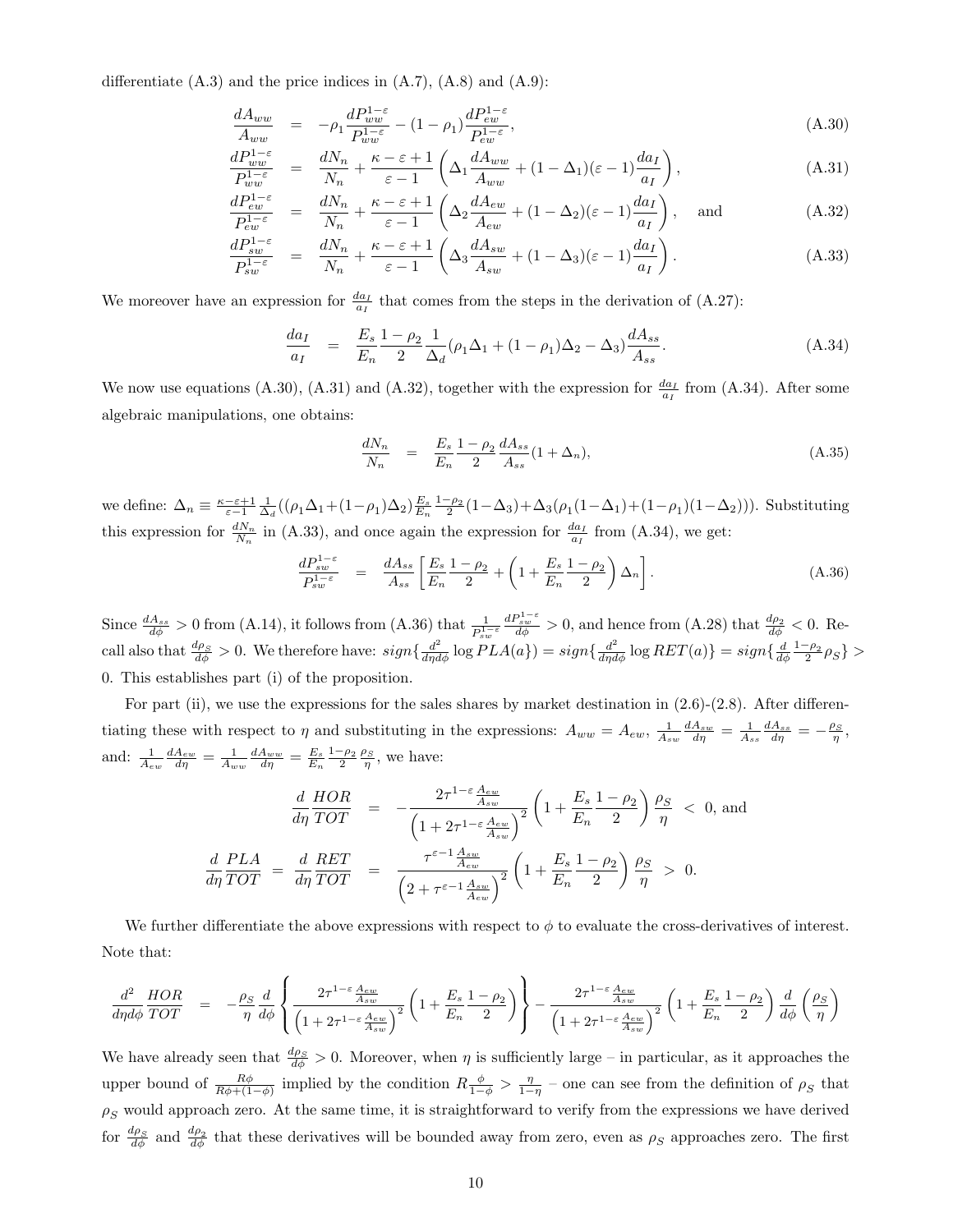differentiate (A.3) and the price indices in (A.7), (A.8) and (A.9):

$$\frac{dA_{ww}}{A_{ww}} = -\rho_1 \frac{dP_{ww}^{1-\varepsilon}}{P_{ww}^{1-\varepsilon}} - (1-\rho_1)\frac{dP_{ew}^{1-\varepsilon}}{P_{ew}^{1-\varepsilon}}, \tag{A.30}$$

$$\frac{dP_{ww}^{1-\varepsilon}}{P_{ww}^{1-\varepsilon}} = \frac{dN_n}{N_n} + \frac{\kappa-\varepsilon+1}{\varepsilon-1}\left(\Delta_1 \frac{dA_{ww}}{A_{ww}} + (1-\Delta_1)(\varepsilon-1)\frac{da_I}{a_I}\right), \tag{A.31}$$

$$\frac{dP_{ew}^{1-\varepsilon}}{P_{ew}^{1-\varepsilon}} = \frac{dN_n}{N_n} + \frac{\kappa-\varepsilon+1}{\varepsilon-1}\left(\Delta_2 \frac{dA_{ew}}{A_{ew}} + (1-\Delta_2)(\varepsilon-1)\frac{da_I}{a_I}\right), \quad \text{and} \tag{A.32}$$

$$\frac{dP_{sw}^{1-\varepsilon}}{P_{sw}^{1-\varepsilon}} = \frac{dN_n}{N_n} + \frac{\kappa-\varepsilon+1}{\varepsilon-1}\left(\Delta_3 \frac{dA_{sw}}{A_{sw}} + (1-\Delta_3)(\varepsilon-1)\frac{da_I}{a_I}\right). \tag{A.33}$$

We moreover have an expression for $\frac{da_I}{a_I}$ that comes from the steps in the derivation of (A.27):

$$\frac{da_I}{a_I} = \frac{E_s}{E_n}\frac{1-\rho_2}{2}\frac{1}{\Delta_d}(\rho_1\Delta_1 + (1-\rho_1)\Delta_2 - \Delta_3)\frac{dA_{ss}}{A_{ss}}. \tag{A.34}$$

We now use equations (A.30), (A.31) and (A.32), together with the expression for $\frac{da_I}{a_I}$ from (A.34). After some algebraic manipulations, one obtains:

$$\frac{dN_n}{N_n} = \frac{E_s}{E_n}\frac{1-\rho_2}{2}\frac{dA_{ss}}{A_{ss}}(1+\Delta_n), \tag{A.35}$$

we define: $\Delta_n \equiv \frac{\kappa-\varepsilon+1}{\varepsilon-1}\frac{1}{\Delta_d}((\rho_1\Delta_1+(1-\rho_1)\Delta_2)\frac{E_s}{E_n}\frac{1-\rho_2}{2}(1-\Delta_3)+\Delta_3(\rho_1(1-\Delta_1)+(1-\rho_1)(1-\Delta_2)))$. Substituting this expression for $\frac{dN_n}{N_n}$ in (A.33), and once again the expression for $\frac{da_I}{a_I}$ from (A.34), we get:

$$\frac{dP_{sw}^{1-\varepsilon}}{P_{sw}^{1-\varepsilon}} = \frac{dA_{ss}}{A_{ss}}\left[\frac{E_s}{E_n}\frac{1-\rho_2}{2} + \left(1+\frac{E_s}{E_n}\frac{1-\rho_2}{2}\right)\Delta_n\right]. \tag{A.36}$$

Since $\frac{dA_{ss}}{d\phi} > 0$ from (A.14), it follows from (A.36) that $\frac{1}{P_{sw}^{1-\varepsilon}}\frac{dP_{sw}^{1-\varepsilon}}{d\phi} > 0$, and hence from (A.28) that $\frac{d\rho_2}{d\phi} < 0$. Recall also that $\frac{d\rho_S}{d\phi} > 0$. We therefore have: $sign\{\frac{d^2}{d\eta d\phi}\log PLA(a)\} = sign\{\frac{d^2}{d\eta d\phi}\log RET(a)\} = sign\{\frac{d}{d\phi}\frac{1-\rho_2}{2}\rho_S\} > 0$. This establishes part (i) of the proposition.

For part (ii), we use the expressions for the sales shares by market destination in (2.6)-(2.8). After differentiating these with respect to $\eta$ and substituting in the expressions: $A_{ww} = A_{ew}$, $\frac{1}{A_{sw}}\frac{dA_{sw}}{d\eta} = \frac{1}{A_{ss}}\frac{dA_{ss}}{d\eta} = -\frac{\rho_S}{\eta}$, and: $\frac{1}{A_{ew}}\frac{dA_{ew}}{d\eta} = \frac{1}{A_{ww}}\frac{dA_{ww}}{d\eta} = \frac{E_s}{E_n}\frac{1-\rho_2}{2}\frac{\rho_S}{\eta}$, we have:

$$\frac{d}{d\eta}\frac{HOR}{TOT} = -\frac{2\tau^{1-\varepsilon}\frac{A_{ew}}{A_{sw}}}{\left(1+2\tau^{1-\varepsilon}\frac{A_{ew}}{A_{sw}}\right)^2}\left(1+\frac{E_s}{E_n}\frac{1-\rho_2}{2}\right)\frac{\rho_S}{\eta} < 0, \text{ and}$$

$$\frac{d}{d\eta}\frac{PLA}{TOT} = \frac{d}{d\eta}\frac{RET}{TOT} = \frac{\tau^{\varepsilon-1}\frac{A_{sw}}{A_{ew}}}{\left(2+\tau^{\varepsilon-1}\frac{A_{sw}}{A_{ew}}\right)^2}\left(1+\frac{E_s}{E_n}\frac{1-\rho_2}{2}\right)\frac{\rho_S}{\eta} > 0.$$

We further differentiate the above expressions with respect to $\phi$ to evaluate the cross-derivatives of interest. Note that:

$$\frac{d^2}{d\eta d\phi}\frac{HOR}{TOT} = -\frac{\rho_S}{\eta}\frac{d}{d\phi}\left\{\frac{2\tau^{1-\varepsilon}\frac{A_{ew}}{A_{sw}}}{\left(1+2\tau^{1-\varepsilon}\frac{A_{ew}}{A_{sw}}\right)^2}\left(1+\frac{E_s}{E_n}\frac{1-\rho_2}{2}\right)\right\} - \frac{2\tau^{1-\varepsilon}\frac{A_{ew}}{A_{sw}}}{\left(1+2\tau^{1-\varepsilon}\frac{A_{ew}}{A_{sw}}\right)^2}\left(1+\frac{E_s}{E_n}\frac{1-\rho_2}{2}\right)\frac{d}{d\phi}\left(\frac{\rho_S}{\eta}\right)$$

We have already seen that $\frac{d\rho_S}{d\phi} > 0$. Moreover, when $\eta$ is sufficiently large – in particular, as it approaches the upper bound of $\frac{R\phi}{R\phi+(1-\phi)}$ implied by the condition $R\frac{\phi}{1-\phi} > \frac{\eta}{1-\eta}$ – one can see from the definition of $\rho_S$ that $\rho_S$ would approach zero. At the same time, it is straightforward to verify from the expressions we have derived for $\frac{d\rho_S}{d\phi}$ and $\frac{d\rho_2}{d\phi}$ that these derivatives will be bounded away from zero, even as $\rho_S$ approaches zero. The first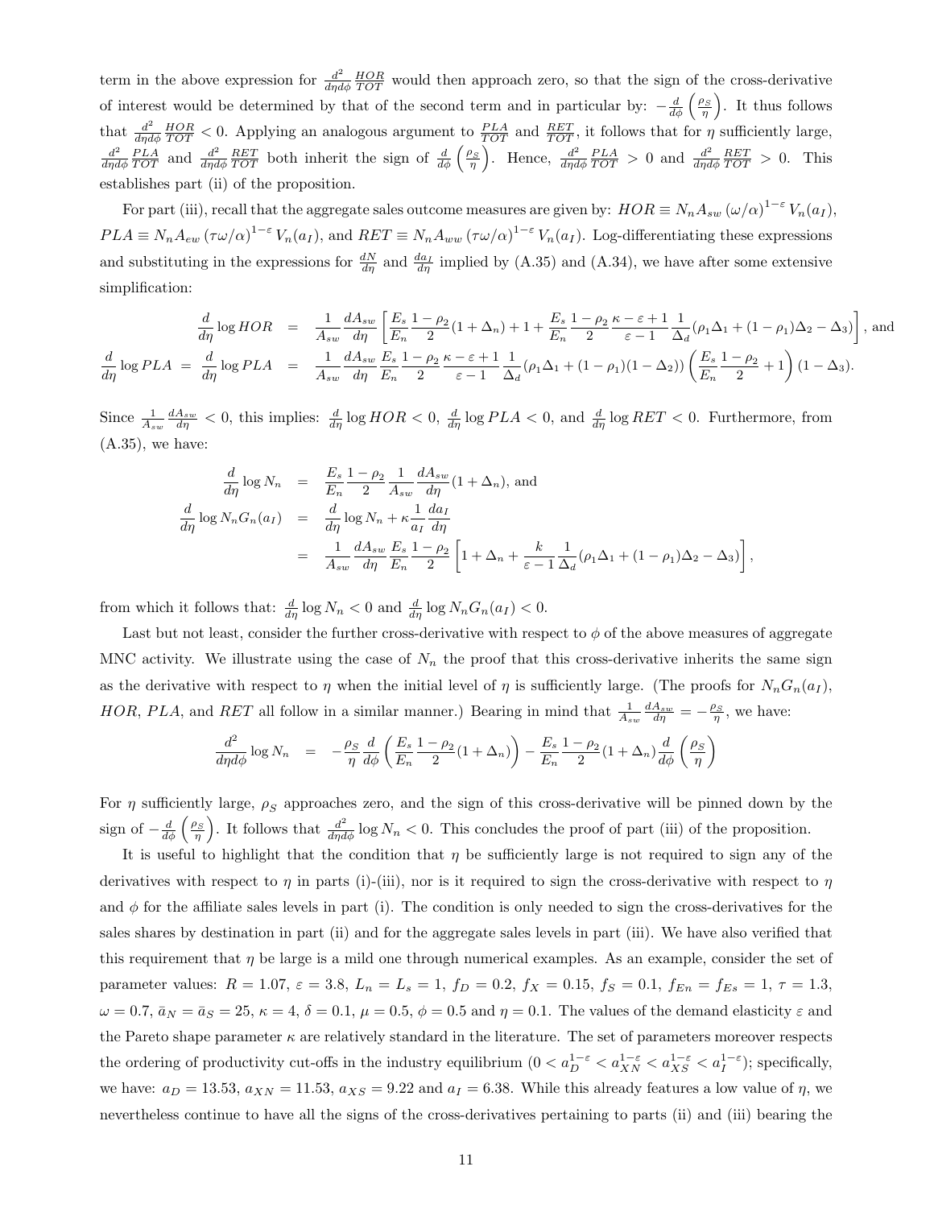term in the above expression for $\frac{d^2}{d\eta d\phi}\frac{HOR}{TOT}$ would then approach zero, so that the sign of the cross-derivative of interest would be determined by that of the second term and in particular by: $-\frac{d}{d\phi}\left(\frac{\rho_S}{\eta}\right)$. It thus follows that $\frac{d^2}{d\eta d\phi}\frac{HOR}{TOT} < 0$. Applying an analogous argument to $\frac{PLA}{TOT}$ and $\frac{RET}{TOT}$, it follows that for $\eta$ sufficiently large, $\frac{d^2}{d\eta d\phi}\frac{PLA}{TOT}$ and $\frac{d^2}{d\eta d\phi}\frac{RET}{TOT}$ both inherit the sign of $\frac{d}{d\phi}\left(\frac{\rho_S}{\eta}\right)$. Hence, $\frac{d^2}{d\eta d\phi}\frac{PLA}{TOT} > 0$ and $\frac{d^2}{d\eta d\phi}\frac{RET}{TOT} > 0$. This establishes part (ii) of the proposition.

For part (iii), recall that the aggregate sales outcome measures are given by: $HOR \equiv N_n A_{sw}\left(\omega/\alpha\right)^{1-\varepsilon} V_n(a_I)$, $PLA \equiv N_n A_{ew}\left(\tau\omega/\alpha\right)^{1-\varepsilon} V_n(a_I)$, and $RET \equiv N_n A_{ww}\left(\tau\omega/\alpha\right)^{1-\varepsilon} V_n(a_I)$. Log-differentiating these expressions and substituting in the expressions for $\frac{dN}{d\eta}$ and $\frac{da_I}{d\eta}$ implied by (A.35) and (A.34), we have after some extensive simplification:

$$
\begin{aligned}
\frac{d}{d\eta}\log HOR &= \frac{1}{A_{sw}}\frac{dA_{sw}}{d\eta}\left[\frac{E_s}{E_n}\frac{1-\rho_2}{2}(1+\Delta_n)+1+\frac{E_s}{E_n}\frac{1-\rho_2}{2}\frac{\kappa-\varepsilon+1}{\varepsilon-1}\frac{1}{\Delta_d}(\rho_1\Delta_1+(1-\rho_1)\Delta_2-\Delta_3)\right], \text{ and} \\
\frac{d}{d\eta}\log PLA = \frac{d}{d\eta}\log PLA &= \frac{1}{A_{sw}}\frac{dA_{sw}}{d\eta}\frac{E_s}{E_n}\frac{1-\rho_2}{2}\frac{\kappa-\varepsilon+1}{\varepsilon-1}\frac{1}{\Delta_d}(\rho_1\Delta_1+(1-\rho_1)(1-\Delta_2))\left(\frac{E_s}{E_n}\frac{1-\rho_2}{2}+1\right)(1-\Delta_3).
\end{aligned}
$$

Since $\frac{1}{A_{sw}}\frac{dA_{sw}}{d\eta} < 0$, this implies: $\frac{d}{d\eta}\log HOR < 0$, $\frac{d}{d\eta}\log PLA < 0$, and $\frac{d}{d\eta}\log RET < 0$. Furthermore, from (A.35), we have:

$$
\begin{aligned}
\frac{d}{d\eta}\log N_n &= \frac{E_s}{E_n}\frac{1-\rho_2}{2}\frac{1}{A_{sw}}\frac{dA_{sw}}{d\eta}(1+\Delta_n), \text{ and} \\
\frac{d}{d\eta}\log N_n G_n(a_I) &= \frac{d}{d\eta}\log N_n + \kappa\frac{1}{a_I}\frac{da_I}{d\eta} \\
&= \frac{1}{A_{sw}}\frac{dA_{sw}}{d\eta}\frac{E_s}{E_n}\frac{1-\rho_2}{2}\left[1+\Delta_n+\frac{k}{\varepsilon-1}\frac{1}{\Delta_d}(\rho_1\Delta_1+(1-\rho_1)\Delta_2-\Delta_3)\right],
\end{aligned}
$$

from which it follows that: $\frac{d}{d\eta}\log N_n < 0$ and $\frac{d}{d\eta}\log N_n G_n(a_I) < 0$.

Last but not least, consider the further cross-derivative with respect to $\phi$ of the above measures of aggregate MNC activity. We illustrate using the case of $N_n$ the proof that this cross-derivative inherits the same sign as the derivative with respect to $\eta$ when the initial level of $\eta$ is sufficiently large. (The proofs for $N_n G_n(a_I)$, $HOR$, $PLA$, and $RET$ all follow in a similar manner.) Bearing in mind that $\frac{1}{A_{sw}}\frac{dA_{sw}}{d\eta} = -\frac{\rho_S}{\eta}$, we have:

$$
\frac{d^2}{d\eta d\phi}\log N_n = -\frac{\rho_S}{\eta}\frac{d}{d\phi}\left(\frac{E_s}{E_n}\frac{1-\rho_2}{2}(1+\Delta_n)\right) - \frac{E_s}{E_n}\frac{1-\rho_2}{2}(1+\Delta_n)\frac{d}{d\phi}\left(\frac{\rho_S}{\eta}\right)
$$

For $\eta$ sufficiently large, $\rho_S$ approaches zero, and the sign of this cross-derivative will be pinned down by the sign of $-\frac{d}{d\phi}\left(\frac{\rho_S}{\eta}\right)$. It follows that $\frac{d^2}{d\eta d\phi}\log N_n < 0$. This concludes the proof of part (iii) of the proposition.

It is useful to highlight that the condition that $\eta$ be sufficiently large is not required to sign any of the derivatives with respect to $\eta$ in parts (i)-(iii), nor is it required to sign the cross-derivative with respect to $\eta$ and $\phi$ for the affiliate sales levels in part (i). The condition is only needed to sign the cross-derivatives for the sales shares by destination in part (ii) and for the aggregate sales levels in part (iii). We have also verified that this requirement that $\eta$ be large is a mild one through numerical examples. As an example, consider the set of parameter values: $R = 1.07$, $\varepsilon = 3.8$, $L_n = L_s = 1$, $f_D = 0.2$, $f_X = 0.15$, $f_S = 0.1$, $f_{En} = f_{Es} = 1$, $\tau = 1.3$, $\omega = 0.7$, $\bar{a}_N = \bar{a}_S = 25$, $\kappa = 4$, $\delta = 0.1$, $\mu = 0.5$, $\phi = 0.5$ and $\eta = 0.1$. The values of the demand elasticity $\varepsilon$ and the Pareto shape parameter $\kappa$ are relatively standard in the literature. The set of parameters moreover respects the ordering of productivity cut-offs in the industry equilibrium ($0 < a_D^{1-\varepsilon} < a_{XN}^{1-\varepsilon} < a_{XS}^{1-\varepsilon} < a_I^{1-\varepsilon}$); specifically, we have: $a_D = 13.53$, $a_{XN} = 11.53$, $a_{XS} = 9.22$ and $a_I = 6.38$. While this already features a low value of $\eta$, we nevertheless continue to have all the signs of the cross-derivatives pertaining to parts (ii) and (iii) bearing the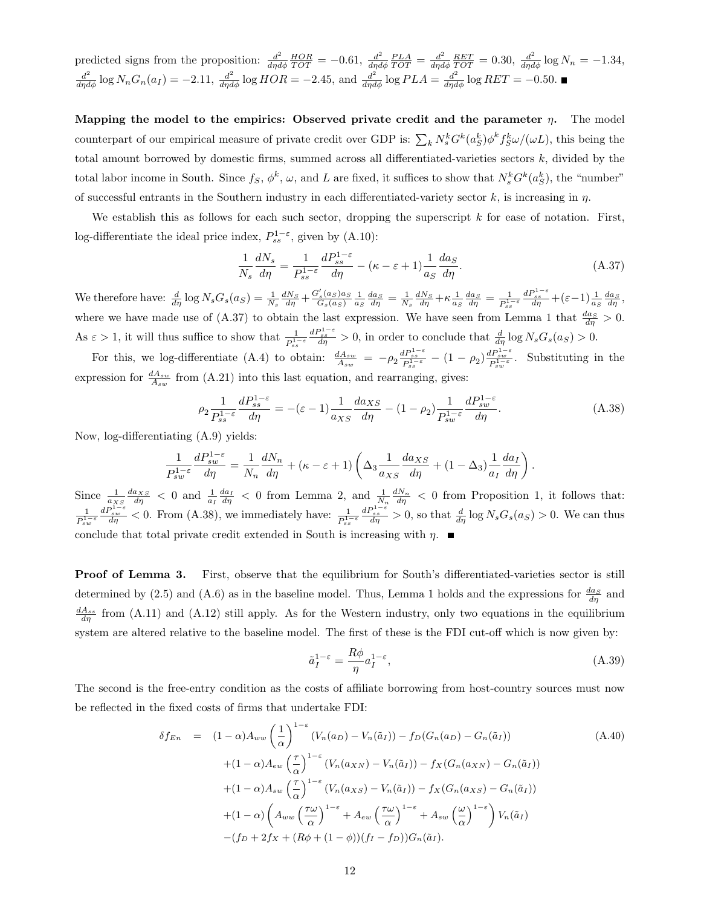predicted signs from the proposition: $\frac{d^2}{d\eta d\phi}\frac{HOR}{TOT} = -0.61$, $\frac{d^2}{d\eta d\phi}\frac{PLA}{TOT} = \frac{d^2}{d\eta d\phi}\frac{RET}{TOT} = 0.30$, $\frac{d^2}{d\eta d\phi}\log N_n = -1.34$, $\frac{d^2}{d\eta d\phi}\log N_n G_n(a_I) = -2.11$, $\frac{d^2}{d\eta d\phi}\log HOR = -2.45$, and $\frac{d^2}{d\eta d\phi}\log PLA = \frac{d^2}{d\eta d\phi}\log RET = -0.50$. ■

**Mapping the model to the empirics: Observed private credit and the parameter $\eta$.** The model counterpart of our empirical measure of private credit over GDP is: $\sum_k N_s^k G^k(a_S^k)\phi^k f_S^k \omega/(\omega L)$, this being the total amount borrowed by domestic firms, summed across all differentiated-varieties sectors $k$, divided by the total labor income in South. Since $f_S$, $\phi^k$, $\omega$, and $L$ are fixed, it suffices to show that $N_s^k G^k(a_S^k)$, the "number" of successful entrants in the Southern industry in each differentiated-variety sector $k$, is increasing in $\eta$.

We establish this as follows for each such sector, dropping the superscript $k$ for ease of notation. First, log-differentiate the ideal price index, $P_{ss}^{1-\varepsilon}$, given by (A.10):

$$\frac{1}{N_s}\frac{dN_s}{d\eta} = \frac{1}{P_{ss}^{1-\varepsilon}}\frac{dP_{ss}^{1-\varepsilon}}{d\eta} - (\kappa - \varepsilon + 1)\frac{1}{a_S}\frac{da_S}{d\eta}. \tag{A.37}$$

We therefore have: $\frac{d}{d\eta}\log N_s G_s(a_S) = \frac{1}{N_s}\frac{dN_S}{d\eta} + \frac{G_s'(a_S)a_S}{G_s(a_S)}\frac{1}{a_S}\frac{da_S}{d\eta} = \frac{1}{N_s}\frac{dN_S}{d\eta} + \kappa\frac{1}{a_S}\frac{da_S}{d\eta} = \frac{1}{P_{ss}^{1-\varepsilon}}\frac{dP_{ss}^{1-\varepsilon}}{d\eta} + (\varepsilon-1)\frac{1}{a_S}\frac{da_S}{d\eta}$, where we have made use of (A.37) to obtain the last expression. We have seen from Lemma 1 that $\frac{da_S}{d\eta} > 0$. As $\varepsilon > 1$, it will thus suffice to show that $\frac{1}{P_{ss}^{1-\varepsilon}}\frac{dP_{ss}^{1-\varepsilon}}{d\eta} > 0$, in order to conclude that $\frac{d}{d\eta}\log N_s G_s(a_S) > 0$.

For this, we log-differentiate (A.4) to obtain: $\frac{dA_{sw}}{A_{sw}} = -\rho_2\frac{dP_{ss}^{1-\varepsilon}}{P_{ss}^{1-\varepsilon}} - (1-\rho_2)\frac{dP_{sw}^{1-\varepsilon}}{P_{sw}^{1-\varepsilon}}$. Substituting in the expression for $\frac{dA_{sw}}{A_{sw}}$ from (A.21) into this last equation, and rearranging, gives:

$$\rho_2\frac{1}{P_{ss}^{1-\varepsilon}}\frac{dP_{ss}^{1-\varepsilon}}{d\eta} = -(\varepsilon-1)\frac{1}{a_{XS}}\frac{da_{XS}}{d\eta} - (1-\rho_2)\frac{1}{P_{sw}^{1-\varepsilon}}\frac{dP_{sw}^{1-\varepsilon}}{d\eta}. \tag{A.38}$$

Now, log-differentiating (A.9) yields:

$$\frac{1}{P_{sw}^{1-\varepsilon}}\frac{dP_{sw}^{1-\varepsilon}}{d\eta} = \frac{1}{N_n}\frac{dN_n}{d\eta} + (\kappa-\varepsilon+1)\left(\Delta_3\frac{1}{a_{XS}}\frac{da_{XS}}{d\eta} + (1-\Delta_3)\frac{1}{a_I}\frac{da_I}{d\eta}\right).$$

Since $\frac{1}{a_{XS}}\frac{da_{XS}}{d\eta} < 0$ and $\frac{1}{a_I}\frac{da_I}{d\eta} < 0$ from Lemma 2, and $\frac{1}{N_n}\frac{dN_n}{d\eta} < 0$ from Proposition 1, it follows that: $\frac{1}{P_{sw}^{1-\varepsilon}}\frac{dP_{sw}^{1-\varepsilon}}{d\eta} < 0$. From (A.38), we immediately have: $\frac{1}{P_{ss}^{1-\varepsilon}}\frac{dP_{ss}^{1-\varepsilon}}{d\eta} > 0$, so that $\frac{d}{d\eta}\log N_s G_s(a_S) > 0$. We can thus conclude that total private credit extended in South is increasing with $\eta$. ■

**Proof of Lemma 3.** First, observe that the equilibrium for South's differentiated-varieties sector is still determined by (2.5) and (A.6) as in the baseline model. Thus, Lemma 1 holds and the expressions for $\frac{da_S}{d\eta}$ and $\frac{dA_{ss}}{d\eta}$ from (A.11) and (A.12) still apply. As for the Western industry, only two equations in the equilibrium system are altered relative to the baseline model. The first of these is the FDI cut-off which is now given by:

$$\tilde{a}_I^{1-\varepsilon} = \frac{R\phi}{\eta}a_I^{1-\varepsilon}, \tag{A.39}$$

The second is the free-entry condition as the costs of affiliate borrowing from host-country sources must now be reflected in the fixed costs of firms that undertake FDI:

$$\begin{aligned}
\delta f_{En} \;=\;& (1-\alpha)A_{ww}\left(\frac{1}{\alpha}\right)^{1-\varepsilon}(V_n(a_D) - V_n(\tilde{a}_I)) - f_D(G_n(a_D) - G_n(\tilde{a}_I)) \qquad \text{(A.40)}\\
&+ (1-\alpha)A_{ew}\left(\frac{\tau}{\alpha}\right)^{1-\varepsilon}(V_n(a_{XN}) - V_n(\tilde{a}_I)) - f_X(G_n(a_{XN}) - G_n(\tilde{a}_I))\\
&+ (1-\alpha)A_{sw}\left(\frac{\tau}{\alpha}\right)^{1-\varepsilon}(V_n(a_{XS}) - V_n(\tilde{a}_I)) - f_X(G_n(a_{XS}) - G_n(\tilde{a}_I))\\
&+ (1-\alpha)\left(A_{ww}\left(\frac{\tau\omega}{\alpha}\right)^{1-\varepsilon} + A_{ew}\left(\frac{\tau\omega}{\alpha}\right)^{1-\varepsilon} + A_{sw}\left(\frac{\omega}{\alpha}\right)^{1-\varepsilon}\right)V_n(\tilde{a}_I)\\
&- (f_D + 2f_X + (R\phi + (1-\phi))(f_I - f_D))G_n(\tilde{a}_I).
\end{aligned}$$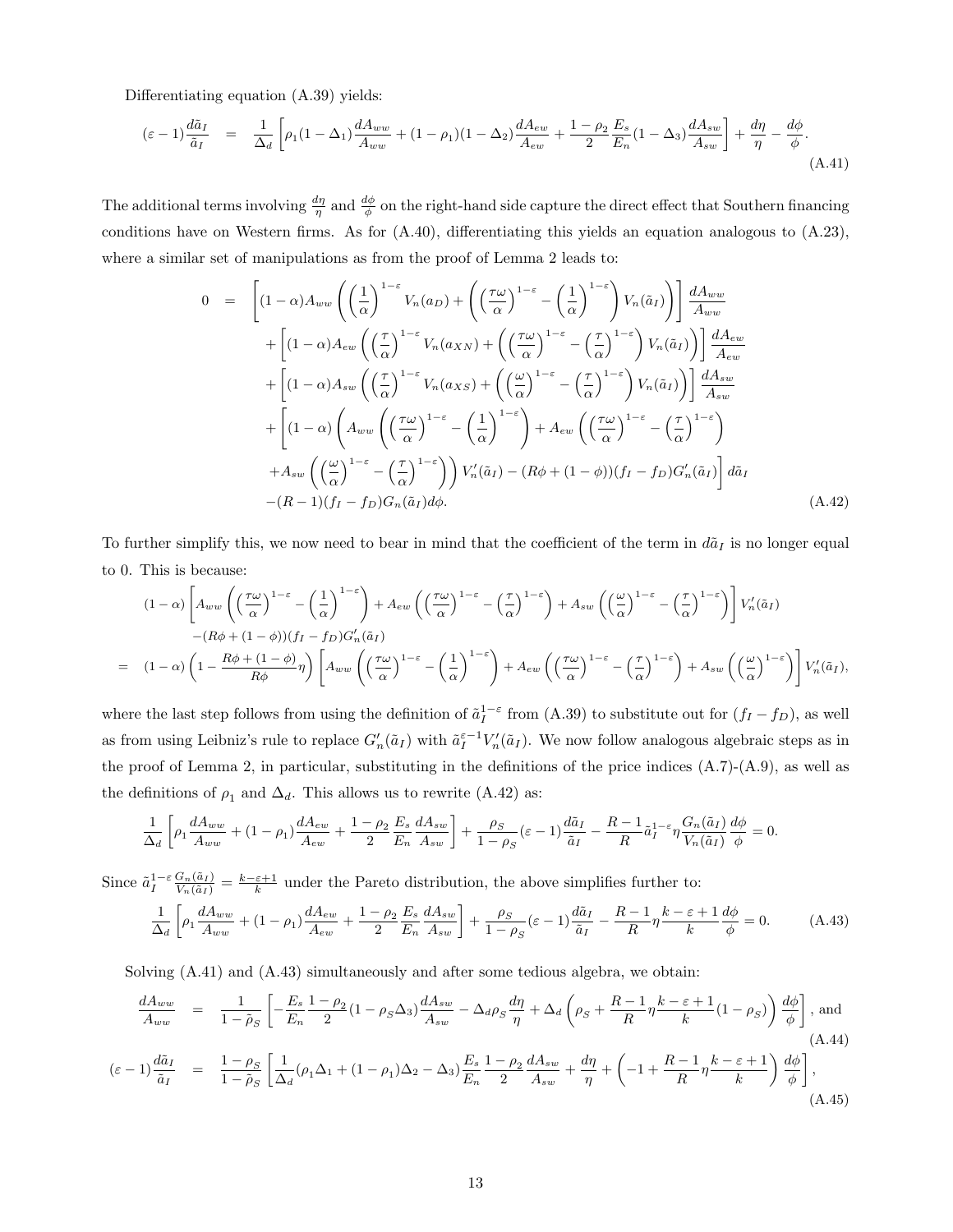Differentiating equation (A.39) yields:

$$(\varepsilon-1)\frac{d\tilde{a}_I}{\tilde{a}_I} = \frac{1}{\Delta_d}\left[\rho_1(1-\Delta_1)\frac{dA_{ww}}{A_{ww}} + (1-\rho_1)(1-\Delta_2)\frac{dA_{ew}}{A_{ew}} + \frac{1-\rho_2}{2}\frac{E_s}{E_n}(1-\Delta_3)\frac{dA_{sw}}{A_{sw}}\right] + \frac{d\eta}{\eta} - \frac{d\phi}{\phi}. \tag{A.41}$$

The additional terms involving $\frac{d\eta}{\eta}$ and $\frac{d\phi}{\phi}$ on the right-hand side capture the direct effect that Southern financing conditions have on Western firms. As for (A.40), differentiating this yields an equation analogous to (A.23), where a similar set of manipulations as from the proof of Lemma 2 leads to:

$$\begin{aligned}
0 \;=\; & \left[(1-\alpha)A_{ww}\left(\left(\frac{1}{\alpha}\right)^{1-\varepsilon}V_n(a_D) + \left(\left(\frac{\tau\omega}{\alpha}\right)^{1-\varepsilon} - \left(\frac{1}{\alpha}\right)^{1-\varepsilon}\right)V_n(\tilde{a}_I)\right)\right]\frac{dA_{ww}}{A_{ww}} \\
& + \left[(1-\alpha)A_{ew}\left(\left(\frac{\tau}{\alpha}\right)^{1-\varepsilon}V_n(a_{XN}) + \left(\left(\frac{\tau\omega}{\alpha}\right)^{1-\varepsilon} - \left(\frac{\tau}{\alpha}\right)^{1-\varepsilon}\right)V_n(\tilde{a}_I)\right)\right]\frac{dA_{ew}}{A_{ew}} \\
& + \left[(1-\alpha)A_{sw}\left(\left(\frac{\tau}{\alpha}\right)^{1-\varepsilon}V_n(a_{XS}) + \left(\left(\frac{\omega}{\alpha}\right)^{1-\varepsilon} - \left(\frac{\tau}{\alpha}\right)^{1-\varepsilon}\right)V_n(\tilde{a}_I)\right)\right]\frac{dA_{sw}}{A_{sw}} \\
& + \left[(1-\alpha)\left(A_{ww}\left(\left(\frac{\tau\omega}{\alpha}\right)^{1-\varepsilon} - \left(\frac{1}{\alpha}\right)^{1-\varepsilon}\right) + A_{ew}\left(\left(\frac{\tau\omega}{\alpha}\right)^{1-\varepsilon} - \left(\frac{\tau}{\alpha}\right)^{1-\varepsilon}\right)\right.\right. \\
& \left.\left. + A_{sw}\left(\left(\frac{\omega}{\alpha}\right)^{1-\varepsilon} - \left(\frac{\tau}{\alpha}\right)^{1-\varepsilon}\right)\right)V_n'(\tilde{a}_I) - (R\phi + (1-\phi))(f_I - f_D)G_n'(\tilde{a}_I)\right]d\tilde{a}_I \\
& - (R-1)(f_I - f_D)G_n(\tilde{a}_I)d\phi.
\end{aligned} \tag{A.42}$$

To further simplify this, we now need to bear in mind that the coefficient of the term in $d\tilde{a}_I$ is no longer equal to 0. This is because:

$$\begin{aligned}
& (1-\alpha)\left[A_{ww}\left(\left(\frac{\tau\omega}{\alpha}\right)^{1-\varepsilon} - \left(\frac{1}{\alpha}\right)^{1-\varepsilon}\right) + A_{ew}\left(\left(\frac{\tau\omega}{\alpha}\right)^{1-\varepsilon} - \left(\frac{\tau}{\alpha}\right)^{1-\varepsilon}\right) + A_{sw}\left(\left(\frac{\omega}{\alpha}\right)^{1-\varepsilon} - \left(\frac{\tau}{\alpha}\right)^{1-\varepsilon}\right)\right]V_n'(\tilde{a}_I) \\
& \quad - (R\phi + (1-\phi))(f_I - f_D)G_n'(\tilde{a}_I) \\
= \; & (1-\alpha)\left(1 - \frac{R\phi + (1-\phi)}{R\phi}\eta\right)\left[A_{ww}\left(\left(\frac{\tau\omega}{\alpha}\right)^{1-\varepsilon} - \left(\frac{1}{\alpha}\right)^{1-\varepsilon}\right) + A_{ew}\left(\left(\frac{\tau\omega}{\alpha}\right)^{1-\varepsilon} - \left(\frac{\tau}{\alpha}\right)^{1-\varepsilon}\right) + A_{sw}\left(\left(\frac{\omega}{\alpha}\right)^{1-\varepsilon}\right)\right]V_n'(\tilde{a}_I),
\end{aligned}$$

where the last step follows from using the definition of $\tilde{a}_I^{1-\varepsilon}$ from (A.39) to substitute out for $(f_I - f_D)$, as well as from using Leibniz's rule to replace $G_n'(\tilde{a}_I)$ with $\tilde{a}_I^{\varepsilon-1}V_n'(\tilde{a}_I)$. We now follow analogous algebraic steps as in the proof of Lemma 2, in particular, substituting in the definitions of the price indices (A.7)-(A.9), as well as the definitions of $\rho_1$ and $\Delta_d$. This allows us to rewrite (A.42) as:

$$\frac{1}{\Delta_d}\left[\rho_1\frac{dA_{ww}}{A_{ww}} + (1-\rho_1)\frac{dA_{ew}}{A_{ew}} + \frac{1-\rho_2}{2}\frac{E_s}{E_n}\frac{dA_{sw}}{A_{sw}}\right] + \frac{\rho_S}{1-\rho_S}(\varepsilon-1)\frac{d\tilde{a}_I}{\tilde{a}_I} - \frac{R-1}{R}\tilde{a}_I^{1-\varepsilon}\eta\frac{G_n(\tilde{a}_I)}{V_n(\tilde{a}_I)}\frac{d\phi}{\phi} = 0.$$

Since $\tilde{a}_I^{1-\varepsilon}\frac{G_n(\tilde{a}_I)}{V_n(\tilde{a}_I)} = \frac{k-\varepsilon+1}{k}$ under the Pareto distribution, the above simplifies further to:

$$\frac{1}{\Delta_d}\left[\rho_1\frac{dA_{ww}}{A_{ww}} + (1-\rho_1)\frac{dA_{ew}}{A_{ew}} + \frac{1-\rho_2}{2}\frac{E_s}{E_n}\frac{dA_{sw}}{A_{sw}}\right] + \frac{\rho_S}{1-\rho_S}(\varepsilon-1)\frac{d\tilde{a}_I}{\tilde{a}_I} - \frac{R-1}{R}\eta\frac{k-\varepsilon+1}{k}\frac{d\phi}{\phi} = 0. \tag{A.43}$$

Solving (A.41) and (A.43) simultaneously and after some tedious algebra, we obtain:

$$\frac{dA_{ww}}{A_{ww}} = \frac{1}{1-\tilde{\rho}_S}\left[-\frac{E_s}{E_n}\frac{1-\rho_2}{2}(1-\rho_S\Delta_3)\frac{dA_{sw}}{A_{sw}} - \Delta_d\rho_S\frac{d\eta}{\eta} + \Delta_d\left(\rho_S + \frac{R-1}{R}\eta\frac{k-\varepsilon+1}{k}(1-\rho_S)\right)\frac{d\phi}{\phi}\right], \text{ and} \tag{A.44}$$

$$(\varepsilon-1)\frac{d\tilde{a}_I}{\tilde{a}_I} = \frac{1-\rho_S}{1-\tilde{\rho}_S}\left[\frac{1}{\Delta_d}(\rho_1\Delta_1 + (1-\rho_1)\Delta_2 - \Delta_3)\frac{E_s}{E_n}\frac{1-\rho_2}{2}\frac{dA_{sw}}{A_{sw}} + \frac{d\eta}{\eta} + \left(-1 + \frac{R-1}{R}\eta\frac{k-\varepsilon+1}{k}\right)\frac{d\phi}{\phi}\right], \tag{A.45}$$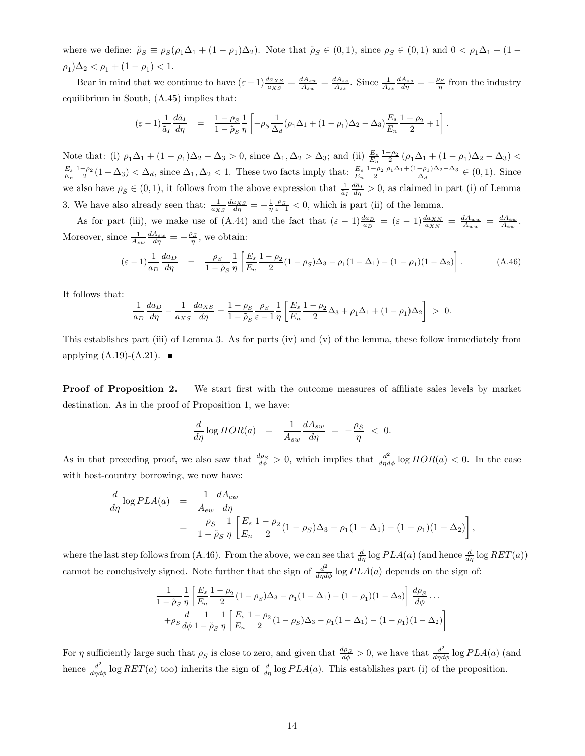where we define: $\tilde{\rho}_S \equiv \rho_S(\rho_1\Delta_1 + (1-\rho_1)\Delta_2)$. Note that $\tilde{\rho}_S \in (0,1)$, since $\rho_S \in (0,1)$ and $0 < \rho_1\Delta_1 + (1-\rho_1)\Delta_2 < \rho_1 + (1-\rho_1) < 1$.

Bear in mind that we continue to have $(\varepsilon - 1)\frac{da_{XS}}{a_{XS}} = \frac{dA_{sw}}{A_{sw}} = \frac{dA_{ss}}{A_{ss}}$. Since $\frac{1}{A_{ss}}\frac{dA_{ss}}{d\eta} = -\frac{\rho_S}{\eta}$ from the industry equilibrium in South, (A.45) implies that:

$$(\varepsilon-1)\frac{1}{\tilde{a}_I}\frac{d\tilde{a}_I}{d\eta} \quad = \quad \frac{1-\rho_S}{1-\tilde{\rho}_S}\frac{1}{\eta}\left[-\rho_S\frac{1}{\Delta_d}(\rho_1\Delta_1 + (1-\rho_1)\Delta_2 - \Delta_3)\frac{E_s}{E_n}\frac{1-\rho_2}{2} + 1\right].$$

Note that: (i) $\rho_1\Delta_1 + (1-\rho_1)\Delta_2 - \Delta_3 > 0$, since $\Delta_1, \Delta_2 > \Delta_3$; and (ii) $\frac{E_s}{E_n}\frac{1-\rho_2}{2}(\rho_1\Delta_1 + (1-\rho_1)\Delta_2 - \Delta_3) < \frac{E_s}{E_n}\frac{1-\rho_2}{2}(1-\Delta_3) < \Delta_d$, since $\Delta_1, \Delta_2 < 1$. These two facts imply that: $\frac{E_s}{E_n}\frac{1-\rho_2}{2}\frac{\rho_1\Delta_1 + (1-\rho_1)\Delta_2 - \Delta_3}{\Delta_d} \in (0,1)$. Since we also have $\rho_S \in (0,1)$, it follows from the above expression that $\frac{1}{\tilde{a}_I}\frac{d\tilde{a}_I}{d\eta} > 0$, as claimed in part (i) of Lemma 3. We have also already seen that: $\frac{1}{a_{XS}}\frac{da_{XS}}{d\eta} = -\frac{1}{\eta}\frac{\rho_S}{\varepsilon-1} < 0$, which is part (ii) of the lemma.

As for part (iii), we make use of (A.44) and the fact that $(\varepsilon-1)\frac{da_D}{a_D} = (\varepsilon-1)\frac{da_{XN}}{a_{XN}} = \frac{dA_{ww}}{A_{ww}} = \frac{dA_{ew}}{A_{ew}}$. Moreover, since $\frac{1}{A_{sw}}\frac{dA_{sw}}{d\eta} = -\frac{\rho_S}{\eta}$, we obtain:

$$(\varepsilon-1)\frac{1}{a_D}\frac{da_D}{d\eta} \quad = \quad \frac{\rho_S}{1-\tilde{\rho}_S}\frac{1}{\eta}\left[\frac{E_s}{E_n}\frac{1-\rho_2}{2}(1-\rho_S)\Delta_3 - \rho_1(1-\Delta_1) - (1-\rho_1)(1-\Delta_2)\right]. \tag{A.46}$$

It follows that:

$$\frac{1}{a_D}\frac{da_D}{d\eta} - \frac{1}{a_{XS}}\frac{da_{XS}}{d\eta} = \frac{1-\rho_S}{1-\tilde{\rho}_S}\frac{\rho_S}{\varepsilon-1}\frac{1}{\eta}\left[\frac{E_s}{E_n}\frac{1-\rho_2}{2}\Delta_3 + \rho_1\Delta_1 + (1-\rho_1)\Delta_2\right] \;>\; 0.$$

This establishes part (iii) of Lemma 3. As for parts (iv) and (v) of the lemma, these follow immediately from applying (A.19)-(A.21). ∎

**Proof of Proposition 2.** We start first with the outcome measures of affiliate sales levels by market destination. As in the proof of Proposition 1, we have:

$$\frac{d}{d\eta}\log HOR(a) \quad = \quad \frac{1}{A_{sw}}\frac{dA_{sw}}{d\eta} \;=\; -\frac{\rho_S}{\eta} \;<\; 0.$$

As in that preceding proof, we also saw that $\frac{d\rho_S}{d\phi} > 0$, which implies that $\frac{d^2}{d\eta d\phi}\log HOR(a) < 0$. In the case with host-country borrowing, we now have:

$$\begin{aligned}
\frac{d}{d\eta}\log PLA(a) \quad &= \quad \frac{1}{A_{ew}}\frac{dA_{ew}}{d\eta} \\
&= \quad \frac{\rho_S}{1-\tilde{\rho}_S}\frac{1}{\eta}\left[\frac{E_s}{E_n}\frac{1-\rho_2}{2}(1-\rho_S)\Delta_3 - \rho_1(1-\Delta_1) - (1-\rho_1)(1-\Delta_2)\right],
\end{aligned}$$

where the last step follows from (A.46). From the above, we can see that $\frac{d}{d\eta}\log PLA(a)$ (and hence $\frac{d}{d\eta}\log RET(a)$) cannot be conclusively signed. Note further that the sign of $\frac{d^2}{d\eta d\phi}\log PLA(a)$ depends on the sign of:

$$\begin{aligned}
&\frac{1}{1-\tilde{\rho}_S}\frac{1}{\eta}\left[\frac{E_s}{E_n}\frac{1-\rho_2}{2}(1-\rho_S)\Delta_3 - \rho_1(1-\Delta_1) - (1-\rho_1)(1-\Delta_2)\right]\frac{d\rho_S}{d\phi}\ldots \\
&+\rho_S\frac{d}{d\phi}\frac{1}{1-\tilde{\rho}_S}\frac{1}{\eta}\left[\frac{E_s}{E_n}\frac{1-\rho_2}{2}(1-\rho_S)\Delta_3 - \rho_1(1-\Delta_1) - (1-\rho_1)(1-\Delta_2)\right]
\end{aligned}$$

For $\eta$ sufficiently large such that $\rho_S$ is close to zero, and given that $\frac{d\rho_S}{d\phi} > 0$, we have that $\frac{d^2}{d\eta d\phi}\log PLA(a)$ (and hence $\frac{d^2}{d\eta d\phi}\log RET(a)$ too) inherits the sign of $\frac{d}{d\eta}\log PLA(a)$. This establishes part (i) of the proposition.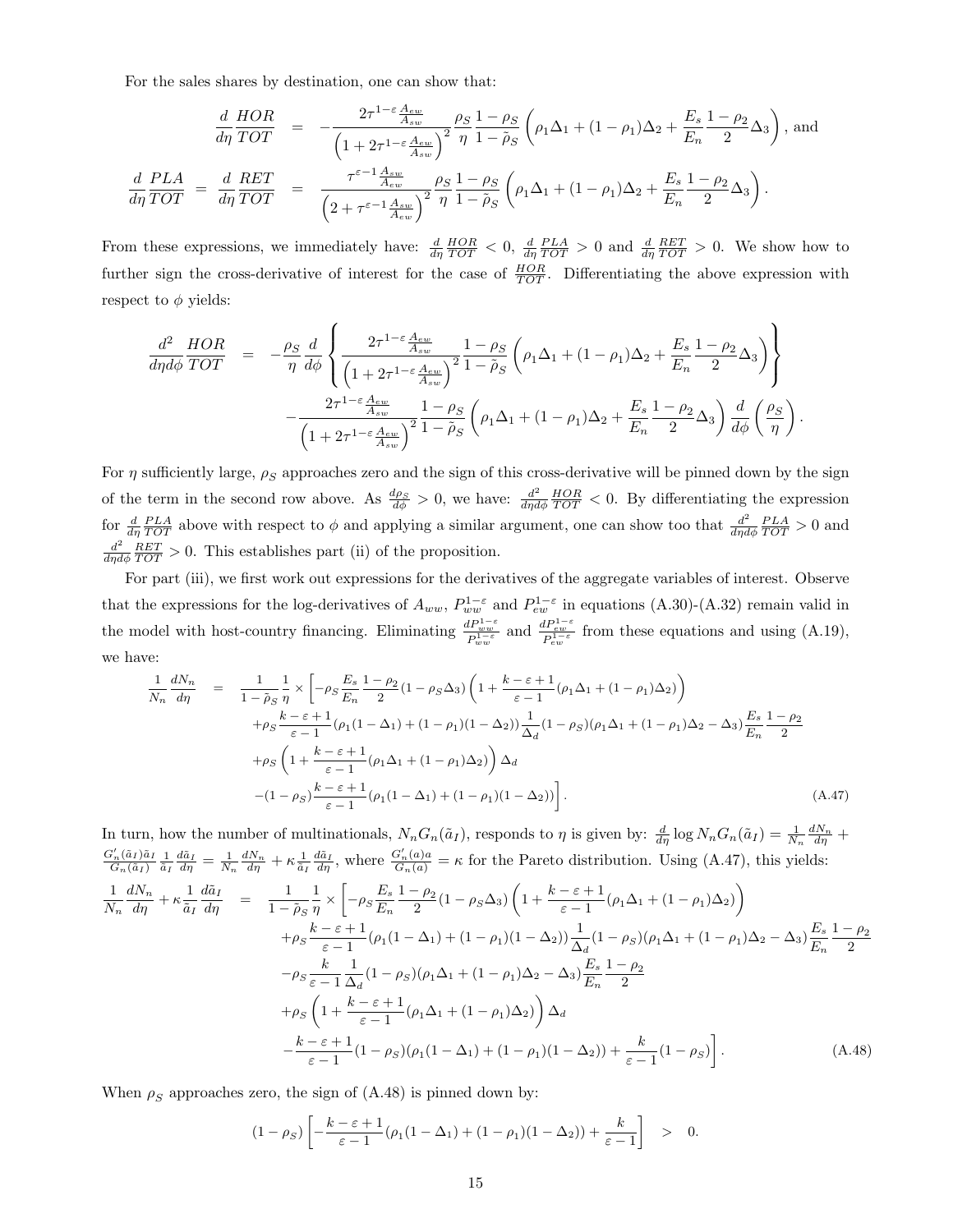For the sales shares by destination, one can show that:

$$\frac{d}{d\eta}\frac{HOR}{TOT} = -\frac{2\tau^{1-\varepsilon}\frac{A_{ew}}{A_{sw}}}{\left(1+2\tau^{1-\varepsilon}\frac{A_{ew}}{A_{sw}}\right)^2}\frac{\rho_S}{\eta}\frac{1-\rho_S}{1-\tilde{\rho}_S}\left(\rho_1\Delta_1+(1-\rho_1)\Delta_2+\frac{E_s}{E_n}\frac{1-\rho_2}{2}\Delta_3\right), \text{ and}$$

$$\frac{d}{d\eta}\frac{PLA}{TOT} = \frac{d}{d\eta}\frac{RET}{TOT} = \frac{\tau^{\varepsilon-1}\frac{A_{sw}}{A_{ew}}}{\left(2+\tau^{\varepsilon-1}\frac{A_{sw}}{A_{ew}}\right)^2}\frac{\rho_S}{\eta}\frac{1-\rho_S}{1-\tilde{\rho}_S}\left(\rho_1\Delta_1+(1-\rho_1)\Delta_2+\frac{E_s}{E_n}\frac{1-\rho_2}{2}\Delta_3\right).$$

From these expressions, we immediately have: $\frac{d}{d\eta}\frac{HOR}{TOT}<0$, $\frac{d}{d\eta}\frac{PLA}{TOT}>0$ and $\frac{d}{d\eta}\frac{RET}{TOT}>0$. We show how to further sign the cross-derivative of interest for the case of $\frac{HOR}{TOT}$. Differentiating the above expression with respect to $\phi$ yields:

$$\begin{aligned}\frac{d^2}{d\eta d\phi}\frac{HOR}{TOT} = & -\frac{\rho_S}{\eta}\frac{d}{d\phi}\left\{\frac{2\tau^{1-\varepsilon}\frac{A_{ew}}{A_{sw}}}{\left(1+2\tau^{1-\varepsilon}\frac{A_{ew}}{A_{sw}}\right)^2}\frac{1-\rho_S}{1-\tilde{\rho}_S}\left(\rho_1\Delta_1+(1-\rho_1)\Delta_2+\frac{E_s}{E_n}\frac{1-\rho_2}{2}\Delta_3\right)\right\} \\ & -\frac{2\tau^{1-\varepsilon}\frac{A_{ew}}{A_{sw}}}{\left(1+2\tau^{1-\varepsilon}\frac{A_{ew}}{A_{sw}}\right)^2}\frac{1-\rho_S}{1-\tilde{\rho}_S}\left(\rho_1\Delta_1+(1-\rho_1)\Delta_2+\frac{E_s}{E_n}\frac{1-\rho_2}{2}\Delta_3\right)\frac{d}{d\phi}\left(\frac{\rho_S}{\eta}\right).\end{aligned}$$

For $\eta$ sufficiently large, $\rho_S$ approaches zero and the sign of this cross-derivative will be pinned down by the sign of the term in the second row above. As $\frac{d\rho_S}{d\phi}>0$, we have: $\frac{d^2}{d\eta d\phi}\frac{HOR}{TOT}<0$. By differentiating the expression for $\frac{d}{d\eta}\frac{PLA}{TOT}$ above with respect to $\phi$ and applying a similar argument, one can show too that $\frac{d^2}{d\eta d\phi}\frac{PLA}{TOT}>0$ and $\frac{d^2}{d\eta d\phi}\frac{RET}{TOT}>0$. This establishes part (ii) of the proposition.

For part (iii), we first work out expressions for the derivatives of the aggregate variables of interest. Observe that the expressions for the log-derivatives of $A_{ww}$, $P_{ww}^{1-\varepsilon}$ and $P_{ew}^{1-\varepsilon}$ in equations (A.30)-(A.32) remain valid in the model with host-country financing. Eliminating $\frac{dP_{ww}^{1-\varepsilon}}{P_{ww}^{1-\varepsilon}}$ and $\frac{dP_{ew}^{1-\varepsilon}}{P_{ew}^{1-\varepsilon}}$ from these equations and using (A.19), we have:

$$\begin{aligned}\frac{1}{N_n}\frac{dN_n}{d\eta} = & \frac{1}{1-\tilde{\rho}_S}\frac{1}{\eta}\times\Bigg[-\rho_S\frac{E_s}{E_n}\frac{1-\rho_2}{2}(1-\rho_S\Delta_3)\left(1+\frac{k-\varepsilon+1}{\varepsilon-1}(\rho_1\Delta_1+(1-\rho_1)\Delta_2)\right) \\ & +\rho_S\frac{k-\varepsilon+1}{\varepsilon-1}(\rho_1(1-\Delta_1)+(1-\rho_1)(1-\Delta_2))\frac{1}{\Delta_d}(1-\rho_S)(\rho_1\Delta_1+(1-\rho_1)\Delta_2-\Delta_3)\frac{E_s}{E_n}\frac{1-\rho_2}{2} \\ & +\rho_S\left(1+\frac{k-\varepsilon+1}{\varepsilon-1}(\rho_1\Delta_1+(1-\rho_1)\Delta_2)\right)\Delta_d \\ & -(1-\rho_S)\frac{k-\varepsilon+1}{\varepsilon-1}(\rho_1(1-\Delta_1)+(1-\rho_1)(1-\Delta_2))\Bigg]. \qquad \text{(A.47)}\end{aligned}$$

In turn, how the number of multinationals, $N_nG_n(\tilde{a}_I)$, responds to $\eta$ is given by: $\frac{d}{d\eta}\log N_nG_n(\tilde{a}_I)=\frac{1}{N_n}\frac{dN_n}{d\eta}+\frac{G_n'(\tilde{a}_I)\tilde{a}_I}{G_n(\tilde{a}_I)}\frac{1}{\tilde{a}_I}\frac{d\tilde{a}_I}{d\eta}=\frac{1}{N_n}\frac{dN_n}{d\eta}+\kappa\frac{1}{\tilde{a}_I}\frac{d\tilde{a}_I}{d\eta}$, where $\frac{G_n'(a)a}{G_n(a)}=\kappa$ for the Pareto distribution. Using (A.47), this yields:

$$\begin{aligned}\frac{1}{N_n}\frac{dN_n}{d\eta}+\kappa\frac{1}{\tilde{a}_I}\frac{d\tilde{a}_I}{d\eta} = & \frac{1}{1-\tilde{\rho}_S}\frac{1}{\eta}\times\Bigg[-\rho_S\frac{E_s}{E_n}\frac{1-\rho_2}{2}(1-\rho_S\Delta_3)\left(1+\frac{k-\varepsilon+1}{\varepsilon-1}(\rho_1\Delta_1+(1-\rho_1)\Delta_2)\right) \\ & +\rho_S\frac{k-\varepsilon+1}{\varepsilon-1}(\rho_1(1-\Delta_1)+(1-\rho_1)(1-\Delta_2))\frac{1}{\Delta_d}(1-\rho_S)(\rho_1\Delta_1+(1-\rho_1)\Delta_2-\Delta_3)\frac{E_s}{E_n}\frac{1-\rho_2}{2} \\ & -\rho_S\frac{k}{\varepsilon-1}\frac{1}{\Delta_d}(1-\rho_S)(\rho_1\Delta_1+(1-\rho_1)\Delta_2-\Delta_3)\frac{E_s}{E_n}\frac{1-\rho_2}{2} \\ & +\rho_S\left(1+\frac{k-\varepsilon+1}{\varepsilon-1}(\rho_1\Delta_1+(1-\rho_1)\Delta_2)\right)\Delta_d \\ & -\frac{k-\varepsilon+1}{\varepsilon-1}(1-\rho_S)(\rho_1(1-\Delta_1)+(1-\rho_1)(1-\Delta_2))+\frac{k}{\varepsilon-1}(1-\rho_S)\Bigg]. \qquad \text{(A.48)}\end{aligned}$$

When $\rho_S$ approaches zero, the sign of (A.48) is pinned down by:

$$(1-\rho_S)\left[-\frac{k-\varepsilon+1}{\varepsilon-1}(\rho_1(1-\Delta_1)+(1-\rho_1)(1-\Delta_2))+\frac{k}{\varepsilon-1}\right] > 0.$$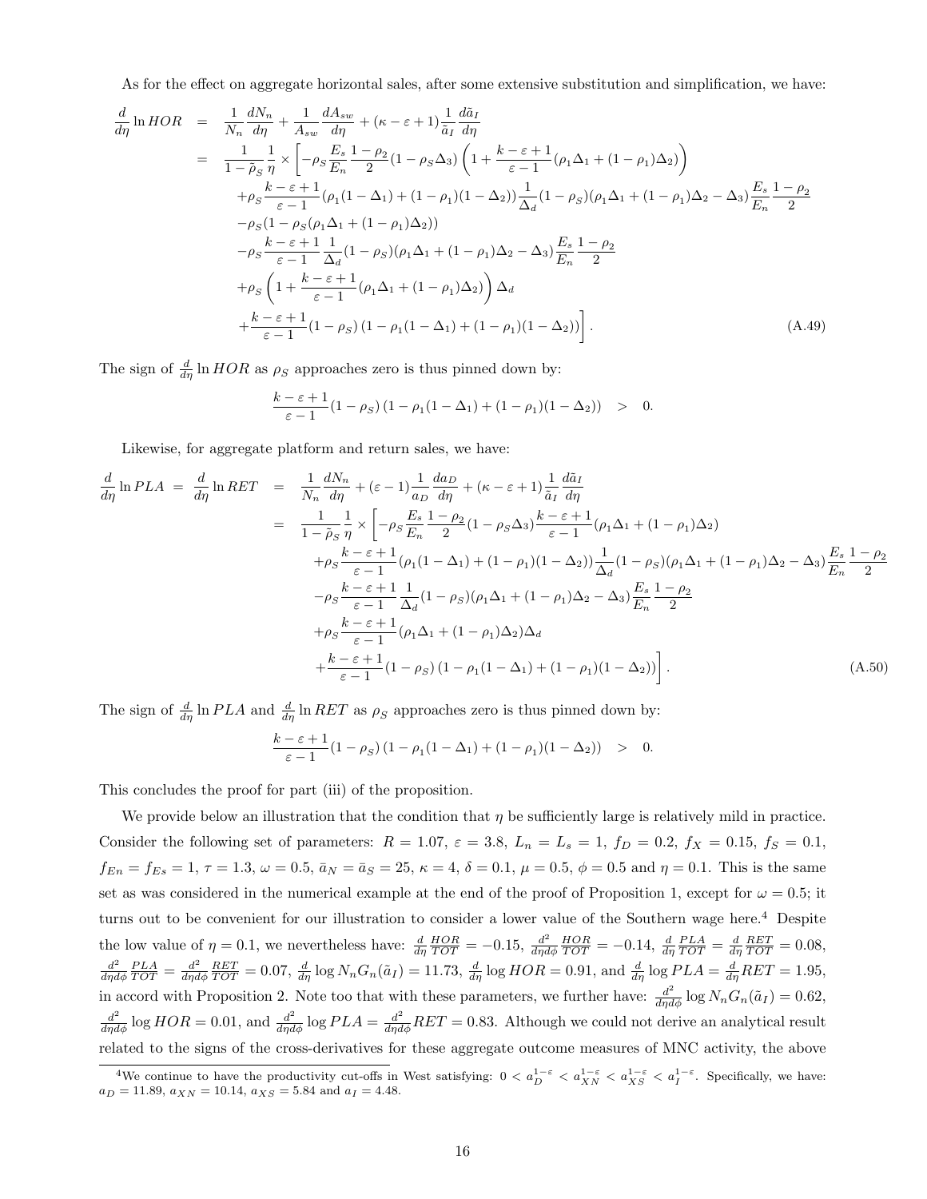As for the effect on aggregate horizontal sales, after some extensive substitution and simplification, we have:

$$
\begin{aligned}
\frac{d}{d\eta}\ln HOR &= \frac{1}{N_n}\frac{dN_n}{d\eta} + \frac{1}{A_{sw}}\frac{dA_{sw}}{d\eta} + (\kappa - \varepsilon + 1)\frac{1}{\tilde{a}_I}\frac{d\tilde{a}_I}{d\eta} \\
&= \frac{1}{1-\tilde{\rho}_S}\frac{1}{\eta} \times \Bigg[ -\rho_S \frac{E_s}{E_n}\frac{1-\rho_2}{2}(1-\rho_S\Delta_3)\left(1 + \frac{k-\varepsilon+1}{\varepsilon-1}(\rho_1\Delta_1 + (1-\rho_1)\Delta_2)\right) \\
&\quad + \rho_S \frac{k-\varepsilon+1}{\varepsilon-1}(\rho_1(1-\Delta_1) + (1-\rho_1)(1-\Delta_2))\frac{1}{\Delta_d}(1-\rho_S)(\rho_1\Delta_1 + (1-\rho_1)\Delta_2 - \Delta_3)\frac{E_s}{E_n}\frac{1-\rho_2}{2} \\
&\quad - \rho_S(1-\rho_S(\rho_1\Delta_1 + (1-\rho_1)\Delta_2)) \\
&\quad - \rho_S \frac{k-\varepsilon+1}{\varepsilon-1}\frac{1}{\Delta_d}(1-\rho_S)(\rho_1\Delta_1 + (1-\rho_1)\Delta_2 - \Delta_3)\frac{E_s}{E_n}\frac{1-\rho_2}{2} \\
&\quad + \rho_S\left(1 + \frac{k-\varepsilon+1}{\varepsilon-1}(\rho_1\Delta_1 + (1-\rho_1)\Delta_2)\right)\Delta_d \\
&\quad + \frac{k-\varepsilon+1}{\varepsilon-1}(1-\rho_S)\left(1 - \rho_1(1-\Delta_1) + (1-\rho_1)(1-\Delta_2)\right)\Bigg]. \qquad \text{(A.49)}
\end{aligned}
$$

The sign of $\frac{d}{d\eta}\ln HOR$ as $\rho_S$ approaches zero is thus pinned down by:

$$
\frac{k-\varepsilon+1}{\varepsilon-1}(1-\rho_S)\left(1-\rho_1(1-\Delta_1) + (1-\rho_1)(1-\Delta_2)\right) \quad > \quad 0.
$$

Likewise, for aggregate platform and return sales, we have:

$$
\begin{aligned}
\frac{d}{d\eta}\ln PLA = \frac{d}{d\eta}\ln RET &= \frac{1}{N_n}\frac{dN_n}{d\eta} + (\varepsilon-1)\frac{1}{a_D}\frac{da_D}{d\eta} + (\kappa-\varepsilon+1)\frac{1}{\tilde{a}_I}\frac{d\tilde{a}_I}{d\eta} \\
&= \frac{1}{1-\tilde{\rho}_S}\frac{1}{\eta} \times \Bigg[ -\rho_S\frac{E_s}{E_n}\frac{1-\rho_2}{2}(1-\rho_S\Delta_3)\frac{k-\varepsilon+1}{\varepsilon-1}(\rho_1\Delta_1 + (1-\rho_1)\Delta_2) \\
&\quad + \rho_S\frac{k-\varepsilon+1}{\varepsilon-1}(\rho_1(1-\Delta_1) + (1-\rho_1)(1-\Delta_2))\frac{1}{\Delta_d}(1-\rho_S)(\rho_1\Delta_1 + (1-\rho_1)\Delta_2 - \Delta_3)\frac{E_s}{E_n}\frac{1-\rho_2}{2} \\
&\quad - \rho_S\frac{k-\varepsilon+1}{\varepsilon-1}\frac{1}{\Delta_d}(1-\rho_S)(\rho_1\Delta_1 + (1-\rho_1)\Delta_2 - \Delta_3)\frac{E_s}{E_n}\frac{1-\rho_2}{2} \\
&\quad + \rho_S\frac{k-\varepsilon+1}{\varepsilon-1}(\rho_1\Delta_1 + (1-\rho_1)\Delta_2)\Delta_d \\
&\quad + \frac{k-\varepsilon+1}{\varepsilon-1}(1-\rho_S)\left(1-\rho_1(1-\Delta_1) + (1-\rho_1)(1-\Delta_2)\right)\Bigg]. \qquad \text{(A.50)}
\end{aligned}
$$

The sign of $\frac{d}{d\eta}\ln PLA$ and $\frac{d}{d\eta}\ln RET$ as $\rho_S$ approaches zero is thus pinned down by:

$$
\frac{k-\varepsilon+1}{\varepsilon-1}(1-\rho_S)\left(1-\rho_1(1-\Delta_1) + (1-\rho_1)(1-\Delta_2)\right) \quad > \quad 0.
$$

This concludes the proof for part (iii) of the proposition.

We provide below an illustration that the condition that $\eta$ be sufficiently large is relatively mild in practice. Consider the following set of parameters: $R = 1.07$, $\varepsilon = 3.8$, $L_n = L_s = 1$, $f_D = 0.2$, $f_X = 0.15$, $f_S = 0.1$, $f_{En} = f_{Es} = 1$, $\tau = 1.3$, $\omega = 0.5$, $\bar{a}_N = \bar{a}_S = 25$, $\kappa = 4$, $\delta = 0.1$, $\mu = 0.5$, $\phi = 0.5$ and $\eta = 0.1$. This is the same set as was considered in the numerical example at the end of the proof of Proposition 1, except for $\omega = 0.5$; it turns out to be convenient for our illustration to consider a lower value of the Southern wage here.[4] Despite the low value of $\eta = 0.1$, we nevertheless have: $\frac{d}{d\eta}\frac{HOR}{TOT} = -0.15$, $\frac{d^2}{d\eta d\phi}\frac{HOR}{TOT} = -0.14$, $\frac{d}{d\eta}\frac{PLA}{TOT} = \frac{d}{d\eta}\frac{RET}{TOT} = 0.08$, $\frac{d^2}{d\eta d\phi}\frac{PLA}{TOT} = \frac{d^2}{d\eta d\phi}\frac{RET}{TOT} = 0.07$, $\frac{d}{d\eta}\log N_n G_n(\tilde{a}_I) = 11.73$, $\frac{d}{d\eta}\log HOR = 0.91$, and $\frac{d}{d\eta}\log PLA = \frac{d}{d\eta}RET = 1.95$, in accord with Proposition 2. Note too that with these parameters, we further have: $\frac{d^2}{d\eta d\phi}\log N_n G_n(\tilde{a}_I) = 0.62$, $\frac{d^2}{d\eta d\phi}\log HOR = 0.01$, and $\frac{d^2}{d\eta d\phi}\log PLA = \frac{d^2}{d\eta d\phi}RET = 0.83$. Although we could not derive an analytical result related to the signs of the cross-derivatives for these aggregate outcome measures of MNC activity, the above

[4] We continue to have the productivity cut-offs in West satisfying: $0 < a_D^{1-\varepsilon} < a_{XN}^{1-\varepsilon} < a_{XS}^{1-\varepsilon} < a_I^{1-\varepsilon}$. Specifically, we have: $a_D = 11.89$, $a_{XN} = 10.14$, $a_{XS} = 5.84$ and $a_I = 4.48$.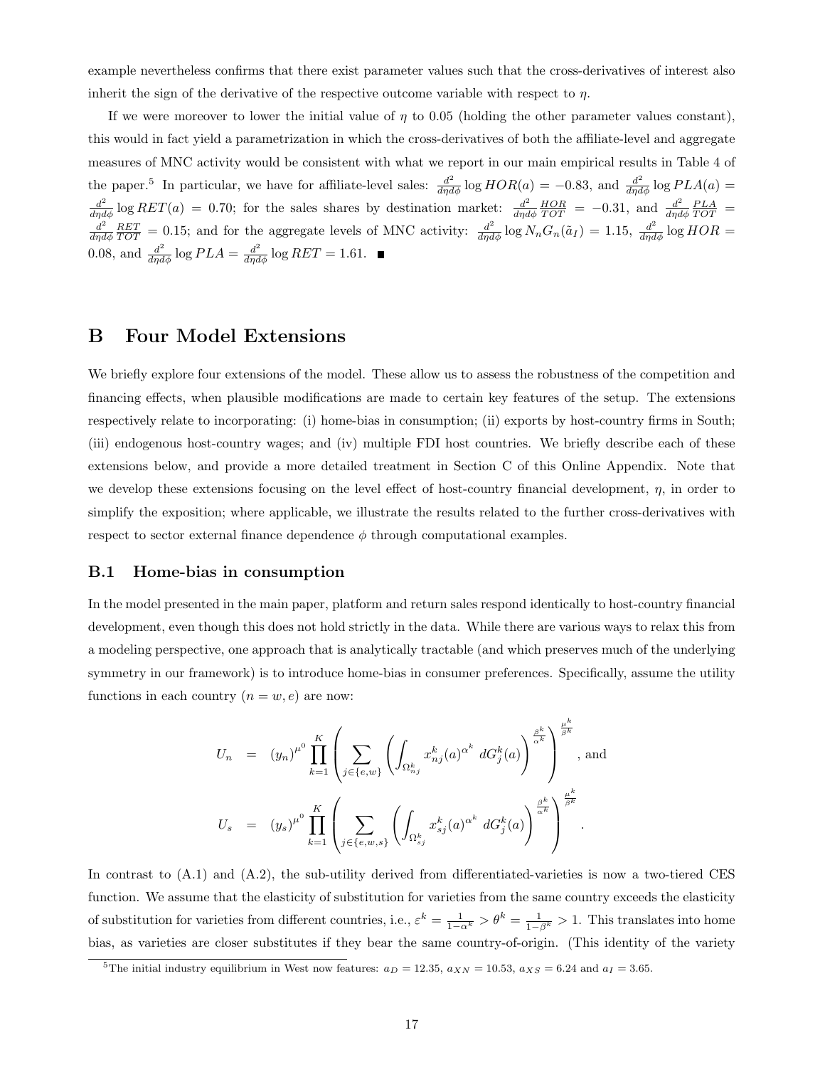example nevertheless confirms that there exist parameter values such that the cross-derivatives of interest also inherit the sign of the derivative of the respective outcome variable with respect to $\eta$.

If we were moreover to lower the initial value of $\eta$ to 0.05 (holding the other parameter values constant), this would in fact yield a parametrization in which the cross-derivatives of both the affiliate-level and aggregate measures of MNC activity would be consistent with what we report in our main empirical results in Table 4 of the paper.[5] In particular, we have for affiliate-level sales: $\frac{d^2}{d\eta d\phi}\log HOR(a) = -0.83$, and $\frac{d^2}{d\eta d\phi}\log PLA(a) = \frac{d^2}{d\eta d\phi}\log RET(a) = 0.70$; for the sales shares by destination market: $\frac{d^2}{d\eta d\phi}\frac{HOR}{TOT} = -0.31$, and $\frac{d^2}{d\eta d\phi}\frac{PLA}{TOT} = \frac{d^2}{d\eta d\phi}\frac{RET}{TOT} = 0.15$; and for the aggregate levels of MNC activity: $\frac{d^2}{d\eta d\phi}\log N_n G_n(\tilde{a}_I) = 1.15$, $\frac{d^2}{d\eta d\phi}\log HOR = 0.08$, and $\frac{d^2}{d\eta d\phi}\log PLA = \frac{d^2}{d\eta d\phi}\log RET = 1.61$. ■

# B Four Model Extensions

We briefly explore four extensions of the model. These allow us to assess the robustness of the competition and financing effects, when plausible modifications are made to certain key features of the setup. The extensions respectively relate to incorporating: (i) home-bias in consumption; (ii) exports by host-country firms in South; (iii) endogenous host-country wages; and (iv) multiple FDI host countries. We briefly describe each of these extensions below, and provide a more detailed treatment in Section C of this Online Appendix. Note that we develop these extensions focusing on the level effect of host-country financial development, $\eta$, in order to simplify the exposition; where applicable, we illustrate the results related to the further cross-derivatives with respect to sector external finance dependence $\phi$ through computational examples.

## B.1 Home-bias in consumption

In the model presented in the main paper, platform and return sales respond identically to host-country financial development, even though this does not hold strictly in the data. While there are various ways to relax this from a modeling perspective, one approach that is analytically tractable (and which preserves much of the underlying symmetry in our framework) is to introduce home-bias in consumer preferences. Specifically, assume the utility functions in each country ($n = w, e$) are now:

$$
\begin{aligned}
U_n &= (y_n)^{\mu^0} \prod_{k=1}^{K} \left( \sum_{j \in \{e,w\}} \left( \int_{\Omega_{nj}^k} x_{nj}^k(a)^{\alpha^k} \, dG_j^k(a) \right)^{\frac{\beta^k}{\alpha^k}} \right)^{\frac{\mu^k}{\beta^k}}, \text{ and} \\
U_s &= (y_s)^{\mu^0} \prod_{k=1}^{K} \left( \sum_{j \in \{e,w,s\}} \left( \int_{\Omega_{sj}^k} x_{sj}^k(a)^{\alpha^k} \, dG_j^k(a) \right)^{\frac{\beta^k}{\alpha^k}} \right)^{\frac{\mu^k}{\beta^k}}.
\end{aligned}
$$

In contrast to (A.1) and (A.2), the sub-utility derived from differentiated-varieties is now a two-tiered CES function. We assume that the elasticity of substitution for varieties from the same country exceeds the elasticity of substitution for varieties from different countries, i.e., $\varepsilon^k = \frac{1}{1-\alpha^k} > \theta^k = \frac{1}{1-\beta^k} > 1$. This translates into home bias, as varieties are closer substitutes if they bear the same country-of-origin. (This identity of the variety

[5] The initial industry equilibrium in West now features: $a_D = 12.35$, $a_{XN} = 10.53$, $a_{XS} = 6.24$ and $a_I = 3.65$.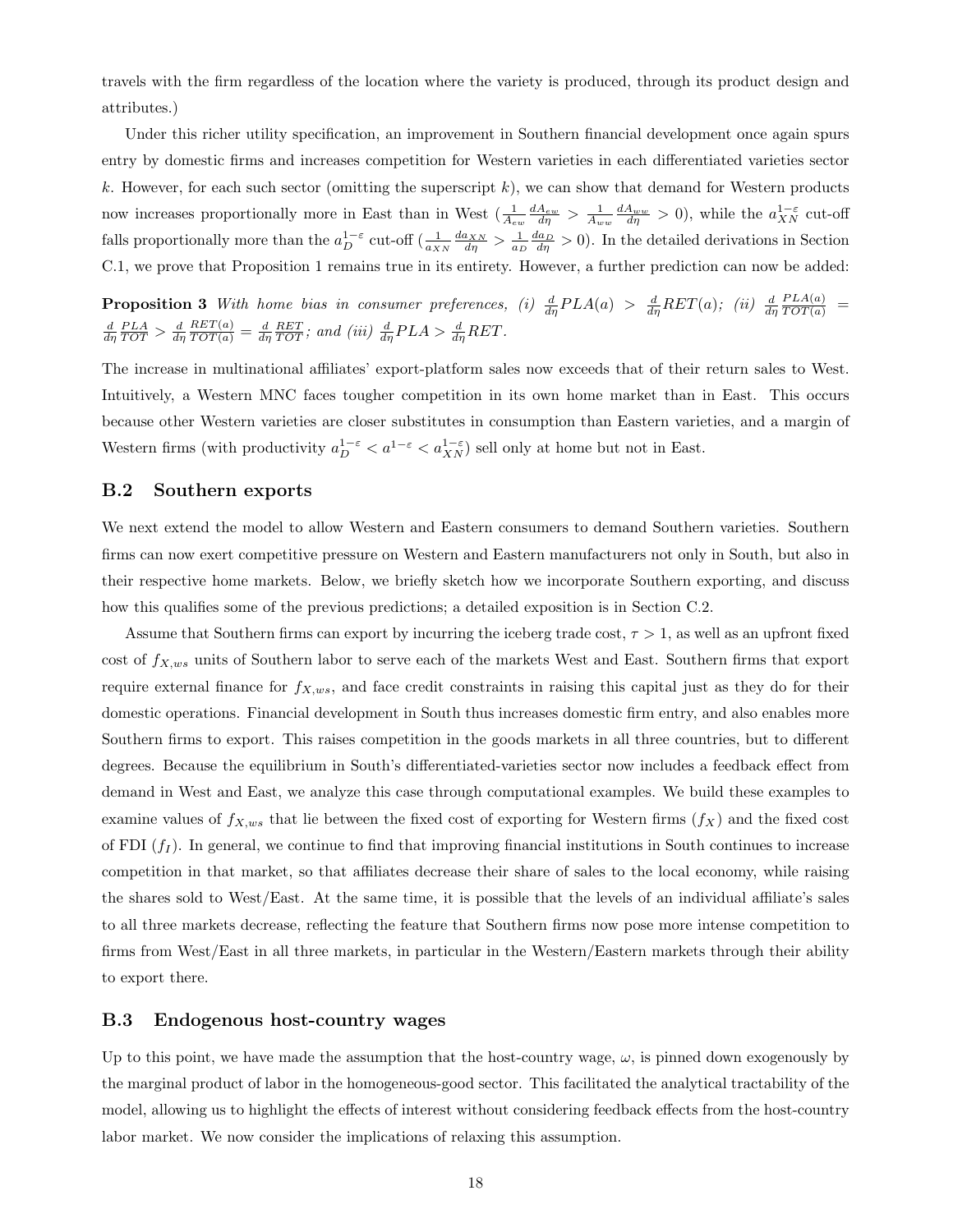travels with the firm regardless of the location where the variety is produced, through its product design and attributes.)

Under this richer utility specification, an improvement in Southern financial development once again spurs entry by domestic firms and increases competition for Western varieties in each differentiated varieties sector $k$. However, for each such sector (omitting the superscript $k$), we can show that demand for Western products now increases proportionally more in East than in West ($\frac{1}{A_{ew}}\frac{dA_{ew}}{d\eta} > \frac{1}{A_{ww}}\frac{dA_{ww}}{d\eta} > 0$), while the $a_{XN}^{1-\varepsilon}$ cut-off falls proportionally more than the $a_D^{1-\varepsilon}$ cut-off ($\frac{1}{a_{XN}}\frac{da_{XN}}{d\eta} > \frac{1}{a_D}\frac{da_D}{d\eta} > 0$). In the detailed derivations in Section C.1, we prove that Proposition 1 remains true in its entirety. However, a further prediction can now be added:

**Proposition 3** *With home bias in consumer preferences, (i)* $\frac{d}{d\eta}PLA(a) > \frac{d}{d\eta}RET(a)$*; (ii)* $\frac{d}{d\eta}\frac{PLA(a)}{TOT(a)} = \frac{d}{d\eta}\frac{PLA}{TOT} > \frac{d}{d\eta}\frac{RET(a)}{TOT(a)} = \frac{d}{d\eta}\frac{RET}{TOT}$*; and (iii)* $\frac{d}{d\eta}PLA > \frac{d}{d\eta}RET$.

The increase in multinational affiliates' export-platform sales now exceeds that of their return sales to West. Intuitively, a Western MNC faces tougher competition in its own home market than in East. This occurs because other Western varieties are closer substitutes in consumption than Eastern varieties, and a margin of Western firms (with productivity $a_D^{1-\varepsilon} < a^{1-\varepsilon} < a_{XN}^{1-\varepsilon}$) sell only at home but not in East.

## B.2 Southern exports

We next extend the model to allow Western and Eastern consumers to demand Southern varieties. Southern firms can now exert competitive pressure on Western and Eastern manufacturers not only in South, but also in their respective home markets. Below, we briefly sketch how we incorporate Southern exporting, and discuss how this qualifies some of the previous predictions; a detailed exposition is in Section C.2.

Assume that Southern firms can export by incurring the iceberg trade cost, $\tau > 1$, as well as an upfront fixed cost of $f_{X,ws}$ units of Southern labor to serve each of the markets West and East. Southern firms that export require external finance for $f_{X,ws}$, and face credit constraints in raising this capital just as they do for their domestic operations. Financial development in South thus increases domestic firm entry, and also enables more Southern firms to export. This raises competition in the goods markets in all three countries, but to different degrees. Because the equilibrium in South's differentiated-varieties sector now includes a feedback effect from demand in West and East, we analyze this case through computational examples. We build these examples to examine values of $f_{X,ws}$ that lie between the fixed cost of exporting for Western firms ($f_X$) and the fixed cost of FDI ($f_I$). In general, we continue to find that improving financial institutions in South continues to increase competition in that market, so that affiliates decrease their share of sales to the local economy, while raising the shares sold to West/East. At the same time, it is possible that the levels of an individual affiliate's sales to all three markets decrease, reflecting the feature that Southern firms now pose more intense competition to firms from West/East in all three markets, in particular in the Western/Eastern markets through their ability to export there.

## B.3 Endogenous host-country wages

Up to this point, we have made the assumption that the host-country wage, $\omega$, is pinned down exogenously by the marginal product of labor in the homogeneous-good sector. This facilitated the analytical tractability of the model, allowing us to highlight the effects of interest without considering feedback effects from the host-country labor market. We now consider the implications of relaxing this assumption.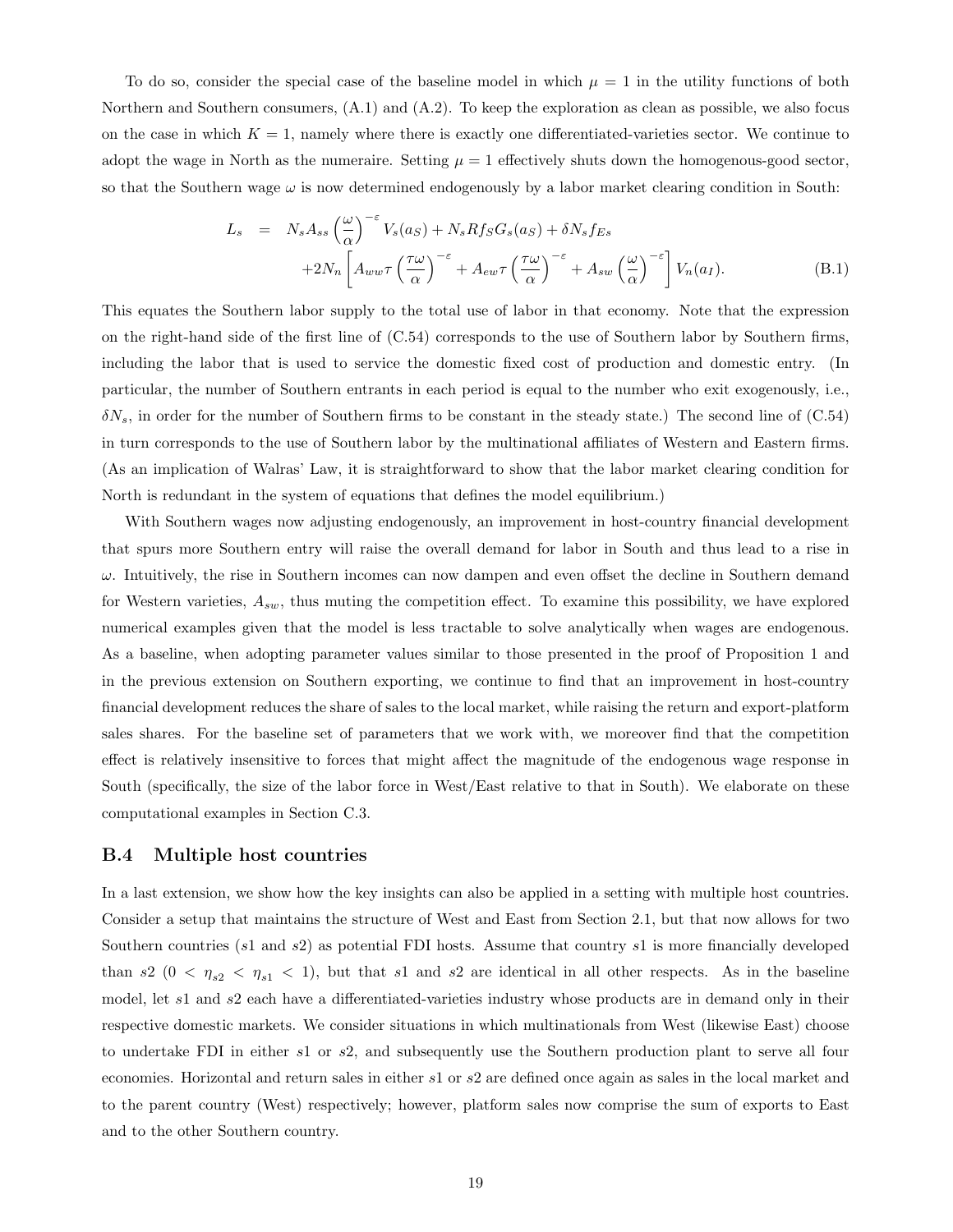To do so, consider the special case of the baseline model in which $\mu = 1$ in the utility functions of both Northern and Southern consumers, (A.1) and (A.2). To keep the exploration as clean as possible, we also focus on the case in which $K = 1$, namely where there is exactly one differentiated-varieties sector. We continue to adopt the wage in North as the numeraire. Setting $\mu = 1$ effectively shuts down the homogenous-good sector, so that the Southern wage $\omega$ is now determined endogenously by a labor market clearing condition in South:

$$
\begin{aligned}
L_s \;\; &= \;\; N_s A_{ss} \left(\frac{\omega}{\alpha}\right)^{-\varepsilon} V_s(a_S) + N_s R f_S G_s(a_S) + \delta N_s f_{Es} \\
&\quad + 2N_n \left[ A_{ww} \tau \left(\frac{\tau\omega}{\alpha}\right)^{-\varepsilon} + A_{ew} \tau \left(\frac{\tau\omega}{\alpha}\right)^{-\varepsilon} + A_{sw} \left(\frac{\omega}{\alpha}\right)^{-\varepsilon} \right] V_n(a_I). \qquad \text{(B.1)}
\end{aligned}
$$

This equates the Southern labor supply to the total use of labor in that economy. Note that the expression on the right-hand side of the first line of (C.54) corresponds to the use of Southern labor by Southern firms, including the labor that is used to service the domestic fixed cost of production and domestic entry. (In particular, the number of Southern entrants in each period is equal to the number who exit exogenously, i.e., $\delta N_s$, in order for the number of Southern firms to be constant in the steady state.) The second line of (C.54) in turn corresponds to the use of Southern labor by the multinational affiliates of Western and Eastern firms. (As an implication of Walras' Law, it is straightforward to show that the labor market clearing condition for North is redundant in the system of equations that defines the model equilibrium.)

With Southern wages now adjusting endogenously, an improvement in host-country financial development that spurs more Southern entry will raise the overall demand for labor in South and thus lead to a rise in $\omega$. Intuitively, the rise in Southern incomes can now dampen and even offset the decline in Southern demand for Western varieties, $A_{sw}$, thus muting the competition effect. To examine this possibility, we have explored numerical examples given that the model is less tractable to solve analytically when wages are endogenous. As a baseline, when adopting parameter values similar to those presented in the proof of Proposition 1 and in the previous extension on Southern exporting, we continue to find that an improvement in host-country financial development reduces the share of sales to the local market, while raising the return and export-platform sales shares. For the baseline set of parameters that we work with, we moreover find that the competition effect is relatively insensitive to forces that might affect the magnitude of the endogenous wage response in South (specifically, the size of the labor force in West/East relative to that in South). We elaborate on these computational examples in Section C.3.

## B.4 Multiple host countries

In a last extension, we show how the key insights can also be applied in a setting with multiple host countries. Consider a setup that maintains the structure of West and East from Section 2.1, but that now allows for two Southern countries ($s1$ and $s2$) as potential FDI hosts. Assume that country $s1$ is more financially developed than $s2$ ($0 < \eta_{s2} < \eta_{s1} < 1$), but that $s1$ and $s2$ are identical in all other respects. As in the baseline model, let $s1$ and $s2$ each have a differentiated-varieties industry whose products are in demand only in their respective domestic markets. We consider situations in which multinationals from West (likewise East) choose to undertake FDI in either $s1$ or $s2$, and subsequently use the Southern production plant to serve all four economies. Horizontal and return sales in either $s1$ or $s2$ are defined once again as sales in the local market and to the parent country (West) respectively; however, platform sales now comprise the sum of exports to East and to the other Southern country.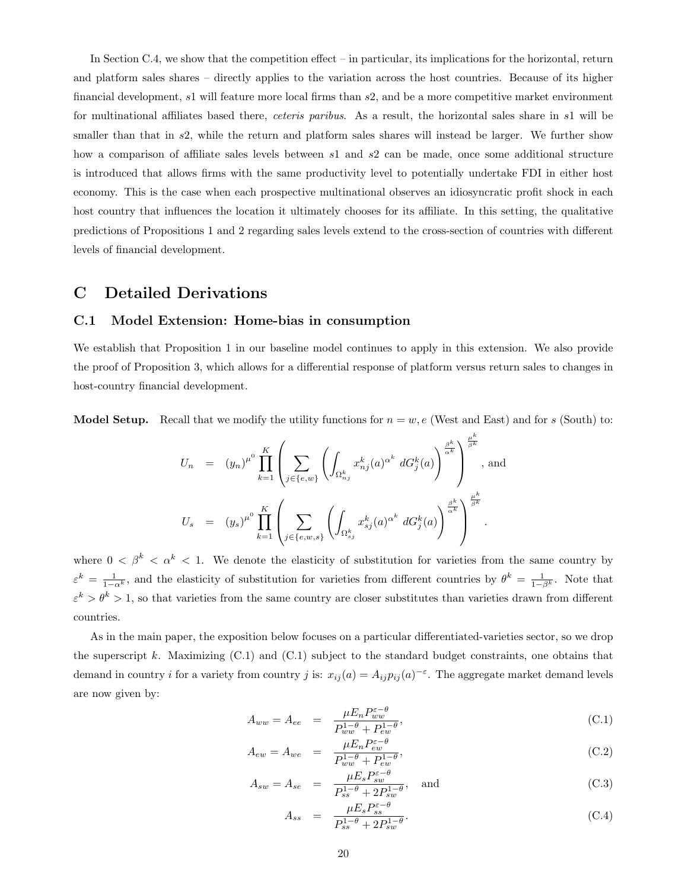In Section C.4, we show that the competition effect – in particular, its implications for the horizontal, return and platform sales shares – directly applies to the variation across the host countries. Because of its higher financial development, $s1$ will feature more local firms than $s2$, and be a more competitive market environment for multinational affiliates based there, *ceteris paribus*. As a result, the horizontal sales share in $s1$ will be smaller than that in $s2$, while the return and platform sales shares will instead be larger. We further show how a comparison of affiliate sales levels between $s1$ and $s2$ can be made, once some additional structure is introduced that allows firms with the same productivity level to potentially undertake FDI in either host economy. This is the case when each prospective multinational observes an idiosyncratic profit shock in each host country that influences the location it ultimately chooses for its affiliate. In this setting, the qualitative predictions of Propositions 1 and 2 regarding sales levels extend to the cross-section of countries with different levels of financial development.

# C Detailed Derivations

## C.1 Model Extension: Home-bias in consumption

We establish that Proposition 1 in our baseline model continues to apply in this extension. We also provide the proof of Proposition 3, which allows for a differential response of platform versus return sales to changes in host-country financial development.

**Model Setup.** Recall that we modify the utility functions for $n = w, e$ (West and East) and for $s$ (South) to:

$$U_n = (y_n)^{\mu^0} \prod_{k=1}^{K} \left( \sum_{j \in \{e,w\}} \left( \int_{\Omega_{nj}^k} x_{nj}^k(a)^{\alpha^k} \, dG_j^k(a) \right)^{\frac{\beta^k}{\alpha^k}} \right)^{\frac{\mu^k}{\beta^k}}, \text{ and}$$

$$U_s = (y_s)^{\mu^0} \prod_{k=1}^{K} \left( \sum_{j \in \{e,w,s\}} \left( \int_{\Omega_{sj}^k} x_{sj}^k(a)^{\alpha^k} \, dG_j^k(a) \right)^{\frac{\beta^k}{\alpha^k}} \right)^{\frac{\mu^k}{\beta^k}}.$$

where $0 < \beta^k < \alpha^k < 1$. We denote the elasticity of substitution for varieties from the same country by $\varepsilon^k = \frac{1}{1-\alpha^k}$, and the elasticity of substitution for varieties from different countries by $\theta^k = \frac{1}{1-\beta^k}$. Note that $\varepsilon^k > \theta^k > 1$, so that varieties from the same country are closer substitutes than varieties drawn from different countries.

As in the main paper, the exposition below focuses on a particular differentiated-varieties sector, so we drop the superscript $k$. Maximizing (C.1) and (C.1) subject to the standard budget constraints, one obtains that demand in country $i$ for a variety from country $j$ is: $x_{ij}(a) = A_{ij} p_{ij}(a)^{-\varepsilon}$. The aggregate market demand levels are now given by:

$$A_{ww} = A_{ee} = \frac{\mu E_n P_{ww}^{\varepsilon-\theta}}{P_{ww}^{1-\theta} + P_{ew}^{1-\theta}}, \tag{C.1}$$

$$A_{ew} = A_{we} = \frac{\mu E_n P_{ew}^{\varepsilon-\theta}}{P_{ww}^{1-\theta} + P_{ew}^{1-\theta}}, \tag{C.2}$$

$$A_{sw} = A_{se} = \frac{\mu E_s P_{sw}^{\varepsilon-\theta}}{P_{ss}^{1-\theta} + 2P_{sw}^{1-\theta}}, \quad \text{and} \tag{C.3}$$

$$A_{ss} = \frac{\mu E_s P_{ss}^{\varepsilon-\theta}}{P_{ss}^{1-\theta} + 2P_{sw}^{1-\theta}}. \tag{C.4}$$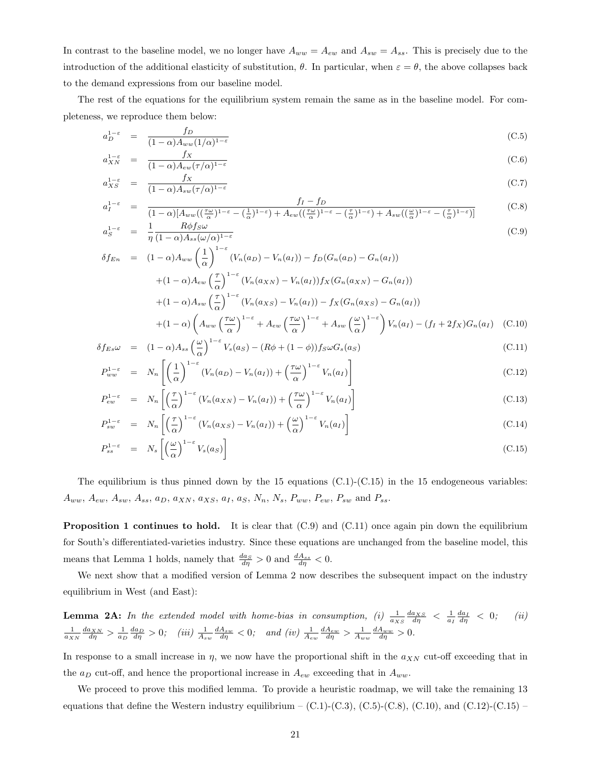In contrast to the baseline model, we no longer have $A_{ww} = A_{ew}$ and $A_{sw} = A_{ss}$. This is precisely due to the introduction of the additional elasticity of substitution, $\theta$. In particular, when $\varepsilon = \theta$, the above collapses back to the demand expressions from our baseline model.

The rest of the equations for the equilibrium system remain the same as in the baseline model. For completeness, we reproduce them below:

$$a_D^{1-\varepsilon} = \frac{f_D}{(1-\alpha)A_{ww}(1/\alpha)^{1-\varepsilon}} \tag{C.5}$$

$$a_{XN}^{1-\varepsilon} = \frac{f_X}{(1-\alpha)A_{ew}(\tau/\alpha)^{1-\varepsilon}} \tag{C.6}$$

$$a_{XS}^{1-\varepsilon} = \frac{f_X}{(1-\alpha)A_{sw}(\tau/\alpha)^{1-\varepsilon}} \tag{C.7}$$

$$a_I^{1-\varepsilon} = \frac{f_I - f_D}{(1-\alpha)[A_{ww}((\frac{\tau\omega}{\alpha})^{1-\varepsilon} - (\frac{1}{\alpha})^{1-\varepsilon}) + A_{ew}((\frac{\tau\omega}{\alpha})^{1-\varepsilon} - (\frac{\tau}{\alpha})^{1-\varepsilon}) + A_{sw}((\frac{\omega}{\alpha})^{1-\varepsilon} - (\frac{\tau}{\alpha})^{1-\varepsilon})]} \tag{C.8}$$

$$a_S^{1-\varepsilon} = \frac{1}{\eta}\frac{R\phi f_S \omega}{(1-\alpha)A_{ss}(\omega/\alpha)^{1-\varepsilon}} \tag{C.9}$$

$$\begin{aligned}
\delta f_{En} = {} & (1-\alpha)A_{ww}\left(\frac{1}{\alpha}\right)^{1-\varepsilon}(V_n(a_D) - V_n(a_I)) - f_D(G_n(a_D) - G_n(a_I)) \\
& + (1-\alpha)A_{ew}\left(\frac{\tau}{\alpha}\right)^{1-\varepsilon}(V_n(a_{XN}) - V_n(a_I)) f_X(G_n(a_{XN}) - G_n(a_I)) \\
& + (1-\alpha)A_{sw}\left(\frac{\tau}{\alpha}\right)^{1-\varepsilon}(V_n(a_{XS}) - V_n(a_I)) - f_X(G_n(a_{XS}) - G_n(a_I)) \\
& + (1-\alpha)\left(A_{ww}\left(\frac{\tau\omega}{\alpha}\right)^{1-\varepsilon} + A_{ew}\left(\frac{\tau\omega}{\alpha}\right)^{1-\varepsilon} + A_{sw}\left(\frac{\omega}{\alpha}\right)^{1-\varepsilon}\right)V_n(a_I) - (f_I + 2f_X)G_n(a_I)
\end{aligned} \tag{C.10}$$

$$\delta f_{Es}\omega = (1-\alpha)A_{ss}\left(\frac{\omega}{\alpha}\right)^{1-\varepsilon}V_s(a_S) - (R\phi + (1-\phi))f_S\omega G_s(a_S) \tag{C.11}$$

$$P_{ww}^{1-\varepsilon} = N_n\left[\left(\frac{1}{\alpha}\right)^{1-\varepsilon}(V_n(a_D) - V_n(a_I)) + \left(\frac{\tau\omega}{\alpha}\right)^{1-\varepsilon}V_n(a_I)\right] \tag{C.12}$$

$$P_{ew}^{1-\varepsilon} = N_n\left[\left(\frac{\tau}{\alpha}\right)^{1-\varepsilon}(V_n(a_{XN}) - V_n(a_I)) + \left(\frac{\tau\omega}{\alpha}\right)^{1-\varepsilon}V_n(a_I)\right] \tag{C.13}$$

$$P_{sw}^{1-\varepsilon} = N_n\left[\left(\frac{\tau}{\alpha}\right)^{1-\varepsilon}(V_n(a_{XS}) - V_n(a_I)) + \left(\frac{\omega}{\alpha}\right)^{1-\varepsilon}V_n(a_I)\right] \tag{C.14}$$

$$P_{ss}^{1-\varepsilon} = N_s\left[\left(\frac{\omega}{\alpha}\right)^{1-\varepsilon}V_s(a_S)\right] \tag{C.15}$$

The equilibrium is thus pinned down by the 15 equations (C.1)-(C.15) in the 15 endogeneous variables: $A_{ww}$, $A_{ew}$, $A_{sw}$, $A_{ss}$, $a_D$, $a_{XN}$, $a_{XS}$, $a_I$, $a_S$, $N_n$, $N_s$, $P_{ww}$, $P_{ew}$, $P_{sw}$ and $P_{ss}$.

**Proposition 1 continues to hold.** It is clear that (C.9) and (C.11) once again pin down the equilibrium for South's differentiated-varieties industry. Since these equations are unchanged from the baseline model, this means that Lemma 1 holds, namely that $\frac{da_S}{d\eta} > 0$ and $\frac{dA_{ss}}{d\eta} < 0$.

We next show that a modified version of Lemma 2 now describes the subsequent impact on the industry equilibrium in West (and East):

**Lemma 2A:** *In the extended model with home-bias in consumption, (i)* $\frac{1}{a_{XS}}\frac{da_{XS}}{d\eta} < \frac{1}{a_I}\frac{da_I}{d\eta} < 0$*; (ii)* $\frac{1}{a_{XN}}\frac{da_{XN}}{d\eta} > \frac{1}{a_D}\frac{da_D}{d\eta} > 0$*; (iii)* $\frac{1}{A_{sw}}\frac{dA_{sw}}{d\eta} < 0$*; and (iv)* $\frac{1}{A_{ew}}\frac{dA_{ew}}{d\eta} > \frac{1}{A_{ww}}\frac{dA_{ww}}{d\eta} > 0$.

In response to a small increase in $\eta$, we now have the proportional shift in the $a_{XN}$ cut-off exceeding that in the $a_D$ cut-off, and hence the proportional increase in $A_{ew}$ exceeding that in $A_{ww}$.

We proceed to prove this modified lemma. To provide a heuristic roadmap, we will take the remaining 13 equations that define the Western industry equilibrium – (C.1)-(C.3), (C.5)-(C.8), (C.10), and (C.12)-(C.15) –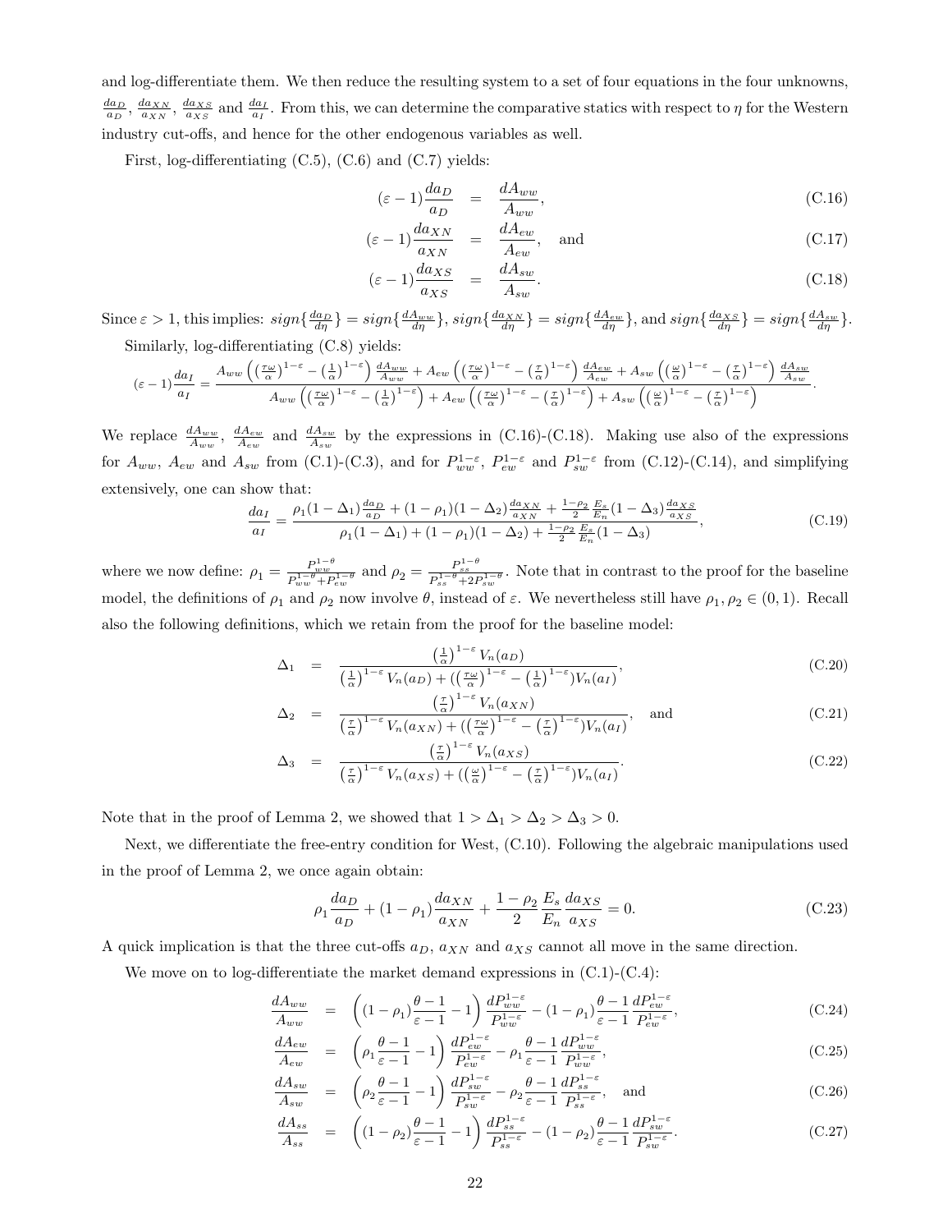and log-differentiate them. We then reduce the resulting system to a set of four equations in the four unknowns, $\frac{da_D}{a_D}$, $\frac{da_{XN}}{a_{XN}}$, $\frac{da_{XS}}{a_{XS}}$ and $\frac{da_I}{a_I}$. From this, we can determine the comparative statics with respect to $\eta$ for the Western industry cut-offs, and hence for the other endogenous variables as well.

First, log-differentiating (C.5), (C.6) and (C.7) yields:

$$(\varepsilon-1)\frac{da_D}{a_D} = \frac{dA_{ww}}{A_{ww}}, \tag{C.16}$$

$$(\varepsilon-1)\frac{da_{XN}}{a_{XN}} = \frac{dA_{ew}}{A_{ew}}, \quad \text{and} \tag{C.17}$$

$$(\varepsilon-1)\frac{da_{XS}}{a_{XS}} = \frac{dA_{sw}}{A_{sw}}. \tag{C.18}$$

Since $\varepsilon > 1$, this implies: $sign\{\frac{da_D}{d\eta}\} = sign\{\frac{dA_{ww}}{d\eta}\}$, $sign\{\frac{da_{XN}}{d\eta}\} = sign\{\frac{dA_{ew}}{d\eta}\}$, and $sign\{\frac{da_{XS}}{d\eta}\} = sign\{\frac{dA_{sw}}{d\eta}\}$.

Similarly, log-differentiating (C.8) yields:

$$(\varepsilon-1)\frac{da_I}{a_I} = \frac{A_{ww}\left(\left(\frac{\tau\omega}{\alpha}\right)^{1-\varepsilon} - \left(\frac{1}{\alpha}\right)^{1-\varepsilon}\right)\frac{dA_{ww}}{A_{ww}} + A_{ew}\left(\left(\frac{\tau\omega}{\alpha}\right)^{1-\varepsilon} - \left(\frac{\tau}{\alpha}\right)^{1-\varepsilon}\right)\frac{dA_{ew}}{A_{ew}} + A_{sw}\left(\left(\frac{\omega}{\alpha}\right)^{1-\varepsilon} - \left(\frac{\tau}{\alpha}\right)^{1-\varepsilon}\right)\frac{dA_{sw}}{A_{sw}}}{A_{ww}\left(\left(\frac{\tau\omega}{\alpha}\right)^{1-\varepsilon} - \left(\frac{1}{\alpha}\right)^{1-\varepsilon}\right) + A_{ew}\left(\left(\frac{\tau\omega}{\alpha}\right)^{1-\varepsilon} - \left(\frac{\tau}{\alpha}\right)^{1-\varepsilon}\right) + A_{sw}\left(\left(\frac{\omega}{\alpha}\right)^{1-\varepsilon} - \left(\frac{\tau}{\alpha}\right)^{1-\varepsilon}\right)}.$$

We replace $\frac{dA_{ww}}{A_{ww}}$, $\frac{dA_{ew}}{A_{ew}}$ and $\frac{dA_{sw}}{A_{sw}}$ by the expressions in (C.16)-(C.18). Making use also of the expressions for $A_{ww}$, $A_{ew}$ and $A_{sw}$ from (C.1)-(C.3), and for $P_{ww}^{1-\varepsilon}$, $P_{ew}^{1-\varepsilon}$ and $P_{sw}^{1-\varepsilon}$ from (C.12)-(C.14), and simplifying extensively, one can show that:

$$\frac{da_I}{a_I} = \frac{\rho_1(1-\Delta_1)\frac{da_D}{a_D} + (1-\rho_1)(1-\Delta_2)\frac{da_{XN}}{a_{XN}} + \frac{1-\rho_2}{2}\frac{E_s}{E_n}(1-\Delta_3)\frac{da_{XS}}{a_{XS}}}{\rho_1(1-\Delta_1) + (1-\rho_1)(1-\Delta_2) + \frac{1-\rho_2}{2}\frac{E_s}{E_n}(1-\Delta_3)}, \tag{C.19}$$

where we now define: $\rho_1 = \frac{P_{ww}^{1-\theta}}{P_{ww}^{1-\theta}+P_{ew}^{1-\theta}}$ and $\rho_2 = \frac{P_{ss}^{1-\theta}}{P_{ss}^{1-\theta}+2P_{sw}^{1-\theta}}$. Note that in contrast to the proof for the baseline model, the definitions of $\rho_1$ and $\rho_2$ now involve $\theta$, instead of $\varepsilon$. We nevertheless still have $\rho_1, \rho_2 \in (0,1)$. Recall also the following definitions, which we retain from the proof for the baseline model:

$$\Delta_1 = \frac{\left(\frac{1}{\alpha}\right)^{1-\varepsilon}V_n(a_D)}{\left(\frac{1}{\alpha}\right)^{1-\varepsilon}V_n(a_D) + (\left(\frac{\tau\omega}{\alpha}\right)^{1-\varepsilon} - \left(\frac{1}{\alpha}\right)^{1-\varepsilon})V_n(a_I)}, \tag{C.20}$$

$$\Delta_2 = \frac{\left(\frac{\tau}{\alpha}\right)^{1-\varepsilon}V_n(a_{XN})}{\left(\frac{\tau}{\alpha}\right)^{1-\varepsilon}V_n(a_{XN}) + (\left(\frac{\tau\omega}{\alpha}\right)^{1-\varepsilon} - \left(\frac{\tau}{\alpha}\right)^{1-\varepsilon})V_n(a_I)}, \quad \text{and} \tag{C.21}$$

$$\Delta_3 = \frac{\left(\frac{\tau}{\alpha}\right)^{1-\varepsilon}V_n(a_{XS})}{\left(\frac{\tau}{\alpha}\right)^{1-\varepsilon}V_n(a_{XS}) + (\left(\frac{\omega}{\alpha}\right)^{1-\varepsilon} - \left(\frac{\tau}{\alpha}\right)^{1-\varepsilon})V_n(a_I)}. \tag{C.22}$$

Note that in the proof of Lemma 2, we showed that $1 > \Delta_1 > \Delta_2 > \Delta_3 > 0$.

Next, we differentiate the free-entry condition for West, (C.10). Following the algebraic manipulations used in the proof of Lemma 2, we once again obtain:

$$\rho_1\frac{da_D}{a_D} + (1-\rho_1)\frac{da_{XN}}{a_{XN}} + \frac{1-\rho_2}{2}\frac{E_s}{E_n}\frac{da_{XS}}{a_{XS}} = 0. \tag{C.23}$$

A quick implication is that the three cut-offs $a_D$, $a_{XN}$ and $a_{XS}$ cannot all move in the same direction.

We move on to log-differentiate the market demand expressions in (C.1)-(C.4):

$$\frac{dA_{ww}}{A_{ww}} = \left((1-\rho_1)\frac{\theta-1}{\varepsilon-1} - 1\right)\frac{dP_{ww}^{1-\varepsilon}}{P_{ww}^{1-\varepsilon}} - (1-\rho_1)\frac{\theta-1}{\varepsilon-1}\frac{dP_{ew}^{1-\varepsilon}}{P_{ew}^{1-\varepsilon}}, \tag{C.24}$$

$$\frac{dA_{ew}}{A_{ew}} = \left(\rho_1\frac{\theta-1}{\varepsilon-1} - 1\right)\frac{dP_{ew}^{1-\varepsilon}}{P_{ew}^{1-\varepsilon}} - \rho_1\frac{\theta-1}{\varepsilon-1}\frac{dP_{ww}^{1-\varepsilon}}{P_{ww}^{1-\varepsilon}}, \tag{C.25}$$

$$\frac{dA_{sw}}{A_{sw}} = \left(\rho_2\frac{\theta-1}{\varepsilon-1} - 1\right)\frac{dP_{sw}^{1-\varepsilon}}{P_{sw}^{1-\varepsilon}} - \rho_2\frac{\theta-1}{\varepsilon-1}\frac{dP_{ss}^{1-\varepsilon}}{P_{ss}^{1-\varepsilon}}, \quad \text{and} \tag{C.26}$$

$$\frac{dA_{ss}}{A_{ss}} = \left((1-\rho_2)\frac{\theta-1}{\varepsilon-1} - 1\right)\frac{dP_{ss}^{1-\varepsilon}}{P_{ss}^{1-\varepsilon}} - (1-\rho_2)\frac{\theta-1}{\varepsilon-1}\frac{dP_{sw}^{1-\varepsilon}}{P_{sw}^{1-\varepsilon}}. \tag{C.27}$$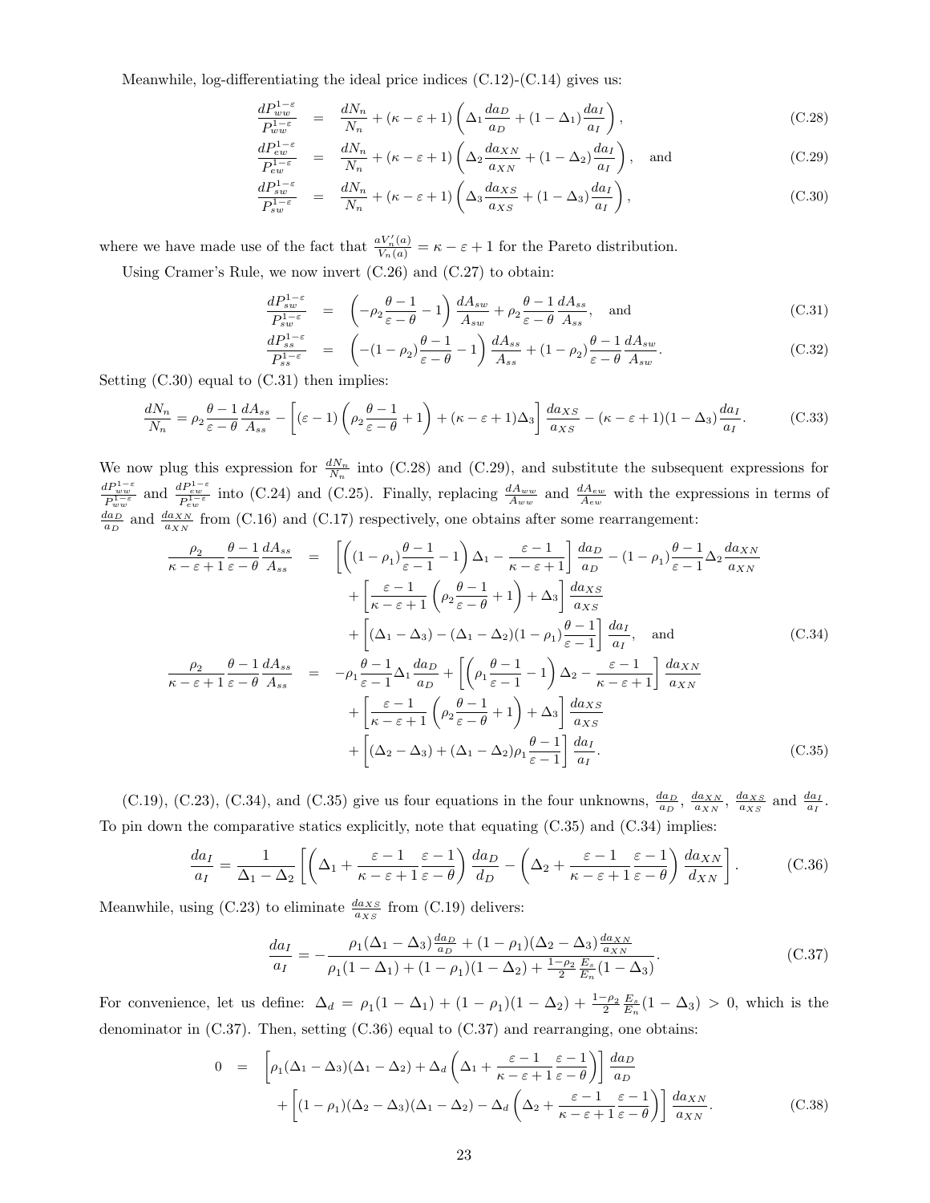Meanwhile, log-differentiating the ideal price indices (C.12)-(C.14) gives us:

$$
\begin{aligned}
\frac{dP_{ww}^{1-\varepsilon}}{P_{ww}^{1-\varepsilon}} &= \frac{dN_n}{N_n} + (\kappa-\varepsilon+1)\left(\Delta_1 \frac{da_D}{a_D} + (1-\Delta_1)\frac{da_I}{a_I}\right), && \text{(C.28)}\\
\frac{dP_{ew}^{1-\varepsilon}}{P_{ew}^{1-\varepsilon}} &= \frac{dN_n}{N_n} + (\kappa-\varepsilon+1)\left(\Delta_2 \frac{da_{XN}}{a_{XN}} + (1-\Delta_2)\frac{da_I}{a_I}\right), \quad \text{and} && \text{(C.29)}\\
\frac{dP_{sw}^{1-\varepsilon}}{P_{sw}^{1-\varepsilon}} &= \frac{dN_n}{N_n} + (\kappa-\varepsilon+1)\left(\Delta_3 \frac{da_{XS}}{a_{XS}} + (1-\Delta_3)\frac{da_I}{a_I}\right), && \text{(C.30)}
\end{aligned}
$$

where we have made use of the fact that $\frac{aV_n'(a)}{V_n(a)} = \kappa - \varepsilon + 1$ for the Pareto distribution.

Using Cramer's Rule, we now invert (C.26) and (C.27) to obtain:

$$
\begin{aligned}
\frac{dP_{sw}^{1-\varepsilon}}{P_{sw}^{1-\varepsilon}} &= \left(-\rho_2\frac{\theta-1}{\varepsilon-\theta} - 1\right)\frac{dA_{sw}}{A_{sw}} + \rho_2\frac{\theta-1}{\varepsilon-\theta}\frac{dA_{ss}}{A_{ss}}, \quad \text{and} && \text{(C.31)}\\
\frac{dP_{ss}^{1-\varepsilon}}{P_{ss}^{1-\varepsilon}} &= \left(-(1-\rho_2)\frac{\theta-1}{\varepsilon-\theta} - 1\right)\frac{dA_{ss}}{A_{ss}} + (1-\rho_2)\frac{\theta-1}{\varepsilon-\theta}\frac{dA_{sw}}{A_{sw}}. && \text{(C.32)}
\end{aligned}
$$

Setting (C.30) equal to (C.31) then implies:

$$
\frac{dN_n}{N_n} = \rho_2\frac{\theta-1}{\varepsilon-\theta}\frac{dA_{ss}}{A_{ss}} - \left[(\varepsilon-1)\left(\rho_2\frac{\theta-1}{\varepsilon-\theta}+1\right) + (\kappa-\varepsilon+1)\Delta_3\right]\frac{da_{XS}}{a_{XS}} - (\kappa-\varepsilon+1)(1-\Delta_3)\frac{da_I}{a_I}. \quad \text{(C.33)}
$$

We now plug this expression for $\frac{dN_n}{N_n}$ into (C.28) and (C.29), and substitute the subsequent expressions for $\frac{dP_{ww}^{1-\varepsilon}}{P_{ww}^{1-\varepsilon}}$ and $\frac{dP_{ew}^{1-\varepsilon}}{P_{ew}^{1-\varepsilon}}$ into (C.24) and (C.25). Finally, replacing $\frac{dA_{ww}}{A_{ww}}$ and $\frac{dA_{ew}}{A_{ew}}$ with the expressions in terms of $\frac{da_D}{a_D}$ and $\frac{da_{XN}}{a_{XN}}$ from (C.16) and (C.17) respectively, one obtains after some rearrangement:

$$
\begin{aligned}
\frac{\rho_2}{\kappa-\varepsilon+1}\frac{\theta-1}{\varepsilon-\theta}\frac{dA_{ss}}{A_{ss}} &= \left[\left((1-\rho_1)\frac{\theta-1}{\varepsilon-1}-1\right)\Delta_1 - \frac{\varepsilon-1}{\kappa-\varepsilon+1}\right]\frac{da_D}{a_D} - (1-\rho_1)\frac{\theta-1}{\varepsilon-1}\Delta_2\frac{da_{XN}}{a_{XN}}\\
&\quad + \left[\frac{\varepsilon-1}{\kappa-\varepsilon+1}\left(\rho_2\frac{\theta-1}{\varepsilon-\theta}+1\right)+\Delta_3\right]\frac{da_{XS}}{a_{XS}}\\
&\quad + \left[(\Delta_1-\Delta_3) - (\Delta_1-\Delta_2)(1-\rho_1)\frac{\theta-1}{\varepsilon-1}\right]\frac{da_I}{a_I}, \quad \text{and} && \text{(C.34)}\\
\frac{\rho_2}{\kappa-\varepsilon+1}\frac{\theta-1}{\varepsilon-\theta}\frac{dA_{ss}}{A_{ss}} &= -\rho_1\frac{\theta-1}{\varepsilon-1}\Delta_1\frac{da_D}{a_D} + \left[\left(\rho_1\frac{\theta-1}{\varepsilon-1}-1\right)\Delta_2 - \frac{\varepsilon-1}{\kappa-\varepsilon+1}\right]\frac{da_{XN}}{a_{XN}}\\
&\quad + \left[\frac{\varepsilon-1}{\kappa-\varepsilon+1}\left(\rho_2\frac{\theta-1}{\varepsilon-\theta}+1\right)+\Delta_3\right]\frac{da_{XS}}{a_{XS}}\\
&\quad + \left[(\Delta_2-\Delta_3) + (\Delta_1-\Delta_2)\rho_1\frac{\theta-1}{\varepsilon-1}\right]\frac{da_I}{a_I}. && \text{(C.35)}
\end{aligned}
$$

(C.19), (C.23), (C.34), and (C.35) give us four equations in the four unknowns, $\frac{da_D}{a_D}$, $\frac{da_{XN}}{a_{XN}}$, $\frac{da_{XS}}{a_{XS}}$ and $\frac{da_I}{a_I}$. To pin down the comparative statics explicitly, note that equating (C.35) and (C.34) implies:

$$
\frac{da_I}{a_I} = \frac{1}{\Delta_1-\Delta_2}\left[\left(\Delta_1 + \frac{\varepsilon-1}{\kappa-\varepsilon+1}\frac{\varepsilon-1}{\varepsilon-\theta}\right)\frac{da_D}{d_D} - \left(\Delta_2 + \frac{\varepsilon-1}{\kappa-\varepsilon+1}\frac{\varepsilon-1}{\varepsilon-\theta}\right)\frac{da_{XN}}{d_{XN}}\right]. \quad \text{(C.36)}
$$

Meanwhile, using (C.23) to eliminate $\frac{da_{XS}}{a_{XS}}$ from (C.19) delivers:

$$
\frac{da_I}{a_I} = -\frac{\rho_1(\Delta_1-\Delta_3)\frac{da_D}{a_D} + (1-\rho_1)(\Delta_2-\Delta_3)\frac{da_{XN}}{a_{XN}}}{\rho_1(1-\Delta_1) + (1-\rho_1)(1-\Delta_2) + \frac{1-\rho_2}{2}\frac{E_s}{E_n}(1-\Delta_3)}. \quad \text{(C.37)}
$$

For convenience, let us define: $\Delta_d = \rho_1(1-\Delta_1) + (1-\rho_1)(1-\Delta_2) + \frac{1-\rho_2}{2}\frac{E_s}{E_n}(1-\Delta_3) > 0$, which is the denominator in (C.37). Then, setting (C.36) equal to (C.37) and rearranging, one obtains:

$$
\begin{aligned}
0 &= \left[\rho_1(\Delta_1-\Delta_3)(\Delta_1-\Delta_2) + \Delta_d\left(\Delta_1 + \frac{\varepsilon-1}{\kappa-\varepsilon+1}\frac{\varepsilon-1}{\varepsilon-\theta}\right)\right]\frac{da_D}{a_D}\\
&\quad + \left[(1-\rho_1)(\Delta_2-\Delta_3)(\Delta_1-\Delta_2) - \Delta_d\left(\Delta_2 + \frac{\varepsilon-1}{\kappa-\varepsilon+1}\frac{\varepsilon-1}{\varepsilon-\theta}\right)\right]\frac{da_{XN}}{a_{XN}}. && \text{(C.38)}
\end{aligned}
$$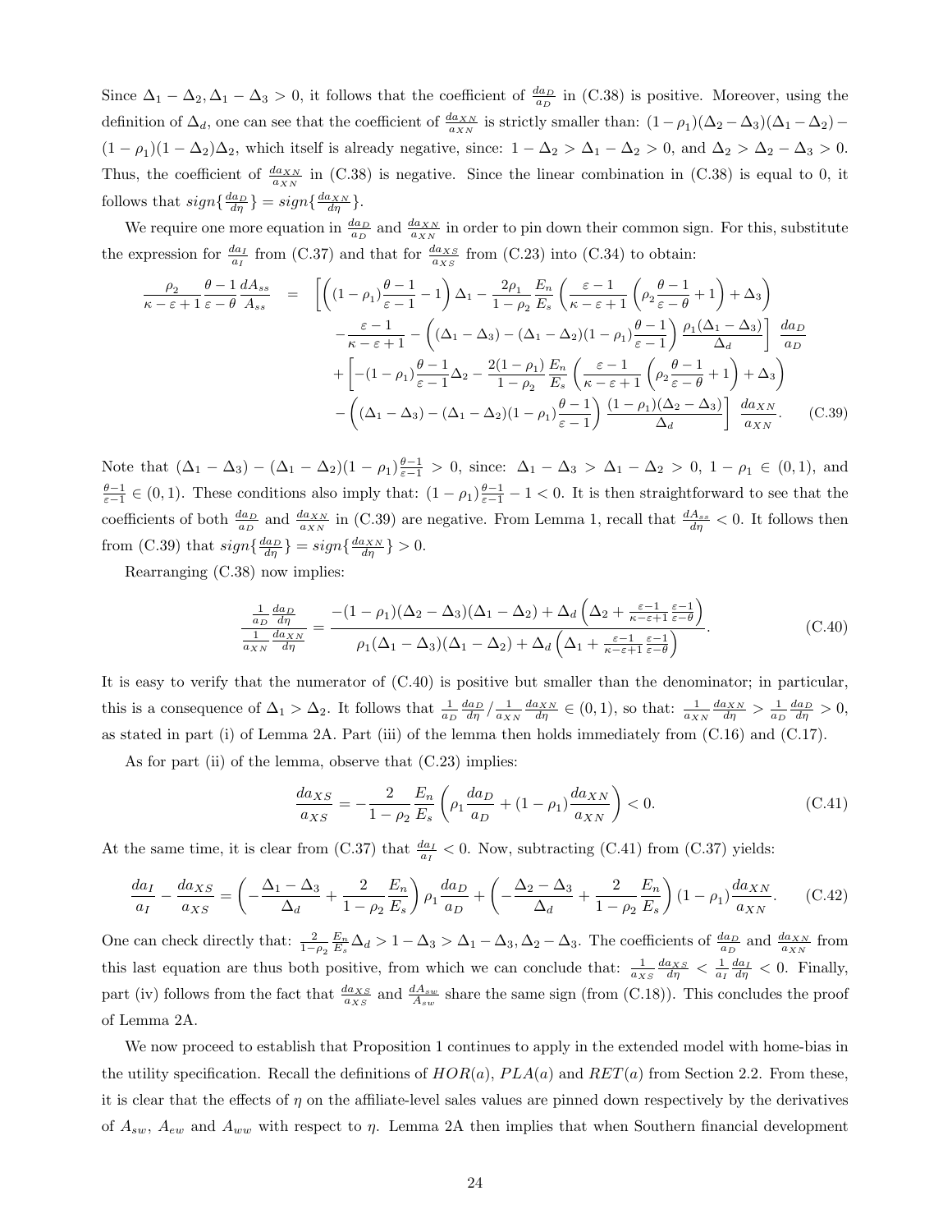Since $\Delta_1 - \Delta_2, \Delta_1 - \Delta_3 > 0$, it follows that the coefficient of $\frac{da_D}{a_D}$ in (C.38) is positive. Moreover, using the definition of $\Delta_d$, one can see that the coefficient of $\frac{da_{XN}}{a_{XN}}$ is strictly smaller than: $(1-\rho_1)(\Delta_2 - \Delta_3)(\Delta_1 - \Delta_2) - (1-\rho_1)(1-\Delta_2)\Delta_2$, which itself is already negative, since: $1 - \Delta_2 > \Delta_1 - \Delta_2 > 0$, and $\Delta_2 > \Delta_2 - \Delta_3 > 0$. Thus, the coefficient of $\frac{da_{XN}}{a_{XN}}$ in (C.38) is negative. Since the linear combination in (C.38) is equal to 0, it follows that $sign\{\frac{da_D}{d\eta}\} = sign\{\frac{da_{XN}}{d\eta}\}$.

We require one more equation in $\frac{da_D}{a_D}$ and $\frac{da_{XN}}{a_{XN}}$ in order to pin down their common sign. For this, substitute the expression for $\frac{da_I}{a_I}$ from (C.37) and that for $\frac{da_{XS}}{a_{XS}}$ from (C.23) into (C.34) to obtain:

$$
\begin{aligned}
\frac{\rho_2}{\kappa-\varepsilon+1}\frac{\theta-1}{\varepsilon-\theta}\frac{dA_{ss}}{A_{ss}} \;=\; & \Bigg[\left((1-\rho_1)\frac{\theta-1}{\varepsilon-1}-1\right)\Delta_1 - \frac{2\rho_1}{1-\rho_2}\frac{E_n}{E_s}\left(\frac{\varepsilon-1}{\kappa-\varepsilon+1}\left(\rho_2\frac{\theta-1}{\varepsilon-\theta}+1\right)+\Delta_3\right) \\
& -\frac{\varepsilon-1}{\kappa-\varepsilon+1} - \left((\Delta_1-\Delta_3)-(\Delta_1-\Delta_2)(1-\rho_1)\frac{\theta-1}{\varepsilon-1}\right)\frac{\rho_1(\Delta_1-\Delta_3)}{\Delta_d}\Bigg]\frac{da_D}{a_D} \\
& +\Bigg[-(1-\rho_1)\frac{\theta-1}{\varepsilon-1}\Delta_2 - \frac{2(1-\rho_1)}{1-\rho_2}\frac{E_n}{E_s}\left(\frac{\varepsilon-1}{\kappa-\varepsilon+1}\left(\rho_2\frac{\theta-1}{\varepsilon-\theta}+1\right)+\Delta_3\right) \\
& -\left((\Delta_1-\Delta_3)-(\Delta_1-\Delta_2)(1-\rho_1)\frac{\theta-1}{\varepsilon-1}\right)\frac{(1-\rho_1)(\Delta_2-\Delta_3)}{\Delta_d}\Bigg]\frac{da_{XN}}{a_{XN}}. \qquad \text{(C.39)}
\end{aligned}
$$

Note that $(\Delta_1-\Delta_3)-(\Delta_1-\Delta_2)(1-\rho_1)\frac{\theta-1}{\varepsilon-1} > 0$, since: $\Delta_1 - \Delta_3 > \Delta_1 - \Delta_2 > 0$, $1-\rho_1 \in (0,1)$, and $\frac{\theta-1}{\varepsilon-1} \in (0,1)$. These conditions also imply that: $(1-\rho_1)\frac{\theta-1}{\varepsilon-1} - 1 < 0$. It is then straightforward to see that the coefficients of both $\frac{da_D}{a_D}$ and $\frac{da_{XN}}{a_{XN}}$ in (C.39) are negative. From Lemma 1, recall that $\frac{dA_{ss}}{d\eta} < 0$. It follows then from (C.39) that $sign\{\frac{da_D}{d\eta}\} = sign\{\frac{da_{XN}}{d\eta}\} > 0$.

Rearranging (C.38) now implies:

$$
\frac{\frac{1}{a_D}\frac{da_D}{d\eta}}{\frac{1}{a_{XN}}\frac{da_{XN}}{d\eta}} = \frac{-(1-\rho_1)(\Delta_2-\Delta_3)(\Delta_1-\Delta_2) + \Delta_d\left(\Delta_2 + \frac{\varepsilon-1}{\kappa-\varepsilon+1}\frac{\varepsilon-1}{\varepsilon-\theta}\right)}{\rho_1(\Delta_1-\Delta_3)(\Delta_1-\Delta_2) + \Delta_d\left(\Delta_1 + \frac{\varepsilon-1}{\kappa-\varepsilon+1}\frac{\varepsilon-1}{\varepsilon-\theta}\right)}. \qquad \text{(C.40)}
$$

It is easy to verify that the numerator of (C.40) is positive but smaller than the denominator; in particular, this is a consequence of $\Delta_1 > \Delta_2$. It follows that $\frac{1}{a_D}\frac{da_D}{d\eta}/\frac{1}{a_{XN}}\frac{da_{XN}}{d\eta} \in (0,1)$, so that: $\frac{1}{a_{XN}}\frac{da_{XN}}{d\eta} > \frac{1}{a_D}\frac{da_D}{d\eta} > 0$, as stated in part (i) of Lemma 2A. Part (iii) of the lemma then holds immediately from (C.16) and (C.17).

As for part (ii) of the lemma, observe that (C.23) implies:

$$
\frac{da_{XS}}{a_{XS}} = -\frac{2}{1-\rho_2}\frac{E_n}{E_s}\left(\rho_1\frac{da_D}{a_D} + (1-\rho_1)\frac{da_{XN}}{a_{XN}}\right) < 0. \qquad \text{(C.41)}
$$

At the same time, it is clear from (C.37) that $\frac{da_I}{a_I} < 0$. Now, subtracting (C.41) from (C.37) yields:

$$
\frac{da_I}{a_I} - \frac{da_{XS}}{a_{XS}} = \left(-\frac{\Delta_1-\Delta_3}{\Delta_d} + \frac{2}{1-\rho_2}\frac{E_n}{E_s}\right)\rho_1\frac{da_D}{a_D} + \left(-\frac{\Delta_2-\Delta_3}{\Delta_d} + \frac{2}{1-\rho_2}\frac{E_n}{E_s}\right)(1-\rho_1)\frac{da_{XN}}{a_{XN}}. \qquad \text{(C.42)}
$$

One can check directly that: $\frac{2}{1-\rho_2}\frac{E_n}{E_s}\Delta_d > 1 - \Delta_3 > \Delta_1 - \Delta_3, \Delta_2 - \Delta_3$. The coefficients of $\frac{da_D}{a_D}$ and $\frac{da_{XN}}{a_{XN}}$ from this last equation are thus both positive, from which we can conclude that: $\frac{1}{a_{XS}}\frac{da_{XS}}{d\eta} < \frac{1}{a_I}\frac{da_I}{d\eta} < 0$. Finally, part (iv) follows from the fact that $\frac{da_{XS}}{a_{XS}}$ and $\frac{dA_{sw}}{A_{sw}}$ share the same sign (from (C.18)). This concludes the proof of Lemma 2A.

We now proceed to establish that Proposition 1 continues to apply in the extended model with home-bias in the utility specification. Recall the definitions of $HOR(a)$, $PLA(a)$ and $RET(a)$ from Section 2.2. From these, it is clear that the effects of $\eta$ on the affiliate-level sales values are pinned down respectively by the derivatives of $A_{sw}$, $A_{ew}$ and $A_{ww}$ with respect to $\eta$. Lemma 2A then implies that when Southern financial development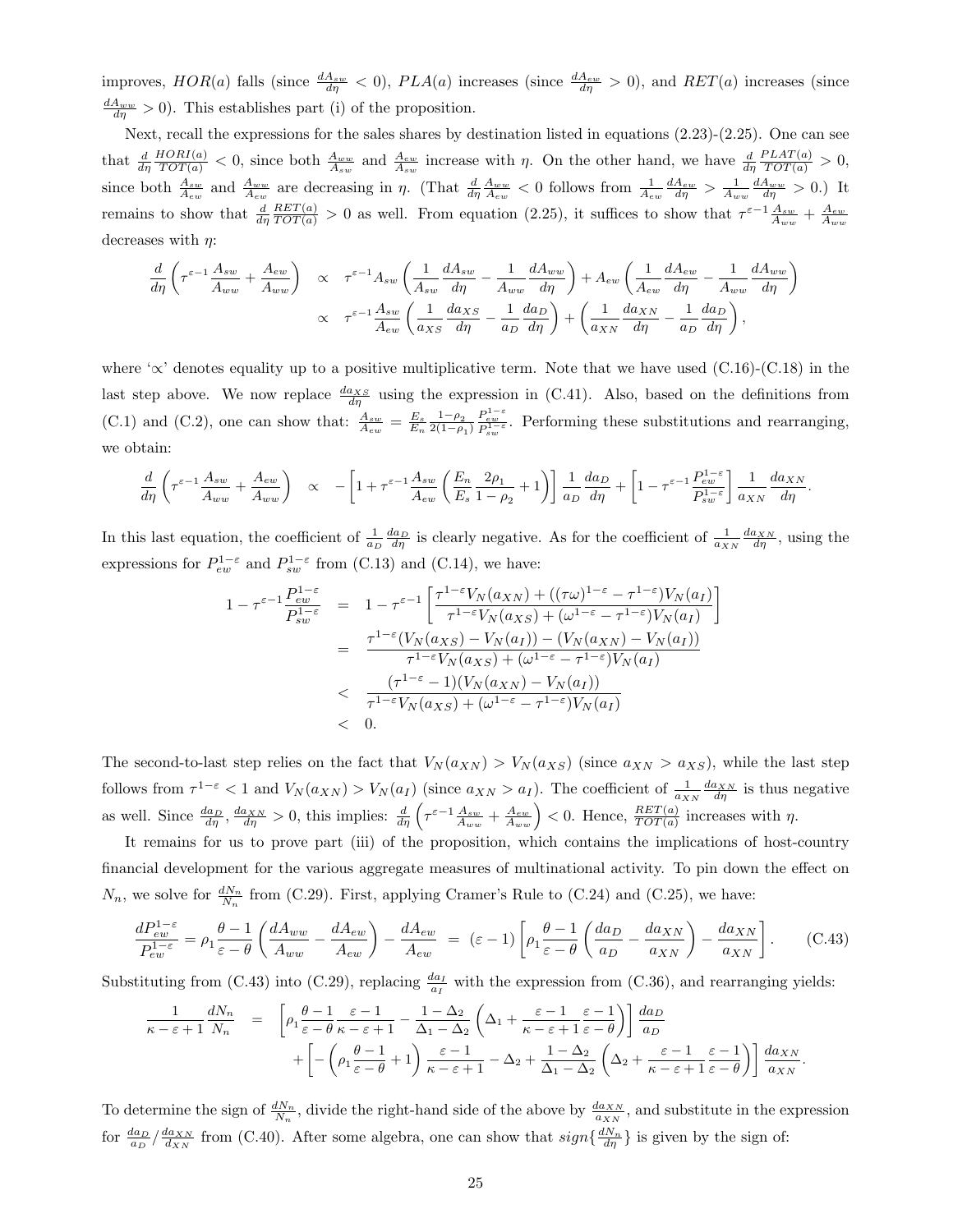improves, $HOR(a)$ falls (since $\frac{dA_{sw}}{d\eta} < 0$), $PLA(a)$ increases (since $\frac{dA_{ew}}{d\eta} > 0$), and $RET(a)$ increases (since $\frac{dA_{ww}}{d\eta} > 0$). This establishes part (i) of the proposition.

Next, recall the expressions for the sales shares by destination listed in equations (2.23)-(2.25). One can see that $\frac{d}{d\eta}\frac{HORI(a)}{TOT(a)} < 0$, since both $\frac{A_{ww}}{A_{sw}}$ and $\frac{A_{ew}}{A_{sw}}$ increase with $\eta$. On the other hand, we have $\frac{d}{d\eta}\frac{PLAT(a)}{TOT(a)} > 0$, since both $\frac{A_{sw}}{A_{ew}}$ and $\frac{A_{ww}}{A_{ew}}$ are decreasing in $\eta$. (That $\frac{d}{d\eta}\frac{A_{ww}}{A_{ew}} < 0$ follows from $\frac{1}{A_{ew}}\frac{dA_{ew}}{d\eta} > \frac{1}{A_{ww}}\frac{dA_{ww}}{d\eta} > 0$.) It remains to show that $\frac{d}{d\eta}\frac{RET(a)}{TOT(a)} > 0$ as well. From equation (2.25), it suffices to show that $\tau^{\varepsilon-1}\frac{A_{sw}}{A_{ww}} + \frac{A_{ew}}{A_{ww}}$ decreases with $\eta$:

$$
\begin{aligned}
\frac{d}{d\eta}\left(\tau^{\varepsilon-1}\frac{A_{sw}}{A_{ww}} + \frac{A_{ew}}{A_{ww}}\right) &\propto \tau^{\varepsilon-1}A_{sw}\left(\frac{1}{A_{sw}}\frac{dA_{sw}}{d\eta} - \frac{1}{A_{ww}}\frac{dA_{ww}}{d\eta}\right) + A_{ew}\left(\frac{1}{A_{ew}}\frac{dA_{ew}}{d\eta} - \frac{1}{A_{ww}}\frac{dA_{ww}}{d\eta}\right) \\
&\propto \tau^{\varepsilon-1}\frac{A_{sw}}{A_{ew}}\left(\frac{1}{a_{XS}}\frac{da_{XS}}{d\eta} - \frac{1}{a_D}\frac{da_D}{d\eta}\right) + \left(\frac{1}{a_{XN}}\frac{da_{XN}}{d\eta} - \frac{1}{a_D}\frac{da_D}{d\eta}\right),
\end{aligned}
$$

where '$\propto$' denotes equality up to a positive multiplicative term. Note that we have used (C.16)-(C.18) in the last step above. We now replace $\frac{da_{XS}}{d\eta}$ using the expression in (C.41). Also, based on the definitions from (C.1) and (C.2), one can show that: $\frac{A_{sw}}{A_{ew}} = \frac{E_s}{E_n}\frac{1-\rho_2}{2(1-\rho_1)}\frac{P_{ew}^{1-\varepsilon}}{P_{sw}^{1-\varepsilon}}$. Performing these substitutions and rearranging, we obtain:

$$
\frac{d}{d\eta}\left(\tau^{\varepsilon-1}\frac{A_{sw}}{A_{ww}} + \frac{A_{ew}}{A_{ww}}\right) \propto -\left[1 + \tau^{\varepsilon-1}\frac{A_{sw}}{A_{ew}}\left(\frac{E_n}{E_s}\frac{2\rho_1}{1-\rho_2} + 1\right)\right]\frac{1}{a_D}\frac{da_D}{d\eta} + \left[1 - \tau^{\varepsilon-1}\frac{P_{ew}^{1-\varepsilon}}{P_{sw}^{1-\varepsilon}}\right]\frac{1}{a_{XN}}\frac{da_{XN}}{d\eta}.
$$

In this last equation, the coefficient of $\frac{1}{a_D}\frac{da_D}{d\eta}$ is clearly negative. As for the coefficient of $\frac{1}{a_{XN}}\frac{da_{XN}}{d\eta}$, using the expressions for $P_{ew}^{1-\varepsilon}$ and $P_{sw}^{1-\varepsilon}$ from (C.13) and (C.14), we have:

$$
\begin{aligned}
1 - \tau^{\varepsilon-1}\frac{P_{ew}^{1-\varepsilon}}{P_{sw}^{1-\varepsilon}} &= 1 - \tau^{\varepsilon-1}\left[\frac{\tau^{1-\varepsilon}V_N(a_{XN}) + ((\tau\omega)^{1-\varepsilon} - \tau^{1-\varepsilon})V_N(a_I)}{\tau^{1-\varepsilon}V_N(a_{XS}) + (\omega^{1-\varepsilon} - \tau^{1-\varepsilon})V_N(a_I)}\right] \\
&= \frac{\tau^{1-\varepsilon}(V_N(a_{XS}) - V_N(a_I)) - (V_N(a_{XN}) - V_N(a_I))}{\tau^{1-\varepsilon}V_N(a_{XS}) + (\omega^{1-\varepsilon} - \tau^{1-\varepsilon})V_N(a_I)} \\
&< \frac{(\tau^{1-\varepsilon} - 1)(V_N(a_{XN}) - V_N(a_I))}{\tau^{1-\varepsilon}V_N(a_{XS}) + (\omega^{1-\varepsilon} - \tau^{1-\varepsilon})V_N(a_I)} \\
&< 0.
\end{aligned}
$$

The second-to-last step relies on the fact that $V_N(a_{XN}) > V_N(a_{XS})$ (since $a_{XN} > a_{XS}$), while the last step follows from $\tau^{1-\varepsilon} < 1$ and $V_N(a_{XN}) > V_N(a_I)$ (since $a_{XN} > a_I$). The coefficient of $\frac{1}{a_{XN}}\frac{da_{XN}}{d\eta}$ is thus negative as well. Since $\frac{da_D}{d\eta}, \frac{da_{XN}}{d\eta} > 0$, this implies: $\frac{d}{d\eta}\left(\tau^{\varepsilon-1}\frac{A_{sw}}{A_{ww}} + \frac{A_{ew}}{A_{ww}}\right) < 0$. Hence, $\frac{RET(a)}{TOT(a)}$ increases with $\eta$.

It remains for us to prove part (iii) of the proposition, which contains the implications of host-country financial development for the various aggregate measures of multinational activity. To pin down the effect on $N_n$, we solve for $\frac{dN_n}{N_n}$ from (C.29). First, applying Cramer's Rule to (C.24) and (C.25), we have:

$$
\frac{dP_{ew}^{1-\varepsilon}}{P_{ew}^{1-\varepsilon}} = \rho_1\frac{\theta-1}{\varepsilon-\theta}\left(\frac{dA_{ww}}{A_{ww}} - \frac{dA_{ew}}{A_{ew}}\right) - \frac{dA_{ew}}{A_{ew}} \;=\; (\varepsilon-1)\left[\rho_1\frac{\theta-1}{\varepsilon-\theta}\left(\frac{da_D}{a_D} - \frac{da_{XN}}{a_{XN}}\right) - \frac{da_{XN}}{a_{XN}}\right]. \tag{C.43}
$$

Substituting from (C.43) into (C.29), replacing $\frac{da_I}{a_I}$ with the expression from (C.36), and rearranging yields:

$$
\begin{aligned}
\frac{1}{\kappa-\varepsilon+1}\frac{dN_n}{N_n} &= \left[\rho_1\frac{\theta-1}{\varepsilon-\theta}\frac{\varepsilon-1}{\kappa-\varepsilon+1} - \frac{1-\Delta_2}{\Delta_1-\Delta_2}\left(\Delta_1 + \frac{\varepsilon-1}{\kappa-\varepsilon+1}\frac{\varepsilon-1}{\varepsilon-\theta}\right)\right]\frac{da_D}{a_D} \\
&\quad + \left[-\left(\rho_1\frac{\theta-1}{\varepsilon-\theta} + 1\right)\frac{\varepsilon-1}{\kappa-\varepsilon+1} - \Delta_2 + \frac{1-\Delta_2}{\Delta_1-\Delta_2}\left(\Delta_2 + \frac{\varepsilon-1}{\kappa-\varepsilon+1}\frac{\varepsilon-1}{\varepsilon-\theta}\right)\right]\frac{da_{XN}}{a_{XN}}.
\end{aligned}
$$

To determine the sign of $\frac{dN_n}{N_n}$, divide the right-hand side of the above by $\frac{da_{XN}}{a_{XN}}$, and substitute in the expression for $\frac{da_D}{a_D}/\frac{da_{XN}}{d_{XN}}$ from (C.40). After some algebra, one can show that $sign\{\frac{dN_n}{d\eta}\}$ is given by the sign of: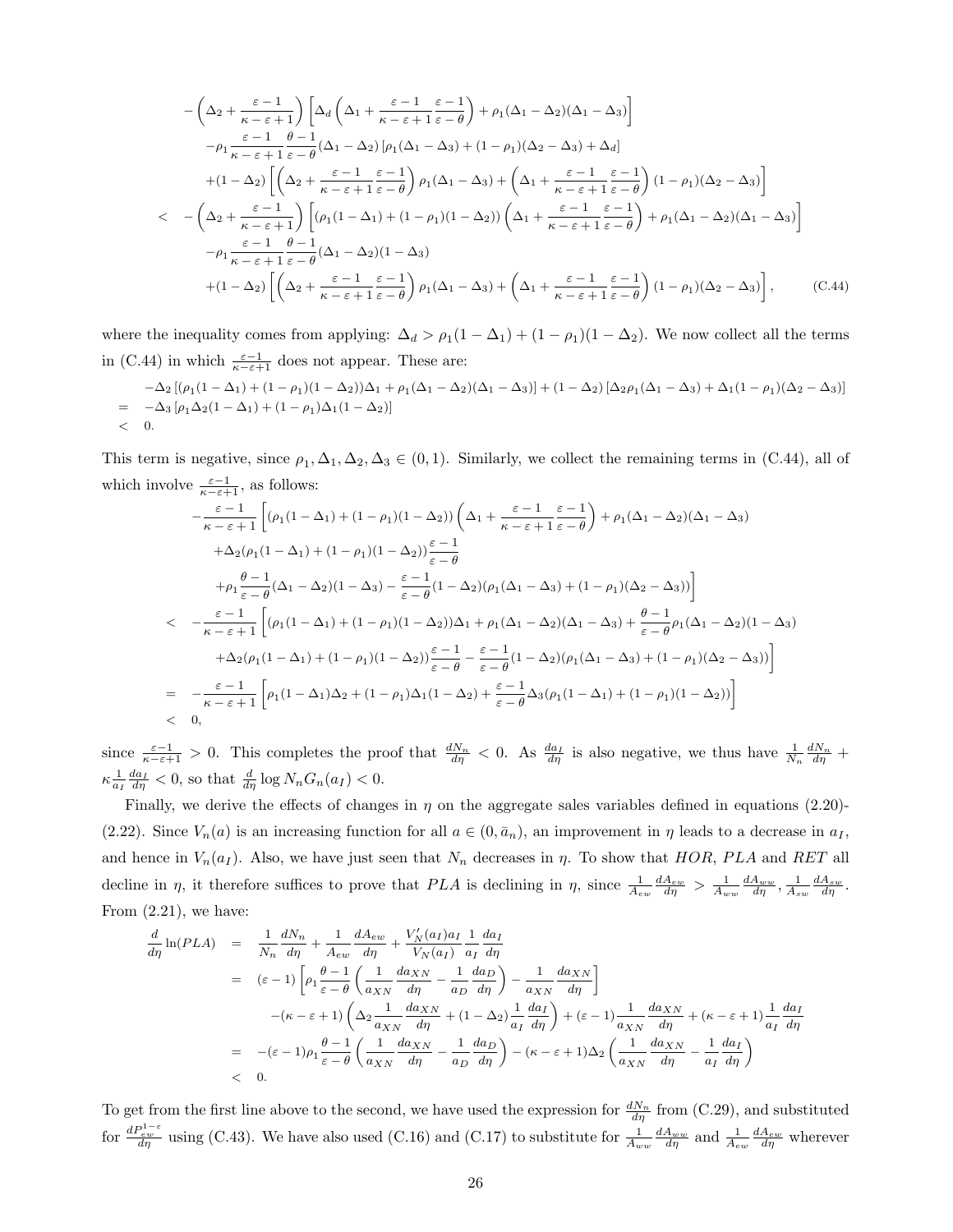$$
\begin{aligned}
& -\left(\Delta_2+\frac{\varepsilon-1}{\kappa-\varepsilon+1}\right)\left[\Delta_d\left(\Delta_1+\frac{\varepsilon-1}{\kappa-\varepsilon+1}\frac{\varepsilon-1}{\varepsilon-\theta}\right)+\rho_1(\Delta_1-\Delta_2)(\Delta_1-\Delta_3)\right] \\
& -\rho_1\frac{\varepsilon-1}{\kappa-\varepsilon+1}\frac{\theta-1}{\varepsilon-\theta}(\Delta_1-\Delta_2)\left[\rho_1(\Delta_1-\Delta_3)+(1-\rho_1)(\Delta_2-\Delta_3)+\Delta_d\right] \\
& +(1-\Delta_2)\left[\left(\Delta_2+\frac{\varepsilon-1}{\kappa-\varepsilon+1}\frac{\varepsilon-1}{\varepsilon-\theta}\right)\rho_1(\Delta_1-\Delta_3)+\left(\Delta_1+\frac{\varepsilon-1}{\kappa-\varepsilon+1}\frac{\varepsilon-1}{\varepsilon-\theta}\right)(1-\rho_1)(\Delta_2-\Delta_3)\right] \\
< \; & -\left(\Delta_2+\frac{\varepsilon-1}{\kappa-\varepsilon+1}\right)\left[(\rho_1(1-\Delta_1)+(1-\rho_1)(1-\Delta_2))\left(\Delta_1+\frac{\varepsilon-1}{\kappa-\varepsilon+1}\frac{\varepsilon-1}{\varepsilon-\theta}\right)+\rho_1(\Delta_1-\Delta_2)(\Delta_1-\Delta_3)\right] \\
& -\rho_1\frac{\varepsilon-1}{\kappa-\varepsilon+1}\frac{\theta-1}{\varepsilon-\theta}(\Delta_1-\Delta_2)(1-\Delta_3) \\
& +(1-\Delta_2)\left[\left(\Delta_2+\frac{\varepsilon-1}{\kappa-\varepsilon+1}\frac{\varepsilon-1}{\varepsilon-\theta}\right)\rho_1(\Delta_1-\Delta_3)+\left(\Delta_1+\frac{\varepsilon-1}{\kappa-\varepsilon+1}\frac{\varepsilon-1}{\varepsilon-\theta}\right)(1-\rho_1)(\Delta_2-\Delta_3)\right], \qquad \text{(C.44)}
\end{aligned}
$$

where the inequality comes from applying: $\Delta_d > \rho_1(1-\Delta_1)+(1-\rho_1)(1-\Delta_2)$. We now collect all the terms in (C.44) in which $\frac{\varepsilon-1}{\kappa-\varepsilon+1}$ does not appear. These are:

$$
\begin{aligned}
& -\Delta_2\left[(\rho_1(1-\Delta_1)+(1-\rho_1)(1-\Delta_2))\Delta_1+\rho_1(\Delta_1-\Delta_2)(\Delta_1-\Delta_3)\right]+(1-\Delta_2)\left[\Delta_2\rho_1(\Delta_1-\Delta_3)+\Delta_1(1-\rho_1)(\Delta_2-\Delta_3)\right] \\
= \; & -\Delta_3\left[\rho_1\Delta_2(1-\Delta_1)+(1-\rho_1)\Delta_1(1-\Delta_2)\right] \\
< \; & 0.
\end{aligned}
$$

This term is negative, since $\rho_1, \Delta_1, \Delta_2, \Delta_3 \in (0,1)$. Similarly, we collect the remaining terms in (C.44), all of which involve $\frac{\varepsilon-1}{\kappa-\varepsilon+1}$, as follows:

$$
\begin{aligned}
& -\frac{\varepsilon-1}{\kappa-\varepsilon+1}\Bigg[(\rho_1(1-\Delta_1)+(1-\rho_1)(1-\Delta_2))\left(\Delta_1+\frac{\varepsilon-1}{\kappa-\varepsilon+1}\frac{\varepsilon-1}{\varepsilon-\theta}\right)+\rho_1(\Delta_1-\Delta_2)(\Delta_1-\Delta_3) \\
& \quad +\Delta_2(\rho_1(1-\Delta_1)+(1-\rho_1)(1-\Delta_2))\frac{\varepsilon-1}{\varepsilon-\theta} \\
& \quad +\rho_1\frac{\theta-1}{\varepsilon-\theta}(\Delta_1-\Delta_2)(1-\Delta_3)-\frac{\varepsilon-1}{\varepsilon-\theta}(1-\Delta_2)(\rho_1(\Delta_1-\Delta_3)+(1-\rho_1)(\Delta_2-\Delta_3))\Bigg] \\
< \; & -\frac{\varepsilon-1}{\kappa-\varepsilon+1}\Bigg[(\rho_1(1-\Delta_1)+(1-\rho_1)(1-\Delta_2))\Delta_1+\rho_1(\Delta_1-\Delta_2)(\Delta_1-\Delta_3)+\frac{\theta-1}{\varepsilon-\theta}\rho_1(\Delta_1-\Delta_2)(1-\Delta_3) \\
& \quad +\Delta_2(\rho_1(1-\Delta_1)+(1-\rho_1)(1-\Delta_2))\frac{\varepsilon-1}{\varepsilon-\theta}-\frac{\varepsilon-1}{\varepsilon-\theta}(1-\Delta_2)(\rho_1(\Delta_1-\Delta_3)+(1-\rho_1)(\Delta_2-\Delta_3))\Bigg] \\
= \; & -\frac{\varepsilon-1}{\kappa-\varepsilon+1}\left[\rho_1(1-\Delta_1)\Delta_2+(1-\rho_1)\Delta_1(1-\Delta_2)+\frac{\varepsilon-1}{\varepsilon-\theta}\Delta_3(\rho_1(1-\Delta_1)+(1-\rho_1)(1-\Delta_2))\right] \\
< \; & 0,
\end{aligned}
$$

since $\frac{\varepsilon-1}{\kappa-\varepsilon+1}>0$. This completes the proof that $\frac{dN_n}{d\eta}<0$. As $\frac{da_I}{d\eta}$ is also negative, we thus have $\frac{1}{N_n}\frac{dN_n}{d\eta}+\kappa\frac{1}{a_I}\frac{da_I}{d\eta}<0$, so that $\frac{d}{d\eta}\log N_n G_n(a_I)<0$.

Finally, we derive the effects of changes in $\eta$ on the aggregate sales variables defined in equations (2.20)-(2.22). Since $V_n(a)$ is an increasing function for all $a \in (0,\bar{a}_n)$, an improvement in $\eta$ leads to a decrease in $a_I$, and hence in $V_n(a_I)$. Also, we have just seen that $N_n$ decreases in $\eta$. To show that $HOR$, $PLA$ and $RET$ all decline in $\eta$, it therefore suffices to prove that $PLA$ is declining in $\eta$, since $\frac{1}{A_{ew}}\frac{dA_{ew}}{d\eta} > \frac{1}{A_{ww}}\frac{dA_{ww}}{d\eta}, \frac{1}{A_{sw}}\frac{dA_{sw}}{d\eta}$. From (2.21), we have:

$$
\begin{aligned}
\frac{d}{d\eta}\ln(PLA) &= \frac{1}{N_n}\frac{dN_n}{d\eta}+\frac{1}{A_{ew}}\frac{dA_{ew}}{d\eta}+\frac{V_N'(a_I)a_I}{V_N(a_I)}\frac{1}{a_I}\frac{da_I}{d\eta} \\
&= (\varepsilon-1)\left[\rho_1\frac{\theta-1}{\varepsilon-\theta}\left(\frac{1}{a_{XN}}\frac{da_{XN}}{d\eta}-\frac{1}{a_D}\frac{da_D}{d\eta}\right)-\frac{1}{a_{XN}}\frac{da_{XN}}{d\eta}\right] \\
&\quad -(\kappa-\varepsilon+1)\left(\Delta_2\frac{1}{a_{XN}}\frac{da_{XN}}{d\eta}+(1-\Delta_2)\frac{1}{a_I}\frac{da_I}{d\eta}\right)+(\varepsilon-1)\frac{1}{a_{XN}}\frac{da_{XN}}{d\eta}+(\kappa-\varepsilon+1)\frac{1}{a_I}\frac{da_I}{d\eta} \\
&= -(\varepsilon-1)\rho_1\frac{\theta-1}{\varepsilon-\theta}\left(\frac{1}{a_{XN}}\frac{da_{XN}}{d\eta}-\frac{1}{a_D}\frac{da_D}{d\eta}\right)-(\kappa-\varepsilon+1)\Delta_2\left(\frac{1}{a_{XN}}\frac{da_{XN}}{d\eta}-\frac{1}{a_I}\frac{da_I}{d\eta}\right) \\
&< 0.
\end{aligned}
$$

To get from the first line above to the second, we have used the expression for $\frac{dN_n}{d\eta}$ from (C.29), and substituted for $\frac{dP_{ew}^{1-\varepsilon}}{d\eta}$ using (C.43). We have also used (C.16) and (C.17) to substitute for $\frac{1}{A_{ww}}\frac{dA_{ww}}{d\eta}$ and $\frac{1}{A_{ew}}\frac{dA_{ew}}{d\eta}$ wherever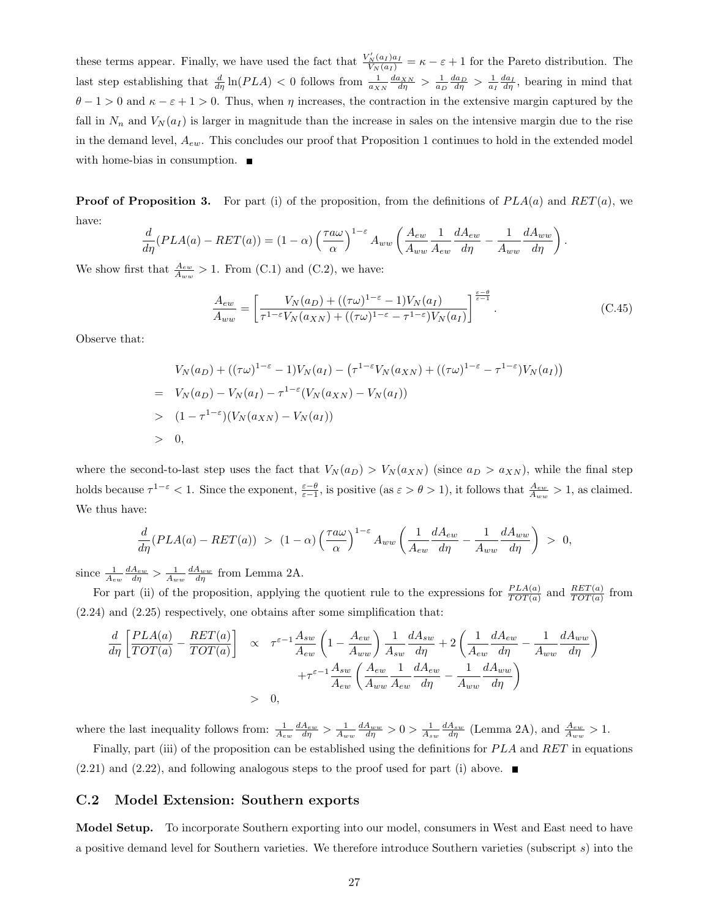these terms appear. Finally, we have used the fact that $\frac{V_N'(a_I)a_I}{V_N(a_I)} = \kappa - \varepsilon + 1$ for the Pareto distribution. The last step establishing that $\frac{d}{d\eta}\ln(PLA) < 0$ follows from $\frac{1}{a_{XN}}\frac{da_{XN}}{d\eta} > \frac{1}{a_D}\frac{da_D}{d\eta} > \frac{1}{a_I}\frac{da_I}{d\eta}$, bearing in mind that $\theta - 1 > 0$ and $\kappa - \varepsilon + 1 > 0$. Thus, when $\eta$ increases, the contraction in the extensive margin captured by the fall in $N_n$ and $V_N(a_I)$ is larger in magnitude than the increase in sales on the intensive margin due to the rise in the demand level, $A_{ew}$. This concludes our proof that Proposition 1 continues to hold in the extended model with home-bias in consumption. ■

**Proof of Proposition 3.** For part (i) of the proposition, from the definitions of $PLA(a)$ and $RET(a)$, we have:

$$\frac{d}{d\eta}(PLA(a) - RET(a)) = (1-\alpha)\left(\frac{\tau a \omega}{\alpha}\right)^{1-\varepsilon} A_{ww}\left(\frac{A_{ew}}{A_{ww}}\frac{1}{A_{ew}}\frac{dA_{ew}}{d\eta} - \frac{1}{A_{ww}}\frac{dA_{ww}}{d\eta}\right).$$

We show first that $\frac{A_{ew}}{A_{ww}} > 1$. From (C.1) and (C.2), we have:

$$\frac{A_{ew}}{A_{ww}} = \left[\frac{V_N(a_D) + ((\tau\omega)^{1-\varepsilon} - 1)V_N(a_I)}{\tau^{1-\varepsilon}V_N(a_{XN}) + ((\tau\omega)^{1-\varepsilon} - \tau^{1-\varepsilon})V_N(a_I)}\right]^{\frac{\varepsilon-\theta}{\varepsilon-1}}. \tag{C.45}$$

Observe that:

$$\begin{aligned}
& V_N(a_D) + ((\tau\omega)^{1-\varepsilon} - 1)V_N(a_I) - \left(\tau^{1-\varepsilon}V_N(a_{XN}) + ((\tau\omega)^{1-\varepsilon} - \tau^{1-\varepsilon})V_N(a_I)\right) \\
= \;& V_N(a_D) - V_N(a_I) - \tau^{1-\varepsilon}(V_N(a_{XN}) - V_N(a_I)) \\
> \;& (1 - \tau^{1-\varepsilon})(V_N(a_{XN}) - V_N(a_I)) \\
> \;& 0,
\end{aligned}$$

where the second-to-last step uses the fact that $V_N(a_D) > V_N(a_{XN})$ (since $a_D > a_{XN}$), while the final step holds because $\tau^{1-\varepsilon} < 1$. Since the exponent, $\frac{\varepsilon-\theta}{\varepsilon-1}$, is positive (as $\varepsilon > \theta > 1$), it follows that $\frac{A_{ew}}{A_{ww}} > 1$, as claimed. We thus have:

$$\frac{d}{d\eta}(PLA(a) - RET(a)) \;>\; (1-\alpha)\left(\frac{\tau a\omega}{\alpha}\right)^{1-\varepsilon} A_{ww}\left(\frac{1}{A_{ew}}\frac{dA_{ew}}{d\eta} - \frac{1}{A_{ww}}\frac{dA_{ww}}{d\eta}\right) \;>\; 0,$$

since $\frac{1}{A_{ew}}\frac{dA_{ew}}{d\eta} > \frac{1}{A_{ww}}\frac{dA_{ww}}{d\eta}$ from Lemma 2A.

For part (ii) of the proposition, applying the quotient rule to the expressions for $\frac{PLA(a)}{TOT(a)}$ and $\frac{RET(a)}{TOT(a)}$ from (2.24) and (2.25) respectively, one obtains after some simplification that:

$$\begin{aligned}
\frac{d}{d\eta}\left[\frac{PLA(a)}{TOT(a)} - \frac{RET(a)}{TOT(a)}\right] \;&\propto\; \tau^{\varepsilon-1}\frac{A_{sw}}{A_{ew}}\left(1 - \frac{A_{ew}}{A_{ww}}\right)\frac{1}{A_{sw}}\frac{dA_{sw}}{d\eta} + 2\left(\frac{1}{A_{ew}}\frac{dA_{ew}}{d\eta} - \frac{1}{A_{ww}}\frac{dA_{ww}}{d\eta}\right) \\
&\qquad + \tau^{\varepsilon-1}\frac{A_{sw}}{A_{ew}}\left(\frac{A_{ew}}{A_{ww}}\frac{1}{A_{ew}}\frac{dA_{ew}}{d\eta} - \frac{1}{A_{ww}}\frac{dA_{ww}}{d\eta}\right) \\
&> \; 0,
\end{aligned}$$

where the last inequality follows from: $\frac{1}{A_{ew}}\frac{dA_{ew}}{d\eta} > \frac{1}{A_{ww}}\frac{dA_{ww}}{d\eta} > 0 > \frac{1}{A_{sw}}\frac{dA_{sw}}{d\eta}$ (Lemma 2A), and $\frac{A_{ew}}{A_{ww}} > 1$.

Finally, part (iii) of the proposition can be established using the definitions for $PLA$ and $RET$ in equations (2.21) and (2.22), and following analogous steps to the proof used for part (i) above. ■

## C.2 Model Extension: Southern exports

**Model Setup.** To incorporate Southern exporting into our model, consumers in West and East need to have a positive demand level for Southern varieties. We therefore introduce Southern varieties (subscript $s$) into the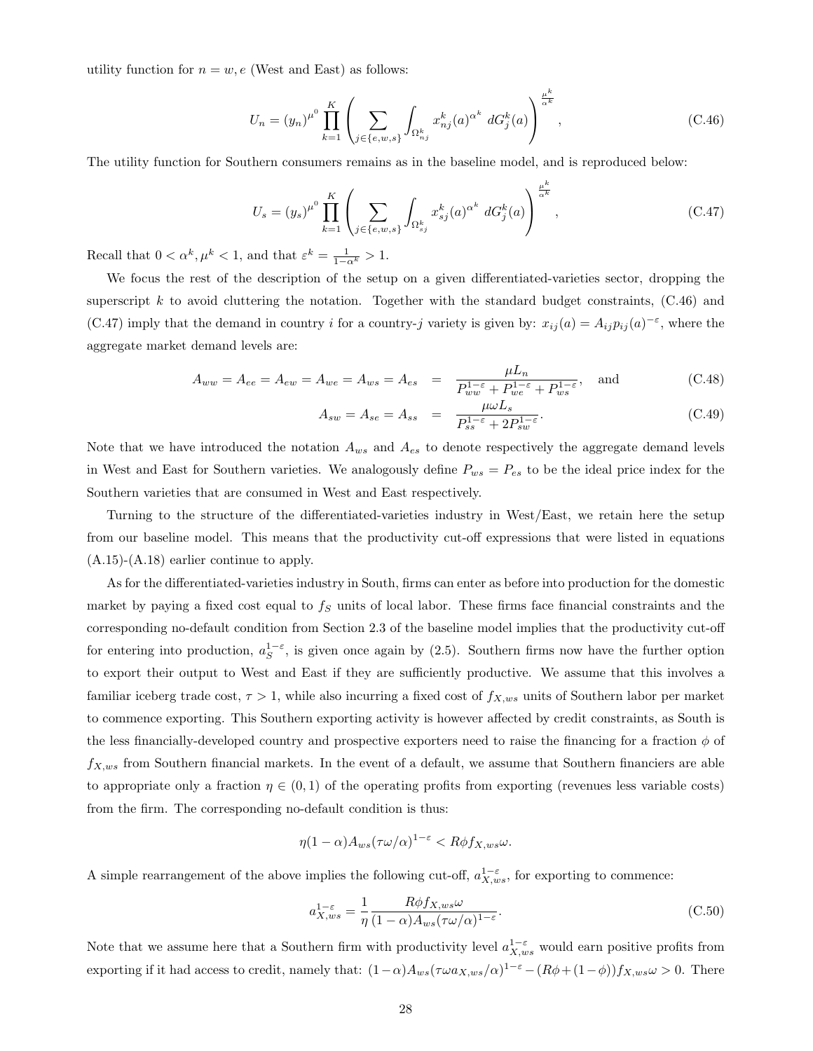utility function for $n = w, e$ (West and East) as follows:

$$U_n = (y_n)^{\mu^0} \prod_{k=1}^{K} \left( \sum_{j \in \{e,w,s\}} \int_{\Omega_{nj}^k} x_{nj}^k(a)^{\alpha^k} \, dG_j^k(a) \right)^{\frac{\mu^k}{\alpha^k}}, \tag{C.46}$$

The utility function for Southern consumers remains as in the baseline model, and is reproduced below:

$$U_s = (y_s)^{\mu^0} \prod_{k=1}^{K} \left( \sum_{j \in \{e,w,s\}} \int_{\Omega_{sj}^k} x_{sj}^k(a)^{\alpha^k} \, dG_j^k(a) \right)^{\frac{\mu^k}{\alpha^k}}, \tag{C.47}$$

Recall that $0 < \alpha^k, \mu^k < 1$, and that $\varepsilon^k = \frac{1}{1-\alpha^k} > 1$.

We focus the rest of the description of the setup on a given differentiated-varieties sector, dropping the superscript $k$ to avoid cluttering the notation. Together with the standard budget constraints, (C.46) and (C.47) imply that the demand in country $i$ for a country-$j$ variety is given by: $x_{ij}(a) = A_{ij} p_{ij}(a)^{-\varepsilon}$, where the aggregate market demand levels are:

$$A_{ww} = A_{ee} = A_{ew} = A_{we} = A_{ws} = A_{es} = \frac{\mu L_n}{P_{ww}^{1-\varepsilon} + P_{we}^{1-\varepsilon} + P_{ws}^{1-\varepsilon}}, \quad \text{and} \tag{C.48}$$

$$A_{sw} = A_{se} = A_{ss} = \frac{\mu \omega L_s}{P_{ss}^{1-\varepsilon} + 2P_{sw}^{1-\varepsilon}}. \tag{C.49}$$

Note that we have introduced the notation $A_{ws}$ and $A_{es}$ to denote respectively the aggregate demand levels in West and East for Southern varieties. We analogously define $P_{ws} = P_{es}$ to be the ideal price index for the Southern varieties that are consumed in West and East respectively.

Turning to the structure of the differentiated-varieties industry in West/East, we retain here the setup from our baseline model. This means that the productivity cut-off expressions that were listed in equations (A.15)-(A.18) earlier continue to apply.

As for the differentiated-varieties industry in South, firms can enter as before into production for the domestic market by paying a fixed cost equal to $f_S$ units of local labor. These firms face financial constraints and the corresponding no-default condition from Section 2.3 of the baseline model implies that the productivity cut-off for entering into production, $a_S^{1-\varepsilon}$, is given once again by (2.5). Southern firms now have the further option to export their output to West and East if they are sufficiently productive. We assume that this involves a familiar iceberg trade cost, $\tau > 1$, while also incurring a fixed cost of $f_{X,ws}$ units of Southern labor per market to commence exporting. This Southern exporting activity is however affected by credit constraints, as South is the less financially-developed country and prospective exporters need to raise the financing for a fraction $\phi$ of $f_{X,ws}$ from Southern financial markets. In the event of a default, we assume that Southern financiers are able to appropriate only a fraction $\eta \in (0, 1)$ of the operating profits from exporting (revenues less variable costs) from the firm. The corresponding no-default condition is thus:

$$\eta(1-\alpha)A_{ws}(\tau\omega/\alpha)^{1-\varepsilon} < R\phi f_{X,ws}\omega.$$

A simple rearrangement of the above implies the following cut-off, $a_{X,ws}^{1-\varepsilon}$, for exporting to commence:

$$a_{X,ws}^{1-\varepsilon} = \frac{1}{\eta} \frac{R\phi f_{X,ws}\omega}{(1-\alpha)A_{ws}(\tau\omega/\alpha)^{1-\varepsilon}}. \tag{C.50}$$

Note that we assume here that a Southern firm with productivity level $a_{X,ws}^{1-\varepsilon}$ would earn positive profits from exporting if it had access to credit, namely that: $(1-\alpha)A_{ws}(\tau\omega a_{X,ws}/\alpha)^{1-\varepsilon} - (R\phi + (1-\phi))f_{X,ws}\omega > 0$. There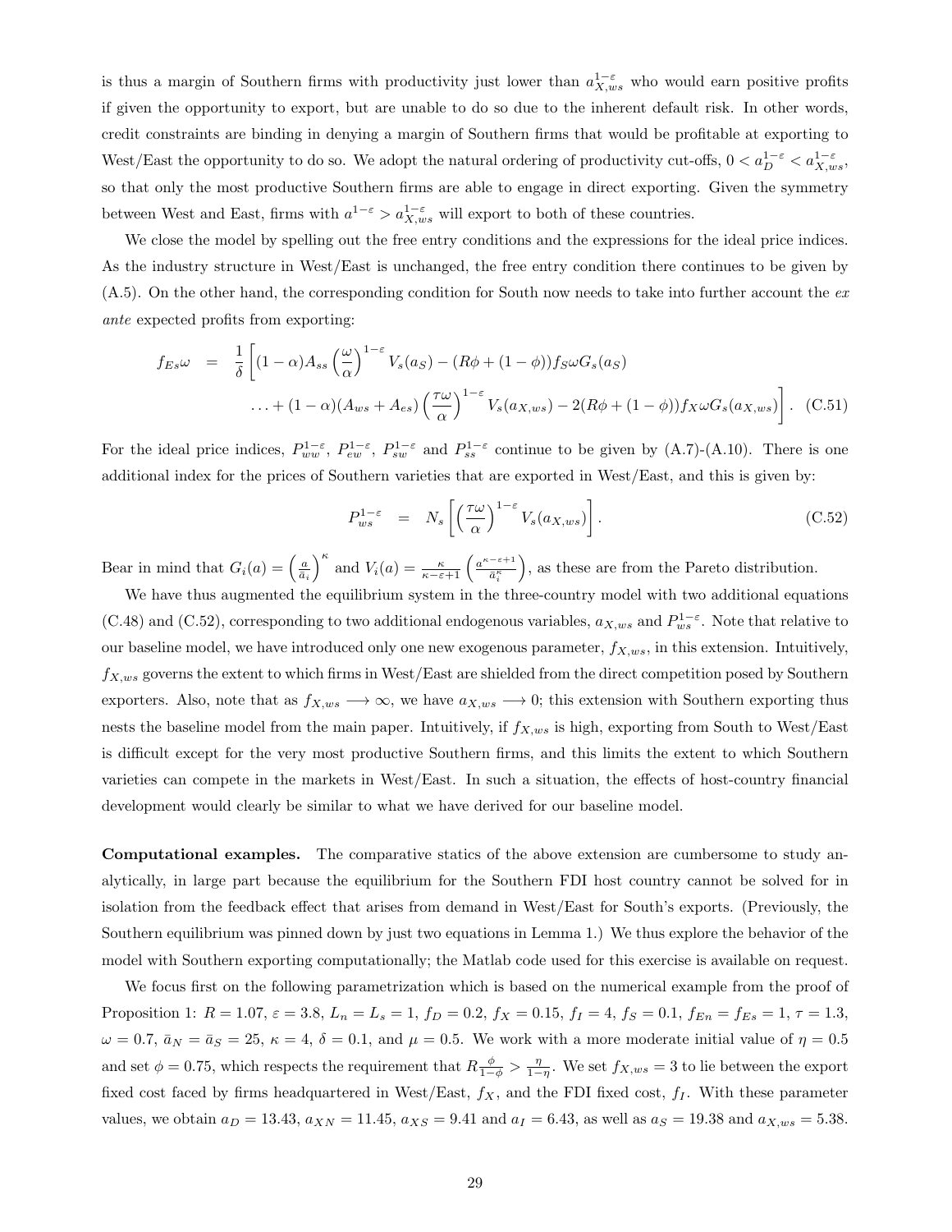is thus a margin of Southern firms with productivity just lower than $a_{X,ws}^{1-\varepsilon}$ who would earn positive profits if given the opportunity to export, but are unable to do so due to the inherent default risk. In other words, credit constraints are binding in denying a margin of Southern firms that would be profitable at exporting to West/East the opportunity to do so. We adopt the natural ordering of productivity cut-offs, $0 < a_D^{1-\varepsilon} < a_{X,ws}^{1-\varepsilon}$, so that only the most productive Southern firms are able to engage in direct exporting. Given the symmetry between West and East, firms with $a^{1-\varepsilon} > a_{X,ws}^{1-\varepsilon}$ will export to both of these countries.

We close the model by spelling out the free entry conditions and the expressions for the ideal price indices. As the industry structure in West/East is unchanged, the free entry condition there continues to be given by (A.5). On the other hand, the corresponding condition for South now needs to take into further account the *ex ante* expected profits from exporting:

$$
\begin{aligned}
f_{Es}\omega &= \frac{1}{\delta}\left[(1-\alpha)A_{ss}\left(\frac{\omega}{\alpha}\right)^{1-\varepsilon}V_s(a_S) - (R\phi + (1-\phi))f_S\omega G_s(a_S)\right. \\
&\quad \left. \ldots + (1-\alpha)(A_{ws}+A_{es})\left(\frac{\tau\omega}{\alpha}\right)^{1-\varepsilon}V_s(a_{X,ws}) - 2(R\phi + (1-\phi))f_X\omega G_s(a_{X,ws})\right]. \quad \text{(C.51)}
\end{aligned}
$$

For the ideal price indices, $P_{ww}^{1-\varepsilon}$, $P_{ew}^{1-\varepsilon}$, $P_{sw}^{1-\varepsilon}$ and $P_{ss}^{1-\varepsilon}$ continue to be given by (A.7)-(A.10). There is one additional index for the prices of Southern varieties that are exported in West/East, and this is given by:

$$
P_{ws}^{1-\varepsilon} = N_s\left[\left(\frac{\tau\omega}{\alpha}\right)^{1-\varepsilon}V_s(a_{X,ws})\right]. \quad \text{(C.52)}
$$

Bear in mind that $G_i(a) = \left(\frac{a}{\bar{a}_i}\right)^{\kappa}$ and $V_i(a) = \frac{\kappa}{\kappa-\varepsilon+1}\left(\frac{a^{\kappa-\varepsilon+1}}{\bar{a}_i^{\kappa}}\right)$, as these are from the Pareto distribution.

We have thus augmented the equilibrium system in the three-country model with two additional equations (C.48) and (C.52), corresponding to two additional endogenous variables, $a_{X,ws}$ and $P_{ws}^{1-\varepsilon}$. Note that relative to our baseline model, we have introduced only one new exogenous parameter, $f_{X,ws}$, in this extension. Intuitively, $f_{X,ws}$ governs the extent to which firms in West/East are shielded from the direct competition posed by Southern exporters. Also, note that as $f_{X,ws} \longrightarrow \infty$, we have $a_{X,ws} \longrightarrow 0$; this extension with Southern exporting thus nests the baseline model from the main paper. Intuitively, if $f_{X,ws}$ is high, exporting from South to West/East is difficult except for the very most productive Southern firms, and this limits the extent to which Southern varieties can compete in the markets in West/East. In such a situation, the effects of host-country financial development would clearly be similar to what we have derived for our baseline model.

**Computational examples.** The comparative statics of the above extension are cumbersome to study analytically, in large part because the equilibrium for the Southern FDI host country cannot be solved for in isolation from the feedback effect that arises from demand in West/East for South's exports. (Previously, the Southern equilibrium was pinned down by just two equations in Lemma 1.) We thus explore the behavior of the model with Southern exporting computationally; the Matlab code used for this exercise is available on request.

We focus first on the following parametrization which is based on the numerical example from the proof of Proposition 1: $R = 1.07$, $\varepsilon = 3.8$, $L_n = L_s = 1$, $f_D = 0.2$, $f_X = 0.15$, $f_I = 4$, $f_S = 0.1$, $f_{En} = f_{Es} = 1$, $\tau = 1.3$, $\omega = 0.7$, $\bar{a}_N = \bar{a}_S = 25$, $\kappa = 4$, $\delta = 0.1$, and $\mu = 0.5$. We work with a more moderate initial value of $\eta = 0.5$ and set $\phi = 0.75$, which respects the requirement that $R\frac{\phi}{1-\phi} > \frac{\eta}{1-\eta}$. We set $f_{X,ws} = 3$ to lie between the export fixed cost faced by firms headquartered in West/East, $f_X$, and the FDI fixed cost, $f_I$. With these parameter values, we obtain $a_D = 13.43$, $a_{XN} = 11.45$, $a_{XS} = 9.41$ and $a_I = 6.43$, as well as $a_S = 19.38$ and $a_{X,ws} = 5.38$.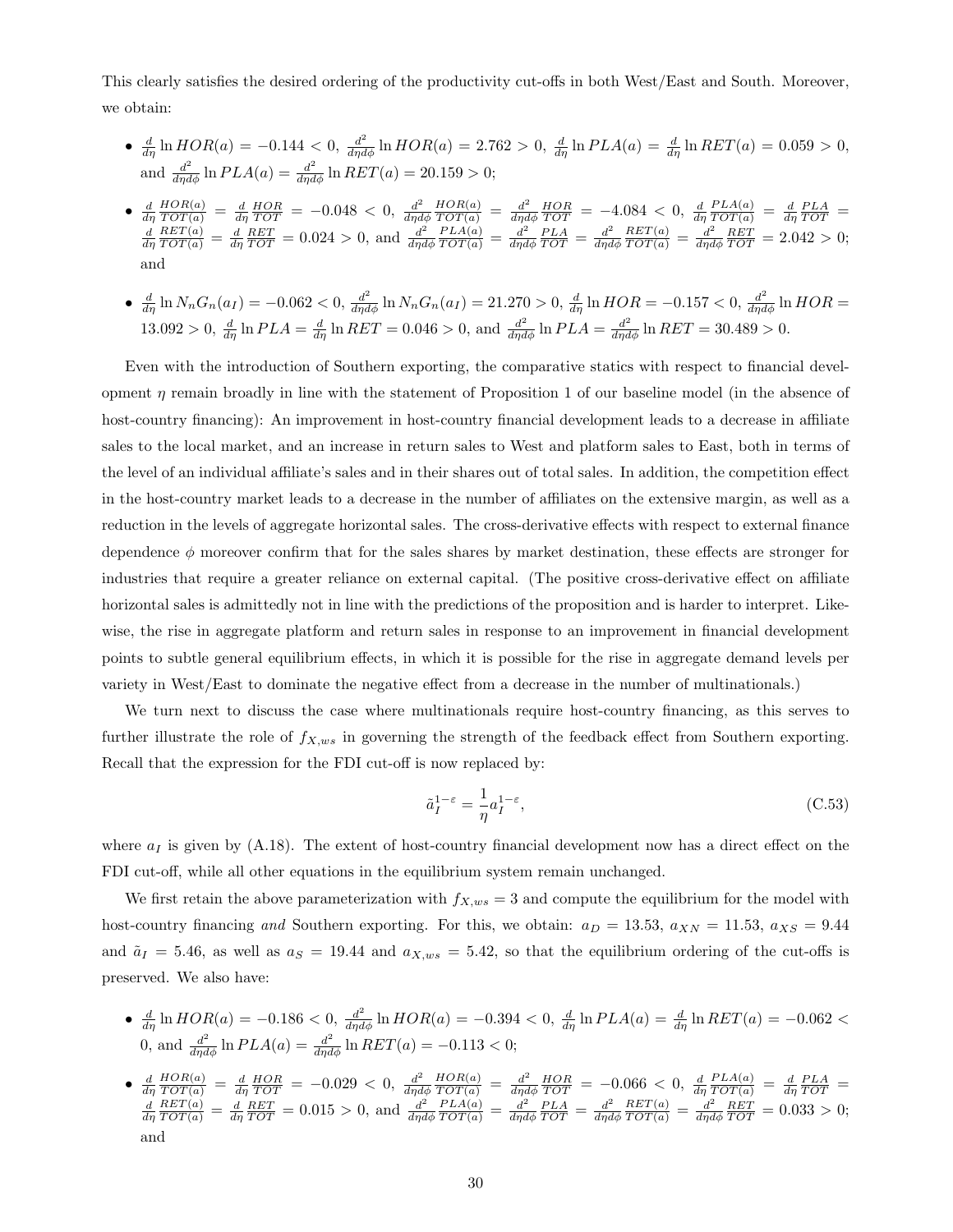This clearly satisfies the desired ordering of the productivity cut-offs in both West/East and South. Moreover, we obtain:

- $\frac{d}{d\eta}\ln HOR(a) = -0.144 < 0$, $\frac{d^2}{d\eta d\phi}\ln HOR(a) = 2.762 > 0$, $\frac{d}{d\eta}\ln PLA(a) = \frac{d}{d\eta}\ln RET(a) = 0.059 > 0$, and $\frac{d^2}{d\eta d\phi}\ln PLA(a) = \frac{d^2}{d\eta d\phi}\ln RET(a) = 20.159 > 0$;
- $\frac{d}{d\eta}\frac{HOR(a)}{TOT(a)} = \frac{d}{d\eta}\frac{HOR}{TOT} = -0.048 < 0$, $\frac{d^2}{d\eta d\phi}\frac{HOR(a)}{TOT(a)} = \frac{d^2}{d\eta d\phi}\frac{HOR}{TOT} = -4.084 < 0$, $\frac{d}{d\eta}\frac{PLA(a)}{TOT(a)} = \frac{d}{d\eta}\frac{PLA}{TOT} = \frac{d}{d\eta}\frac{RET(a)}{TOT(a)} = \frac{d}{d\eta}\frac{RET}{TOT} = 0.024 > 0$, and $\frac{d^2}{d\eta d\phi}\frac{PLA(a)}{TOT(a)} = \frac{d^2}{d\eta d\phi}\frac{PLA}{TOT} = \frac{d^2}{d\eta d\phi}\frac{RET(a)}{TOT(a)} = \frac{d^2}{d\eta d\phi}\frac{RET}{TOT} = 2.042 > 0$; and
- $\frac{d}{d\eta}\ln N_n G_n(a_I) = -0.062 < 0$, $\frac{d^2}{d\eta d\phi}\ln N_n G_n(a_I) = 21.270 > 0$, $\frac{d}{d\eta}\ln HOR = -0.157 < 0$, $\frac{d^2}{d\eta d\phi}\ln HOR = 13.092 > 0$, $\frac{d}{d\eta}\ln PLA = \frac{d}{d\eta}\ln RET = 0.046 > 0$, and $\frac{d^2}{d\eta d\phi}\ln PLA = \frac{d^2}{d\eta d\phi}\ln RET = 30.489 > 0$.

Even with the introduction of Southern exporting, the comparative statics with respect to financial development $\eta$ remain broadly in line with the statement of Proposition 1 of our baseline model (in the absence of host-country financing): An improvement in host-country financial development leads to a decrease in affiliate sales to the local market, and an increase in return sales to West and platform sales to East, both in terms of the level of an individual affiliate's sales and in their shares out of total sales. In addition, the competition effect in the host-country market leads to a decrease in the number of affiliates on the extensive margin, as well as a reduction in the levels of aggregate horizontal sales. The cross-derivative effects with respect to external finance dependence $\phi$ moreover confirm that for the sales shares by market destination, these effects are stronger for industries that require a greater reliance on external capital. (The positive cross-derivative effect on affiliate horizontal sales is admittedly not in line with the predictions of the proposition and is harder to interpret. Likewise, the rise in aggregate platform and return sales in response to an improvement in financial development points to subtle general equilibrium effects, in which it is possible for the rise in aggregate demand levels per variety in West/East to dominate the negative effect from a decrease in the number of multinationals.)

We turn next to discuss the case where multinationals require host-country financing, as this serves to further illustrate the role of $f_{X,ws}$ in governing the strength of the feedback effect from Southern exporting. Recall that the expression for the FDI cut-off is now replaced by:

$$\tilde{a}_I^{1-\varepsilon} = \frac{1}{\eta}a_I^{1-\varepsilon}, \tag{C.53}$$

where $a_I$ is given by (A.18). The extent of host-country financial development now has a direct effect on the FDI cut-off, while all other equations in the equilibrium system remain unchanged.

We first retain the above parameterization with $f_{X,ws} = 3$ and compute the equilibrium for the model with host-country financing *and* Southern exporting. For this, we obtain: $a_D = 13.53$, $a_{XN} = 11.53$, $a_{XS} = 9.44$ and $\tilde{a}_I = 5.46$, as well as $a_S = 19.44$ and $a_{X,ws} = 5.42$, so that the equilibrium ordering of the cut-offs is preserved. We also have:

- $\frac{d}{d\eta}\ln HOR(a) = -0.186 < 0$, $\frac{d^2}{d\eta d\phi}\ln HOR(a) = -0.394 < 0$, $\frac{d}{d\eta}\ln PLA(a) = \frac{d}{d\eta}\ln RET(a) = -0.062 < 0$, and $\frac{d^2}{d\eta d\phi}\ln PLA(a) = \frac{d^2}{d\eta d\phi}\ln RET(a) = -0.113 < 0$;
- $\frac{d}{d\eta}\frac{HOR(a)}{TOT(a)} = \frac{d}{d\eta}\frac{HOR}{TOT} = -0.029 < 0$, $\frac{d^2}{d\eta d\phi}\frac{HOR(a)}{TOT(a)} = \frac{d^2}{d\eta d\phi}\frac{HOR}{TOT} = -0.066 < 0$, $\frac{d}{d\eta}\frac{PLA(a)}{TOT(a)} = \frac{d}{d\eta}\frac{PLA}{TOT} = \frac{d}{d\eta}\frac{RET(a)}{TOT(a)} = \frac{d}{d\eta}\frac{RET}{TOT} = 0.015 > 0$, and $\frac{d^2}{d\eta d\phi}\frac{PLA(a)}{TOT(a)} = \frac{d^2}{d\eta d\phi}\frac{PLA}{TOT} = \frac{d^2}{d\eta d\phi}\frac{RET(a)}{TOT(a)} = \frac{d^2}{d\eta d\phi}\frac{RET}{TOT} = 0.033 > 0$; and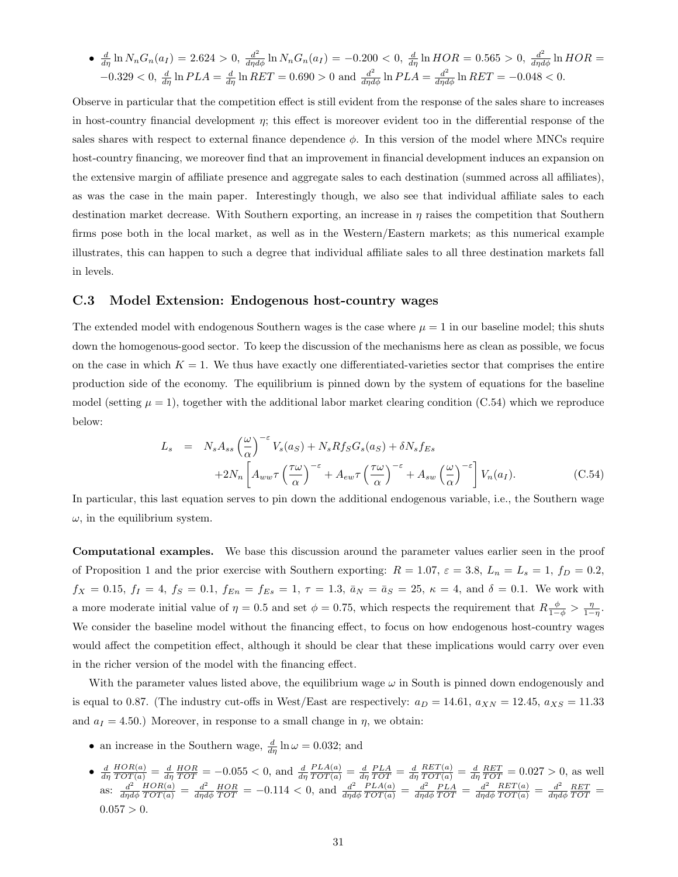- $\frac{d}{d\eta} \ln N_n G_n(a_I) = 2.624 > 0$, $\frac{d^2}{d\eta d\phi} \ln N_n G_n(a_I) = -0.200 < 0$, $\frac{d}{d\eta} \ln HOR = 0.565 > 0$, $\frac{d^2}{d\eta d\phi} \ln HOR = -0.329 < 0$, $\frac{d}{d\eta} \ln PLA = \frac{d}{d\eta} \ln RET = 0.690 > 0$ and $\frac{d^2}{d\eta d\phi} \ln PLA = \frac{d^2}{d\eta d\phi} \ln RET = -0.048 < 0$.

Observe in particular that the competition effect is still evident from the response of the sales share to increases in host-country financial development $\eta$; this effect is moreover evident too in the differential response of the sales shares with respect to external finance dependence $\phi$. In this version of the model where MNCs require host-country financing, we moreover find that an improvement in financial development induces an expansion on the extensive margin of affiliate presence and aggregate sales to each destination (summed across all affiliates), as was the case in the main paper. Interestingly though, we also see that individual affiliate sales to each destination market decrease. With Southern exporting, an increase in $\eta$ raises the competition that Southern firms pose both in the local market, as well as in the Western/Eastern markets; as this numerical example illustrates, this can happen to such a degree that individual affiliate sales to all three destination markets fall in levels.

### C.3 Model Extension: Endogenous host-country wages

The extended model with endogenous Southern wages is the case where $\mu = 1$ in our baseline model; this shuts down the homogenous-good sector. To keep the discussion of the mechanisms here as clean as possible, we focus on the case in which $K = 1$. We thus have exactly one differentiated-varieties sector that comprises the entire production side of the economy. The equilibrium is pinned down by the system of equations for the baseline model (setting $\mu = 1$), together with the additional labor market clearing condition (C.54) which we reproduce below:

$$
\begin{aligned}
L_s &= N_s A_{ss} \left(\frac{\omega}{\alpha}\right)^{-\varepsilon} V_s(a_S) + N_s R f_S G_s(a_S) + \delta N_s f_{Es} \\
&\quad + 2N_n \left[ A_{ww} \tau \left(\frac{\tau\omega}{\alpha}\right)^{-\varepsilon} + A_{ew} \tau \left(\frac{\tau\omega}{\alpha}\right)^{-\varepsilon} + A_{sw} \left(\frac{\omega}{\alpha}\right)^{-\varepsilon} \right] V_n(a_I). \qquad \text{(C.54)}
\end{aligned}
$$

In particular, this last equation serves to pin down the additional endogenous variable, i.e., the Southern wage $\omega$, in the equilibrium system.

**Computational examples.** We base this discussion around the parameter values earlier seen in the proof of Proposition 1 and the prior exercise with Southern exporting: $R = 1.07$, $\varepsilon = 3.8$, $L_n = L_s = 1$, $f_D = 0.2$, $f_X = 0.15$, $f_I = 4$, $f_S = 0.1$, $f_{En} = f_{Es} = 1$, $\tau = 1.3$, $\bar{a}_N = \bar{a}_S = 25$, $\kappa = 4$, and $\delta = 0.1$. We work with a more moderate initial value of $\eta = 0.5$ and set $\phi = 0.75$, which respects the requirement that $R\frac{\phi}{1-\phi} > \frac{\eta}{1-\eta}$. We consider the baseline model without the financing effect, to focus on how endogenous host-country wages would affect the competition effect, although it should be clear that these implications would carry over even in the richer version of the model with the financing effect.

With the parameter values listed above, the equilibrium wage $\omega$ in South is pinned down endogenously and is equal to 0.87. (The industry cut-offs in West/East are respectively: $a_D = 14.61$, $a_{XN} = 12.45$, $a_{XS} = 11.33$ and $a_I = 4.50$.) Moreover, in response to a small change in $\eta$, we obtain:

- an increase in the Southern wage, $\frac{d}{d\eta} \ln \omega = 0.032$; and
- $\frac{d}{d\eta} \frac{HOR(a)}{TOT(a)} = \frac{d}{d\eta} \frac{HOR}{TOT} = -0.055 < 0$, and $\frac{d}{d\eta} \frac{PLA(a)}{TOT(a)} = \frac{d}{d\eta} \frac{PLA}{TOT} = \frac{d}{d\eta} \frac{RET(a)}{TOT(a)} = \frac{d}{d\eta} \frac{RET}{TOT} = 0.027 > 0$, as well as: $\frac{d^2}{d\eta d\phi} \frac{HOR(a)}{TOT(a)} = \frac{d^2}{d\eta d\phi} \frac{HOR}{TOT} = -0.114 < 0$, and $\frac{d^2}{d\eta d\phi} \frac{PLA(a)}{TOT(a)} = \frac{d^2}{d\eta d\phi} \frac{PLA}{TOT} = \frac{d^2}{d\eta d\phi} \frac{RET(a)}{TOT(a)} = \frac{d^2}{d\eta d\phi} \frac{RET}{TOT} = 0.057 > 0$.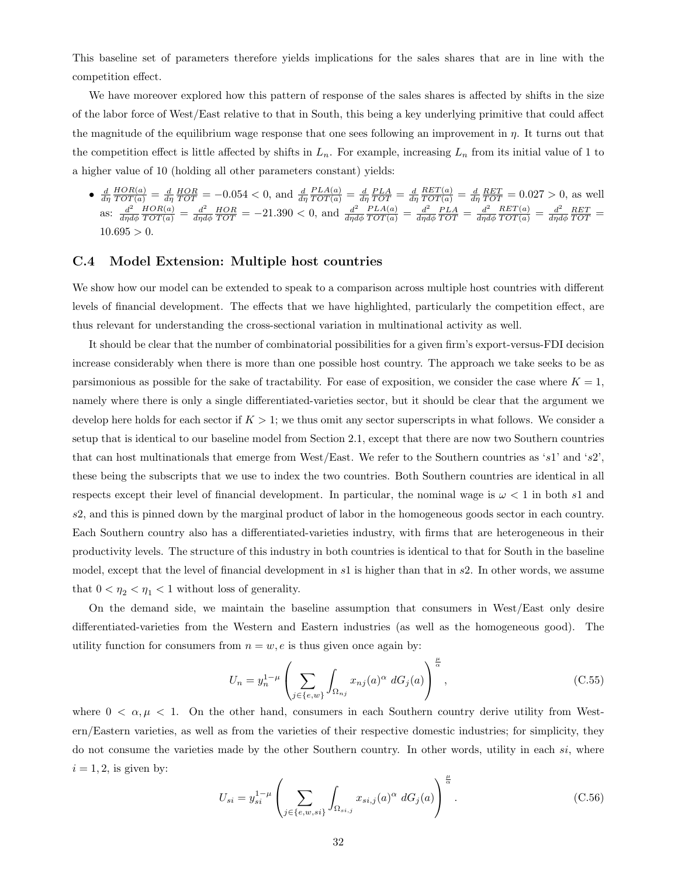This baseline set of parameters therefore yields implications for the sales shares that are in line with the competition effect.

We have moreover explored how this pattern of response of the sales shares is affected by shifts in the size of the labor force of West/East relative to that in South, this being a key underlying primitive that could affect the magnitude of the equilibrium wage response that one sees following an improvement in $\eta$. It turns out that the competition effect is little affected by shifts in $L_n$. For example, increasing $L_n$ from its initial value of 1 to a higher value of 10 (holding all other parameters constant) yields:

- $\frac{d}{d\eta}\frac{HOR(a)}{TOT(a)} = \frac{d}{d\eta}\frac{HOR}{TOT} = -0.054 < 0$, and $\frac{d}{d\eta}\frac{PLA(a)}{TOT(a)} = \frac{d}{d\eta}\frac{PLA}{TOT} = \frac{d}{d\eta}\frac{RET(a)}{TOT(a)} = \frac{d}{d\eta}\frac{RET}{TOT} = 0.027 > 0$, as well as: $\frac{d^2}{d\eta d\phi}\frac{HOR(a)}{TOT(a)} = \frac{d^2}{d\eta d\phi}\frac{HOR}{TOT} = -21.390 < 0$, and $\frac{d^2}{d\eta d\phi}\frac{PLA(a)}{TOT(a)} = \frac{d^2}{d\eta d\phi}\frac{PLA}{TOT} = \frac{d^2}{d\eta d\phi}\frac{RET(a)}{TOT(a)} = \frac{d^2}{d\eta d\phi}\frac{RET}{TOT} = 10.695 > 0$.

### C.4 Model Extension: Multiple host countries

We show how our model can be extended to speak to a comparison across multiple host countries with different levels of financial development. The effects that we have highlighted, particularly the competition effect, are thus relevant for understanding the cross-sectional variation in multinational activity as well.

It should be clear that the number of combinatorial possibilities for a given firm's export-versus-FDI decision increase considerably when there is more than one possible host country. The approach we take seeks to be as parsimonious as possible for the sake of tractability. For ease of exposition, we consider the case where $K = 1$, namely where there is only a single differentiated-varieties sector, but it should be clear that the argument we develop here holds for each sector if $K > 1$; we thus omit any sector superscripts in what follows. We consider a setup that is identical to our baseline model from Section 2.1, except that there are now two Southern countries that can host multinationals that emerge from West/East. We refer to the Southern countries as '$s1$' and '$s2$', these being the subscripts that we use to index the two countries. Both Southern countries are identical in all respects except their level of financial development. In particular, the nominal wage is $\omega < 1$ in both $s1$ and $s2$, and this is pinned down by the marginal product of labor in the homogeneous goods sector in each country. Each Southern country also has a differentiated-varieties industry, with firms that are heterogeneous in their productivity levels. The structure of this industry in both countries is identical to that for South in the baseline model, except that the level of financial development in $s1$ is higher than that in $s2$. In other words, we assume that $0 < \eta_2 < \eta_1 < 1$ without loss of generality.

On the demand side, we maintain the baseline assumption that consumers in West/East only desire differentiated-varieties from the Western and Eastern industries (as well as the homogeneous good). The utility function for consumers from $n = w, e$ is thus given once again by:

$$U_n = y_n^{1-\mu}\left(\sum_{j\in\{e,w\}}\int_{\Omega_{nj}} x_{nj}(a)^{\alpha}\ dG_j(a)\right)^{\frac{\mu}{\alpha}}, \tag{C.55}$$

where $0 < \alpha, \mu < 1$. On the other hand, consumers in each Southern country derive utility from Western/Eastern varieties, as well as from the varieties of their respective domestic industries; for simplicity, they do not consume the varieties made by the other Southern country. In other words, utility in each $si$, where $i = 1, 2$, is given by:

$$U_{si} = y_{si}^{1-\mu}\left(\sum_{j\in\{e,w,si\}}\int_{\Omega_{si,j}} x_{si,j}(a)^{\alpha}\ dG_j(a)\right)^{\frac{\mu}{\alpha}}. \tag{C.56}$$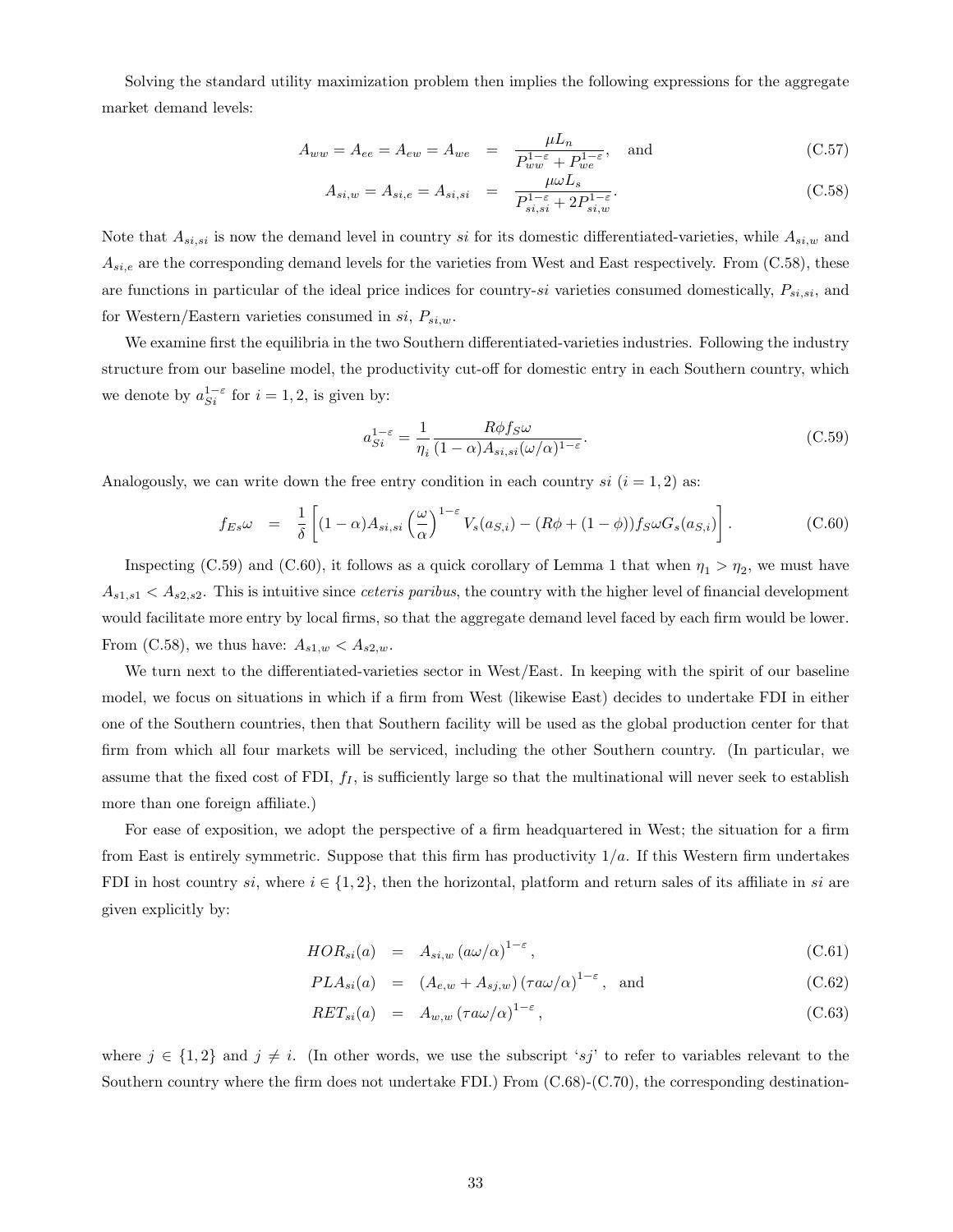Solving the standard utility maximization problem then implies the following expressions for the aggregate market demand levels:

$$A_{ww} = A_{ee} = A_{ew} = A_{we} = \frac{\mu L_n}{P_{ww}^{1-\varepsilon} + P_{we}^{1-\varepsilon}}, \quad \text{and} \tag{C.57}$$

$$A_{si,w} = A_{si,e} = A_{si,si} = \frac{\mu \omega L_s}{P_{si,si}^{1-\varepsilon} + 2P_{si,w}^{1-\varepsilon}}. \tag{C.58}$$

Note that $A_{si,si}$ is now the demand level in country $si$ for its domestic differentiated-varieties, while $A_{si,w}$ and $A_{si,e}$ are the corresponding demand levels for the varieties from West and East respectively. From (C.58), these are functions in particular of the ideal price indices for country-$si$ varieties consumed domestically, $P_{si,si}$, and for Western/Eastern varieties consumed in $si$, $P_{si,w}$.

We examine first the equilibria in the two Southern differentiated-varieties industries. Following the industry structure from our baseline model, the productivity cut-off for domestic entry in each Southern country, which we denote by $a_{Si}^{1-\varepsilon}$ for $i = 1, 2$, is given by:

$$a_{Si}^{1-\varepsilon} = \frac{1}{\eta_i} \frac{R\phi f_S \omega}{(1-\alpha) A_{si,si} (\omega/\alpha)^{1-\varepsilon}}. \tag{C.59}$$

Analogously, we can write down the free entry condition in each country $si$ ($i = 1, 2$) as:

$$f_{Es}\omega = \frac{1}{\delta}\left[(1-\alpha) A_{si,si} \left(\frac{\omega}{\alpha}\right)^{1-\varepsilon} V_s(a_{S,i}) - (R\phi + (1-\phi)) f_S \omega G_s(a_{S,i})\right]. \tag{C.60}$$

Inspecting (C.59) and (C.60), it follows as a quick corollary of Lemma 1 that when $\eta_1 > \eta_2$, we must have $A_{s1,s1} < A_{s2,s2}$. This is intuitive since *ceteris paribus*, the country with the higher level of financial development would facilitate more entry by local firms, so that the aggregate demand level faced by each firm would be lower. From (C.58), we thus have: $A_{s1,w} < A_{s2,w}$.

We turn next to the differentiated-varieties sector in West/East. In keeping with the spirit of our baseline model, we focus on situations in which if a firm from West (likewise East) decides to undertake FDI in either one of the Southern countries, then that Southern facility will be used as the global production center for that firm from which all four markets will be serviced, including the other Southern country. (In particular, we assume that the fixed cost of FDI, $f_I$, is sufficiently large so that the multinational will never seek to establish more than one foreign affiliate.)

For ease of exposition, we adopt the perspective of a firm headquartered in West; the situation for a firm from East is entirely symmetric. Suppose that this firm has productivity $1/a$. If this Western firm undertakes FDI in host country $si$, where $i \in \{1, 2\}$, then the horizontal, platform and return sales of its affiliate in $si$ are given explicitly by:

$$HOR_{si}(a) = A_{si,w} (a\omega/\alpha)^{1-\varepsilon}, \tag{C.61}$$

$$PLA_{si}(a) = (A_{e,w} + A_{sj,w}) (\tau a\omega/\alpha)^{1-\varepsilon}, \quad \text{and} \tag{C.62}$$

$$RET_{si}(a) = A_{w,w} (\tau a\omega/\alpha)^{1-\varepsilon}, \tag{C.63}$$

where $j \in \{1, 2\}$ and $j \neq i$. (In other words, we use the subscript '$sj$' to refer to variables relevant to the Southern country where the firm does not undertake FDI.) From (C.68)-(C.70), the corresponding destination-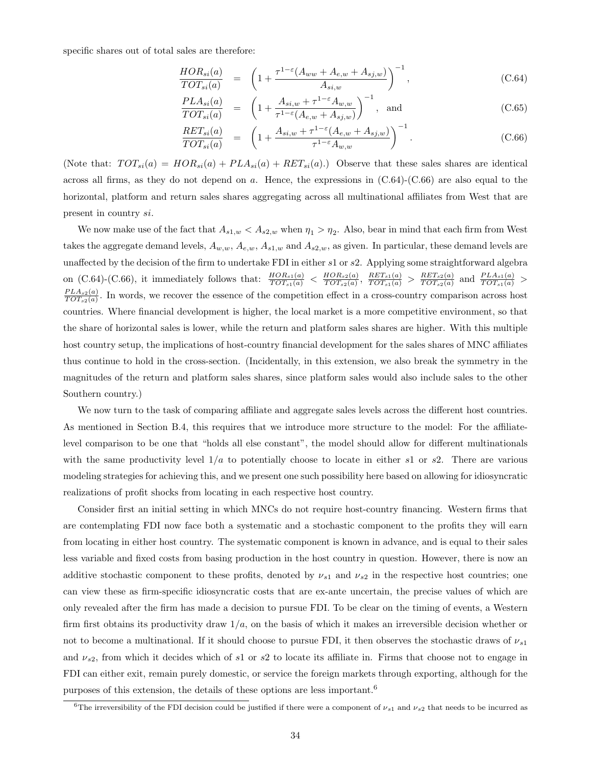specific shares out of total sales are therefore:

$$
\begin{aligned}
\frac{HOR_{si}(a)}{TOT_{si}(a)} &= \left(1 + \frac{\tau^{1-\varepsilon}(A_{ww} + A_{e,w} + A_{sj,w})}{A_{si,w}}\right)^{-1}, && \text{(C.64)} \\
\frac{PLA_{si}(a)}{TOT_{si}(a)} &= \left(1 + \frac{A_{si,w} + \tau^{1-\varepsilon}A_{w,w}}{\tau^{1-\varepsilon}(A_{e,w} + A_{sj,w})}\right)^{-1}, \quad \text{and} && \text{(C.65)} \\
\frac{RET_{si}(a)}{TOT_{si}(a)} &= \left(1 + \frac{A_{si,w} + \tau^{1-\varepsilon}(A_{e,w} + A_{sj,w})}{\tau^{1-\varepsilon}A_{w,w}}\right)^{-1}. && \text{(C.66)}
\end{aligned}
$$

(Note that: $TOT_{si}(a) = HOR_{si}(a) + PLA_{si}(a) + RET_{si}(a)$.) Observe that these sales shares are identical across all firms, as they do not depend on $a$. Hence, the expressions in (C.64)-(C.66) are also equal to the horizontal, platform and return sales shares aggregating across all multinational affiliates from West that are present in country $si$.

We now make use of the fact that $A_{s1,w} < A_{s2,w}$ when $\eta_1 > \eta_2$. Also, bear in mind that each firm from West takes the aggregate demand levels, $A_{w,w}$, $A_{e,w}$, $A_{s1,w}$ and $A_{s2,w}$, as given. In particular, these demand levels are unaffected by the decision of the firm to undertake FDI in either $s1$ or $s2$. Applying some straightforward algebra on (C.64)-(C.66), it immediately follows that: $\frac{HOR_{s1}(a)}{TOT_{s1}(a)} < \frac{HOR_{s2}(a)}{TOT_{s2}(a)}$, $\frac{RET_{s1}(a)}{TOT_{s1}(a)} > \frac{RET_{s2}(a)}{TOT_{s2}(a)}$ and $\frac{PLA_{s1}(a)}{TOT_{s1}(a)} > \frac{PLA_{s2}(a)}{TOT_{s2}(a)}$. In words, we recover the essence of the competition effect in a cross-country comparison across host countries. Where financial development is higher, the local market is a more competitive environment, so that the share of horizontal sales is lower, while the return and platform sales shares are higher. With this multiple host country setup, the implications of host-country financial development for the sales shares of MNC affiliates thus continue to hold in the cross-section. (Incidentally, in this extension, we also break the symmetry in the magnitudes of the return and platform sales shares, since platform sales would also include sales to the other Southern country.)

We now turn to the task of comparing affiliate and aggregate sales levels across the different host countries. As mentioned in Section B.4, this requires that we introduce more structure to the model: For the affiliate-level comparison to be one that "holds all else constant", the model should allow for different multinationals with the same productivity level $1/a$ to potentially choose to locate in either $s1$ or $s2$. There are various modeling strategies for achieving this, and we present one such possibility here based on allowing for idiosyncratic realizations of profit shocks from locating in each respective host country.

Consider first an initial setting in which MNCs do not require host-country financing. Western firms that are contemplating FDI now face both a systematic and a stochastic component to the profits they will earn from locating in either host country. The systematic component is known in advance, and is equal to their sales less variable and fixed costs from basing production in the host country in question. However, there is now an additive stochastic component to these profits, denoted by $\nu_{s1}$ and $\nu_{s2}$ in the respective host countries; one can view these as firm-specific idiosyncratic costs that are ex-ante uncertain, the precise values of which are only revealed after the firm has made a decision to pursue FDI. To be clear on the timing of events, a Western firm first obtains its productivity draw $1/a$, on the basis of which it makes an irreversible decision whether or not to become a multinational. If it should choose to pursue FDI, it then observes the stochastic draws of $\nu_{s1}$ and $\nu_{s2}$, from which it decides which of $s1$ or $s2$ to locate its affiliate in. Firms that choose not to engage in FDI can either exit, remain purely domestic, or service the foreign markets through exporting, although for the purposes of this extension, the details of these options are less important.[6]

[6]The irreversibility of the FDI decision could be justified if there were a component of $\nu_{s1}$ and $\nu_{s2}$ that needs to be incurred as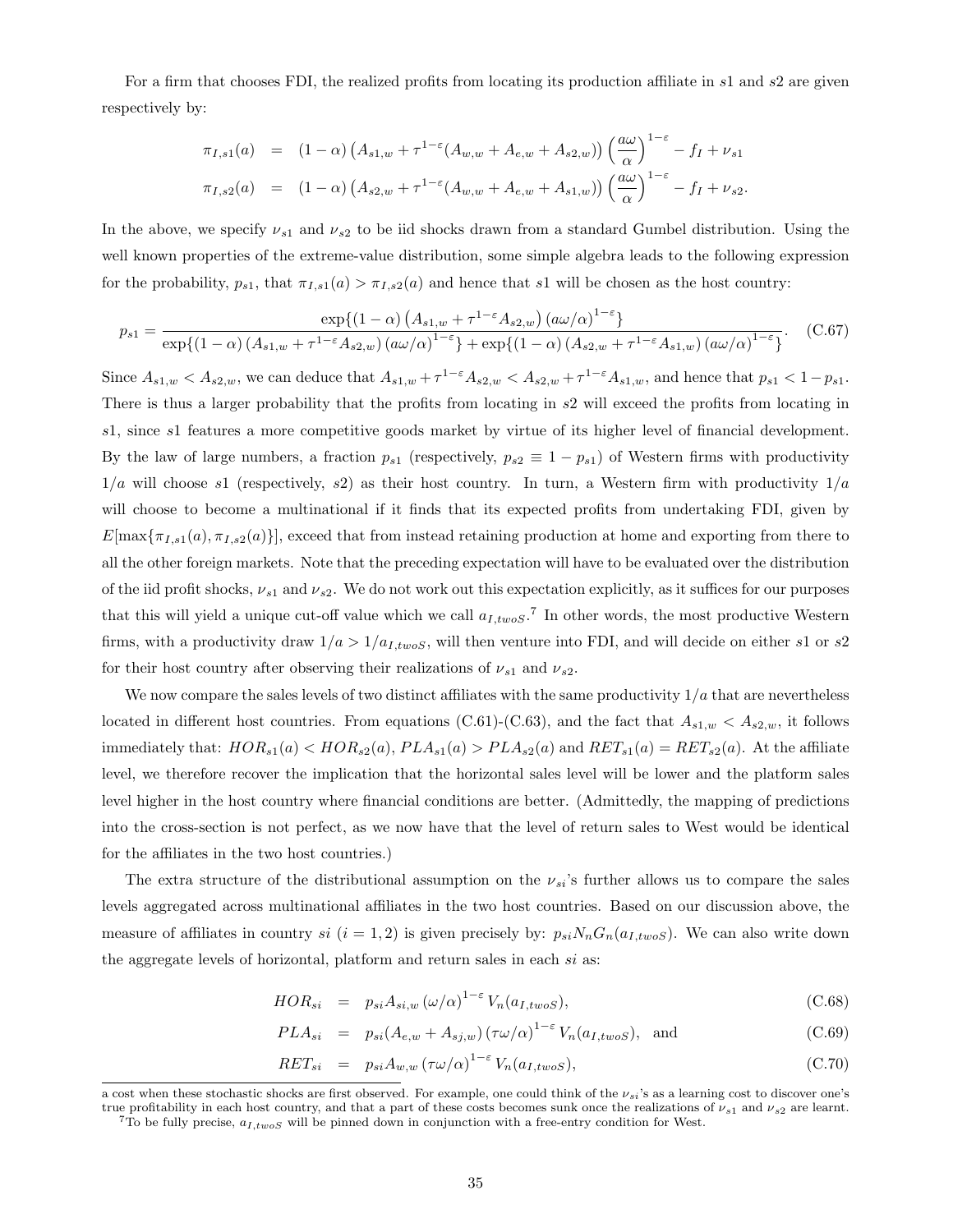For a firm that chooses FDI, the realized profits from locating its production affiliate in $s1$ and $s2$ are given respectively by:

$$
\begin{aligned}
\pi_{I,s1}(a) &= (1-\alpha)\left(A_{s1,w} + \tau^{1-\varepsilon}(A_{w,w} + A_{e,w} + A_{s2,w})\right)\left(\frac{a\omega}{\alpha}\right)^{1-\varepsilon} - f_I + \nu_{s1} \\
\pi_{I,s2}(a) &= (1-\alpha)\left(A_{s2,w} + \tau^{1-\varepsilon}(A_{w,w} + A_{e,w} + A_{s1,w})\right)\left(\frac{a\omega}{\alpha}\right)^{1-\varepsilon} - f_I + \nu_{s2}.
\end{aligned}
$$

In the above, we specify $\nu_{s1}$ and $\nu_{s2}$ to be iid shocks drawn from a standard Gumbel distribution. Using the well known properties of the extreme-value distribution, some simple algebra leads to the following expression for the probability, $p_{s1}$, that $\pi_{I,s1}(a) > \pi_{I,s2}(a)$ and hence that $s1$ will be chosen as the host country:

$$
p_{s1} = \frac{\exp\{(1-\alpha)\left(A_{s1,w} + \tau^{1-\varepsilon}A_{s2,w}\right)(a\omega/\alpha)^{1-\varepsilon}\}}{\exp\{(1-\alpha)\left(A_{s1,w} + \tau^{1-\varepsilon}A_{s2,w}\right)(a\omega/\alpha)^{1-\varepsilon}\} + \exp\{(1-\alpha)\left(A_{s2,w} + \tau^{1-\varepsilon}A_{s1,w}\right)(a\omega/\alpha)^{1-\varepsilon}\}}. \quad \text{(C.67)}
$$

Since $A_{s1,w} < A_{s2,w}$, we can deduce that $A_{s1,w} + \tau^{1-\varepsilon}A_{s2,w} < A_{s2,w} + \tau^{1-\varepsilon}A_{s1,w}$, and hence that $p_{s1} < 1 - p_{s1}$. There is thus a larger probability that the profits from locating in $s2$ will exceed the profits from locating in $s1$, since $s1$ features a more competitive goods market by virtue of its higher level of financial development. By the law of large numbers, a fraction $p_{s1}$ (respectively, $p_{s2} \equiv 1 - p_{s1}$) of Western firms with productivity $1/a$ will choose $s1$ (respectively, $s2$) as their host country. In turn, a Western firm with productivity $1/a$ will choose to become a multinational if it finds that its expected profits from undertaking FDI, given by $E[\max\{\pi_{I,s1}(a), \pi_{I,s2}(a)\}]$, exceed that from instead retaining production at home and exporting from there to all the other foreign markets. Note that the preceding expectation will have to be evaluated over the distribution of the iid profit shocks, $\nu_{s1}$ and $\nu_{s2}$. We do not work out this expectation explicitly, as it suffices for our purposes that this will yield a unique cut-off value which we call $a_{I,twoS}$.[7] In other words, the most productive Western firms, with a productivity draw $1/a > 1/a_{I,twoS}$, will then venture into FDI, and will decide on either $s1$ or $s2$ for their host country after observing their realizations of $\nu_{s1}$ and $\nu_{s2}$.

We now compare the sales levels of two distinct affiliates with the same productivity $1/a$ that are nevertheless located in different host countries. From equations (C.61)-(C.63), and the fact that $A_{s1,w} < A_{s2,w}$, it follows immediately that: $HOR_{s1}(a) < HOR_{s2}(a)$, $PLA_{s1}(a) > PLA_{s2}(a)$ and $RET_{s1}(a) = RET_{s2}(a)$. At the affiliate level, we therefore recover the implication that the horizontal sales level will be lower and the platform sales level higher in the host country where financial conditions are better. (Admittedly, the mapping of predictions into the cross-section is not perfect, as we now have that the level of return sales to West would be identical for the affiliates in the two host countries.)

The extra structure of the distributional assumption on the $\nu_{si}$'s further allows us to compare the sales levels aggregated across multinational affiliates in the two host countries. Based on our discussion above, the measure of affiliates in country $si$ ($i = 1, 2$) is given precisely by: $p_{si}N_nG_n(a_{I,twoS})$. We can also write down the aggregate levels of horizontal, platform and return sales in each $si$ as:

$$
\begin{aligned}
HOR_{si} &= p_{si}A_{si,w}\left(\omega/\alpha\right)^{1-\varepsilon}V_n(a_{I,twoS}), && \text{(C.68)} \\
PLA_{si} &= p_{si}(A_{e,w} + A_{sj,w})\left(\tau\omega/\alpha\right)^{1-\varepsilon}V_n(a_{I,twoS}), \quad \text{and} && \text{(C.69)} \\
RET_{si} &= p_{si}A_{w,w}\left(\tau\omega/\alpha\right)^{1-\varepsilon}V_n(a_{I,twoS}), && \text{(C.70)}
\end{aligned}
$$

---

a cost when these stochastic shocks are first observed. For example, one could think of the $\nu_{si}$'s as a learning cost to discover one's true profitability in each host country, and that a part of these costs becomes sunk once the realizations of $\nu_{s1}$ and $\nu_{s2}$ are learnt.

[7] To be fully precise, $a_{I,twoS}$ will be pinned down in conjunction with a free-entry condition for West.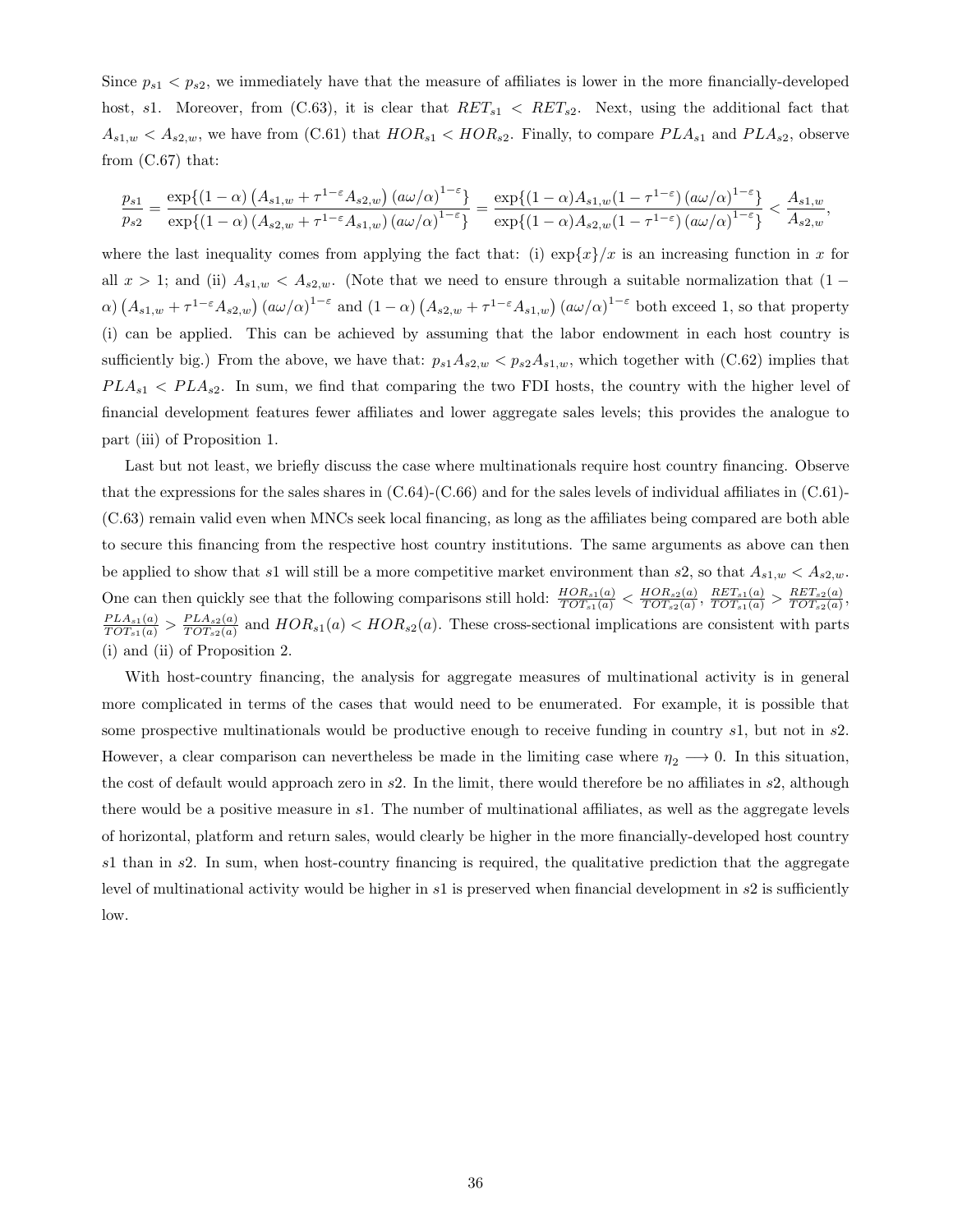Since $p_{s1} < p_{s2}$, we immediately have that the measure of affiliates is lower in the more financially-developed host, $s1$. Moreover, from (C.63), it is clear that $RET_{s1} < RET_{s2}$. Next, using the additional fact that $A_{s1,w} < A_{s2,w}$, we have from (C.61) that $HOR_{s1} < HOR_{s2}$. Finally, to compare $PLA_{s1}$ and $PLA_{s2}$, observe from (C.67) that:

$$\frac{p_{s1}}{p_{s2}} = \frac{\exp\{(1-\alpha)\left(A_{s1,w} + \tau^{1-\varepsilon} A_{s2,w}\right)(a\omega/\alpha)^{1-\varepsilon}\}}{\exp\{(1-\alpha)\left(A_{s2,w} + \tau^{1-\varepsilon} A_{s1,w}\right)(a\omega/\alpha)^{1-\varepsilon}\}} = \frac{\exp\{(1-\alpha)A_{s1,w}(1-\tau^{1-\varepsilon})(a\omega/\alpha)^{1-\varepsilon}\}}{\exp\{(1-\alpha)A_{s2,w}(1-\tau^{1-\varepsilon})(a\omega/\alpha)^{1-\varepsilon}\}} < \frac{A_{s1,w}}{A_{s2,w}},$$

where the last inequality comes from applying the fact that: (i) $\exp\{x\}/x$ is an increasing function in $x$ for all $x > 1$; and (ii) $A_{s1,w} < A_{s2,w}$. (Note that we need to ensure through a suitable normalization that $(1-\alpha)\left(A_{s1,w} + \tau^{1-\varepsilon} A_{s2,w}\right)(a\omega/\alpha)^{1-\varepsilon}$ and $(1-\alpha)\left(A_{s2,w} + \tau^{1-\varepsilon} A_{s1,w}\right)(a\omega/\alpha)^{1-\varepsilon}$ both exceed 1, so that property (i) can be applied. This can be achieved by assuming that the labor endowment in each host country is sufficiently big.) From the above, we have that: $p_{s1}A_{s2,w} < p_{s2}A_{s1,w}$, which together with (C.62) implies that $PLA_{s1} < PLA_{s2}$. In sum, we find that comparing the two FDI hosts, the country with the higher level of financial development features fewer affiliates and lower aggregate sales levels; this provides the analogue to part (iii) of Proposition 1.

Last but not least, we briefly discuss the case where multinationals require host country financing. Observe that the expressions for the sales shares in (C.64)-(C.66) and for the sales levels of individual affiliates in (C.61)-(C.63) remain valid even when MNCs seek local financing, as long as the affiliates being compared are both able to secure this financing from the respective host country institutions. The same arguments as above can then be applied to show that $s1$ will still be a more competitive market environment than $s2$, so that $A_{s1,w} < A_{s2,w}$. One can then quickly see that the following comparisons still hold: $\frac{HOR_{s1}(a)}{TOT_{s1}(a)} < \frac{HOR_{s2}(a)}{TOT_{s2}(a)}$, $\frac{RET_{s1}(a)}{TOT_{s1}(a)} > \frac{RET_{s2}(a)}{TOT_{s2}(a)}$, $\frac{PLA_{s1}(a)}{TOT_{s1}(a)} > \frac{PLA_{s2}(a)}{TOT_{s2}(a)}$ and $HOR_{s1}(a) < HOR_{s2}(a)$. These cross-sectional implications are consistent with parts (i) and (ii) of Proposition 2.

With host-country financing, the analysis for aggregate measures of multinational activity is in general more complicated in terms of the cases that would need to be enumerated. For example, it is possible that some prospective multinationals would be productive enough to receive funding in country $s1$, but not in $s2$. However, a clear comparison can nevertheless be made in the limiting case where $\eta_2 \longrightarrow 0$. In this situation, the cost of default would approach zero in $s2$. In the limit, there would therefore be no affiliates in $s2$, although there would be a positive measure in $s1$. The number of multinational affiliates, as well as the aggregate levels of horizontal, platform and return sales, would clearly be higher in the more financially-developed host country $s1$ than in $s2$. In sum, when host-country financing is required, the qualitative prediction that the aggregate level of multinational activity would be higher in $s1$ is preserved when financial development in $s2$ is sufficiently low.